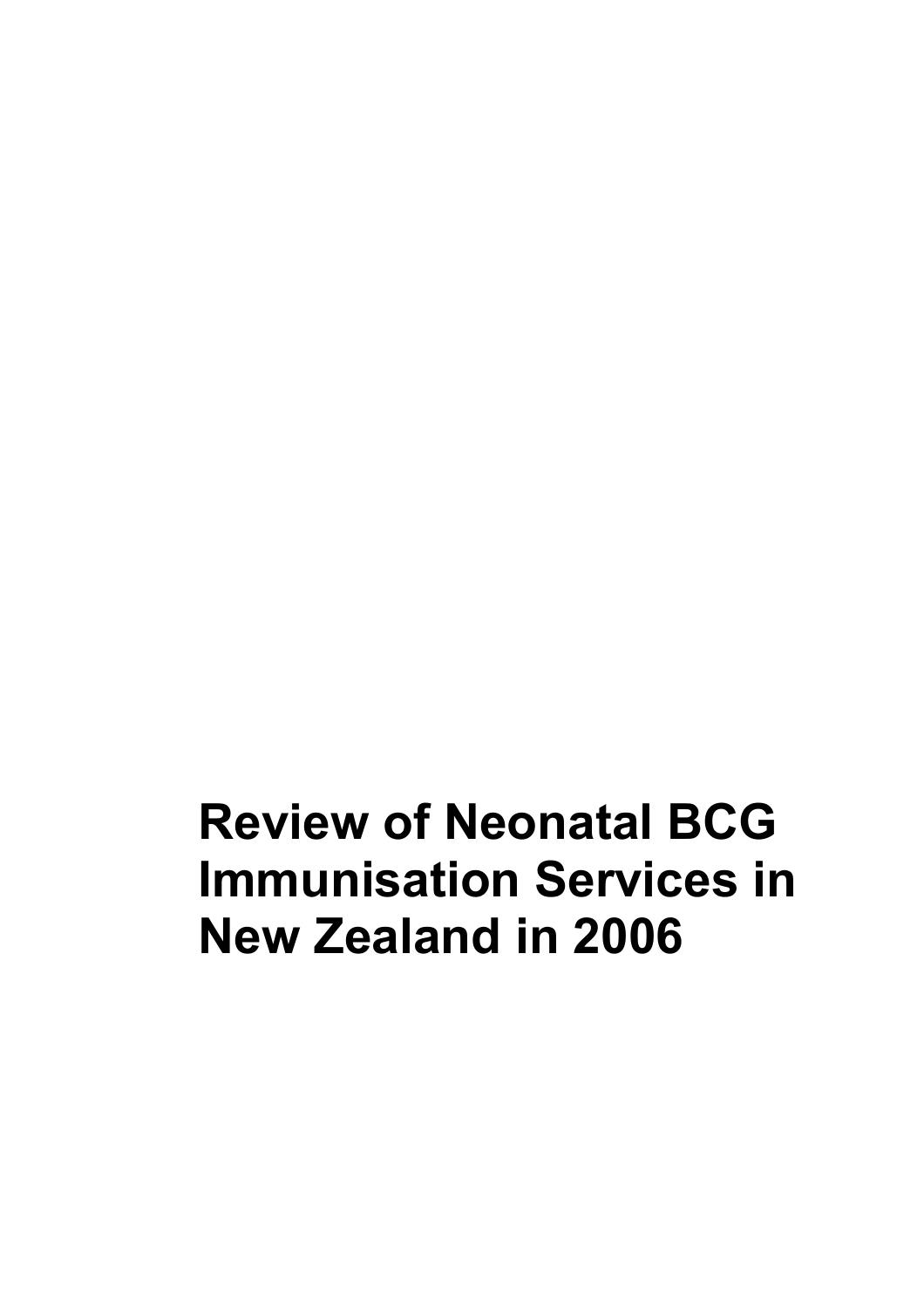# Review of Neonatal BCG Immunisation Services in New Zealand in 2006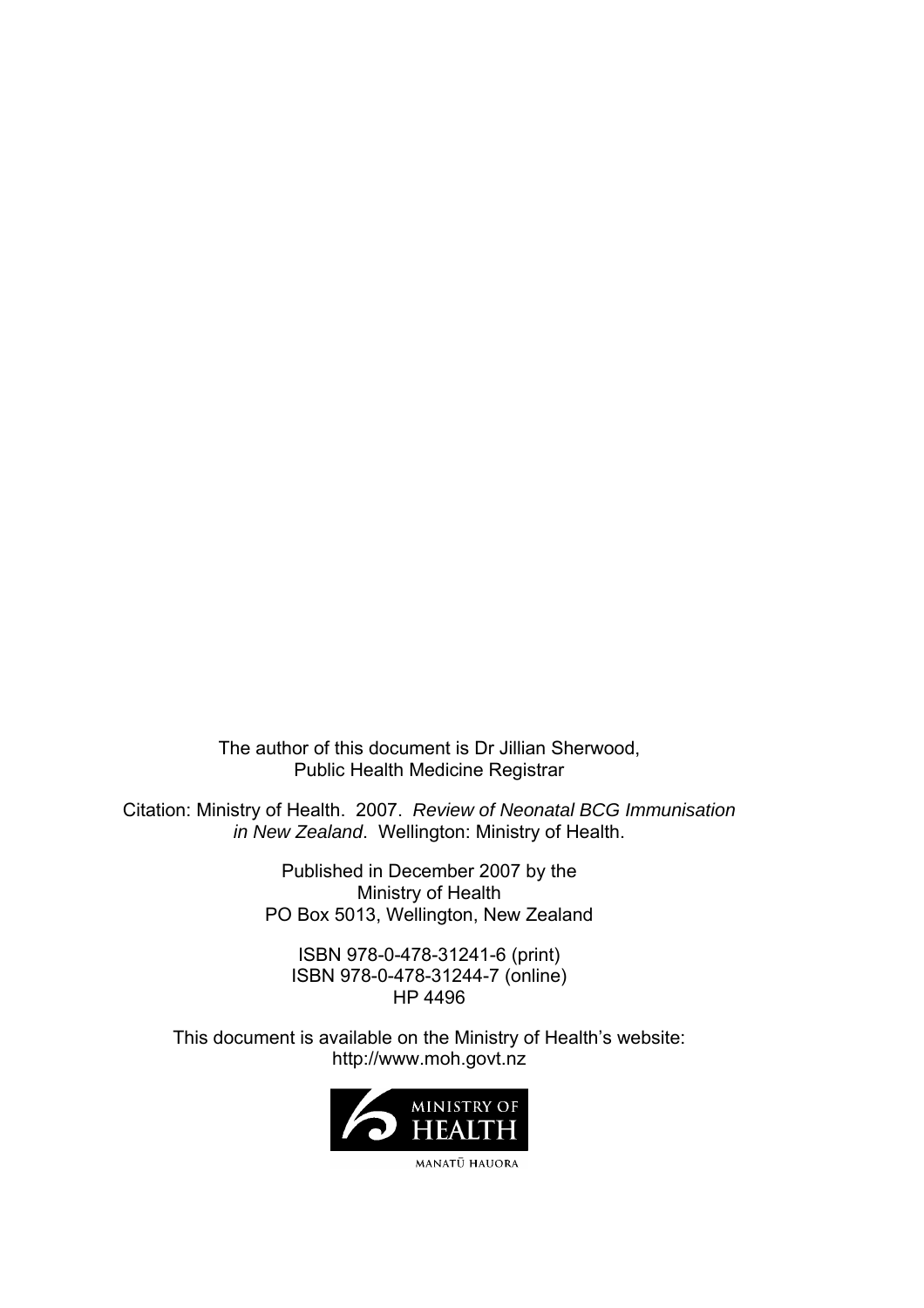The author of this document is Dr Jillian Sherwood, Public Health Medicine Registrar

Citation: Ministry of Health. 2007. *Review of Neonatal BCG Immunisation in New Zealand*. Wellington: Ministry of Health.

Published in December 2007 by the
Ministry of Health
PO Box 5013, Wellington, New Zealand

ISBN 978-0-478-31241-6 (print)
ISBN 978-0-478-31244-7 (online)
HP 4496

This document is available on the Ministry of Health's website:
http://www.moh.govt.nz

MINISTRY OF HEALTH
MANATŪ HAUORA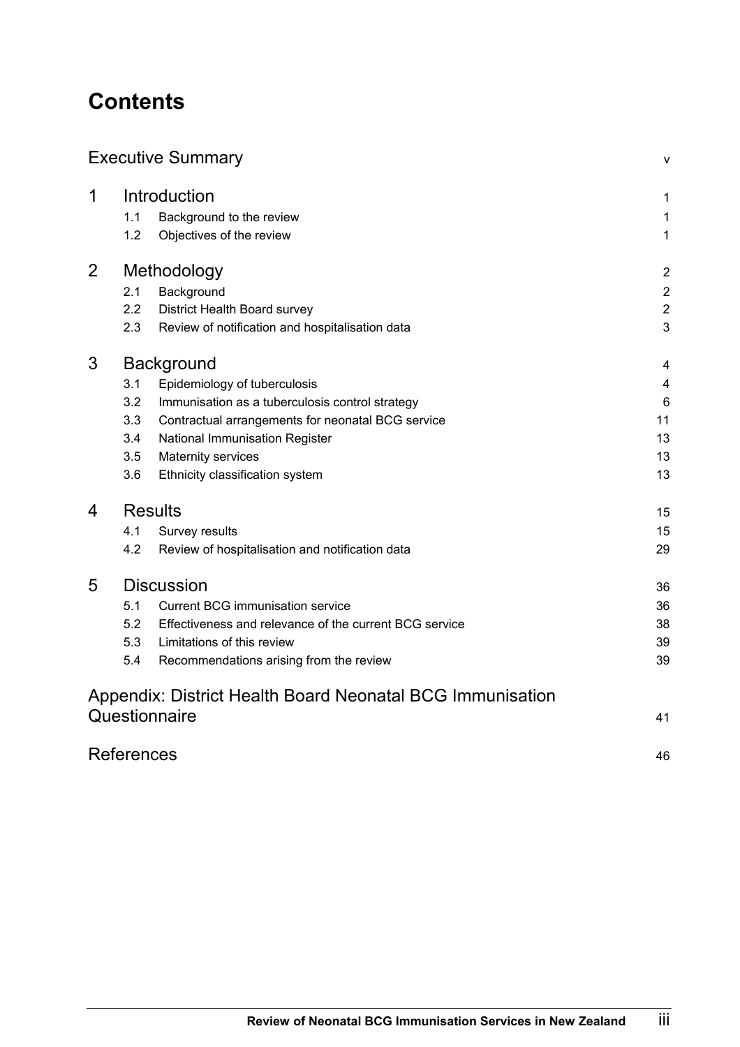# Contents

| | | |
|---|---|---|
| Executive Summary | | v |
| **1** | **Introduction** | 1 |
| 1.1 | Background to the review | 1 |
| 1.2 | Objectives of the review | 1 |
| **2** | **Methodology** | 2 |
| 2.1 | Background | 2 |
| 2.2 | District Health Board survey | 2 |
| 2.3 | Review of notification and hospitalisation data | 3 |
| **3** | **Background** | 4 |
| 3.1 | Epidemiology of tuberculosis | 4 |
| 3.2 | Immunisation as a tuberculosis control strategy | 6 |
| 3.3 | Contractual arrangements for neonatal BCG service | 11 |
| 3.4 | National Immunisation Register | 13 |
| 3.5 | Maternity services | 13 |
| 3.6 | Ethnicity classification system | 13 |
| **4** | **Results** | 15 |
| 4.1 | Survey results | 15 |
| 4.2 | Review of hospitalisation and notification data | 29 |
| **5** | **Discussion** | 36 |
| 5.1 | Current BCG immunisation service | 36 |
| 5.2 | Effectiveness and relevance of the current BCG service | 38 |
| 5.3 | Limitations of this review | 39 |
| 5.4 | Recommendations arising from the review | 39 |
| Appendix: District Health Board Neonatal BCG Immunisation Questionnaire | | 41 |
| References | | 46 |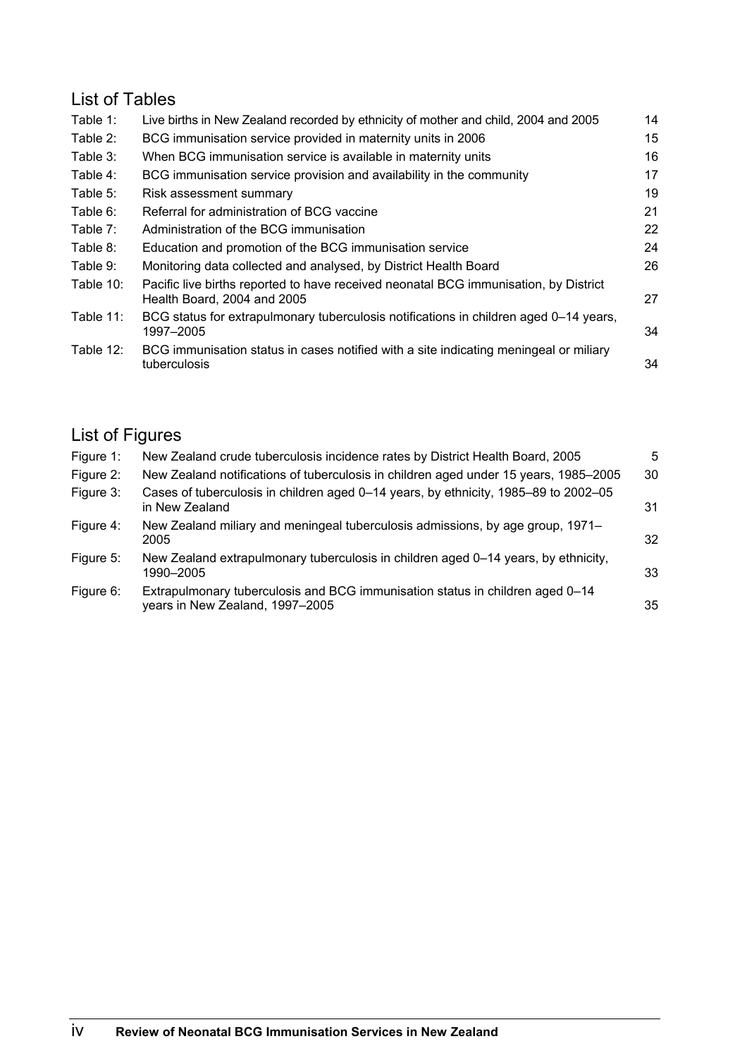## List of Tables

| | | |
|---|---|---|
| Table 1: | Live births in New Zealand recorded by ethnicity of mother and child, 2004 and 2005 | 14 |
| Table 2: | BCG immunisation service provided in maternity units in 2006 | 15 |
| Table 3: | When BCG immunisation service is available in maternity units | 16 |
| Table 4: | BCG immunisation service provision and availability in the community | 17 |
| Table 5: | Risk assessment summary | 19 |
| Table 6: | Referral for administration of BCG vaccine | 21 |
| Table 7: | Administration of the BCG immunisation | 22 |
| Table 8: | Education and promotion of the BCG immunisation service | 24 |
| Table 9: | Monitoring data collected and analysed, by District Health Board | 26 |
| Table 10: | Pacific live births reported to have received neonatal BCG immunisation, by District Health Board, 2004 and 2005 | 27 |
| Table 11: | BCG status for extrapulmonary tuberculosis notifications in children aged 0–14 years, 1997–2005 | 34 |
| Table 12: | BCG immunisation status in cases notified with a site indicating meningeal or miliary tuberculosis | 34 |

## List of Figures

| | | |
|---|---|---|
| Figure 1: | New Zealand crude tuberculosis incidence rates by District Health Board, 2005 | 5 |
| Figure 2: | New Zealand notifications of tuberculosis in children aged under 15 years, 1985–2005 | 30 |
| Figure 3: | Cases of tuberculosis in children aged 0–14 years, by ethnicity, 1985–89 to 2002–05 in New Zealand | 31 |
| Figure 4: | New Zealand miliary and meningeal tuberculosis admissions, by age group, 1971–2005 | 32 |
| Figure 5: | New Zealand extrapulmonary tuberculosis in children aged 0–14 years, by ethnicity, 1990–2005 | 33 |
| Figure 6: | Extrapulmonary tuberculosis and BCG immunisation status in children aged 0–14 years in New Zealand, 1997–2005 | 35 |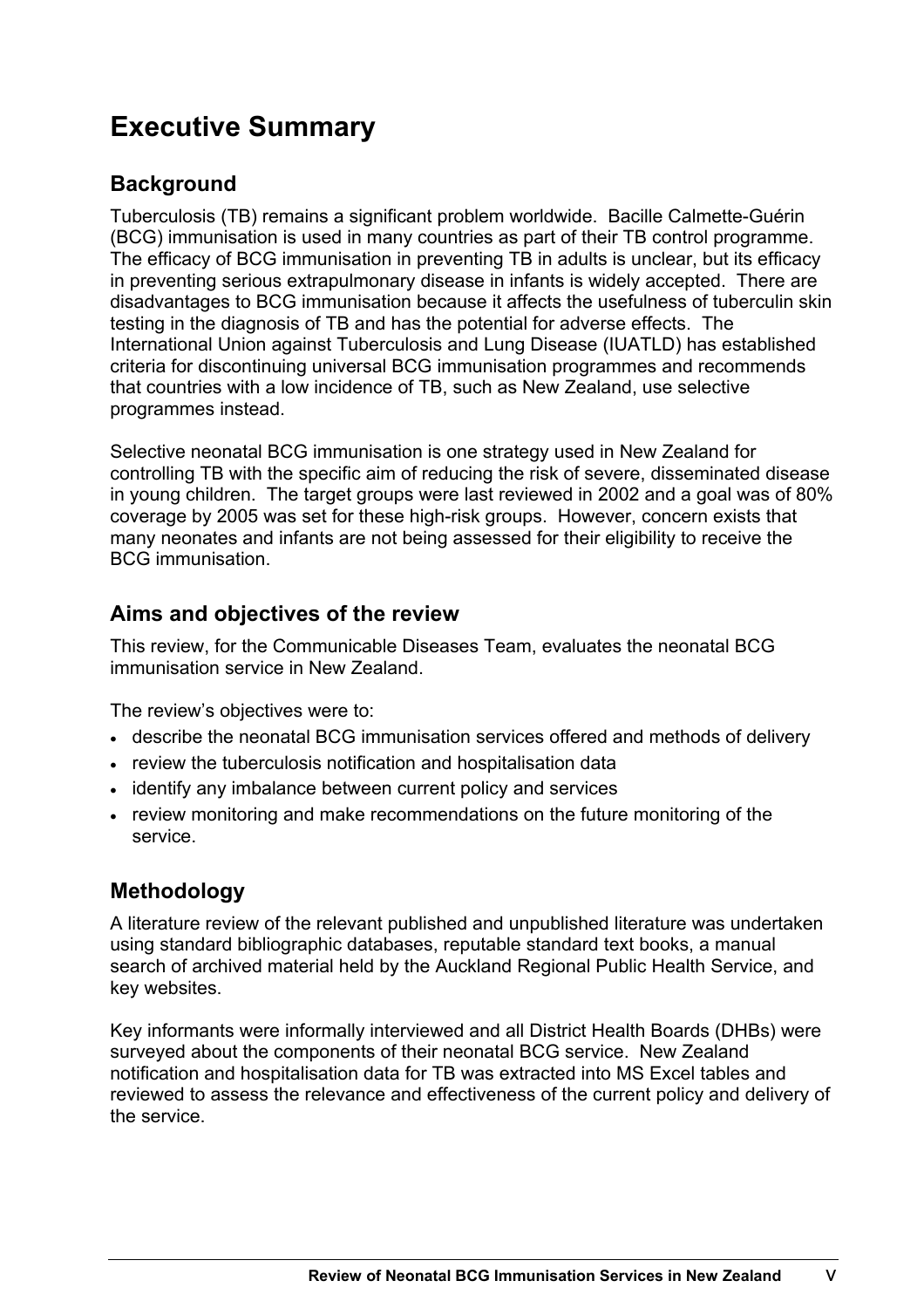# Executive Summary

## Background

Tuberculosis (TB) remains a significant problem worldwide. Bacille Calmette-Guérin (BCG) immunisation is used in many countries as part of their TB control programme. The efficacy of BCG immunisation in preventing TB in adults is unclear, but its efficacy in preventing serious extrapulmonary disease in infants is widely accepted. There are disadvantages to BCG immunisation because it affects the usefulness of tuberculin skin testing in the diagnosis of TB and has the potential for adverse effects. The International Union against Tuberculosis and Lung Disease (IUATLD) has established criteria for discontinuing universal BCG immunisation programmes and recommends that countries with a low incidence of TB, such as New Zealand, use selective programmes instead.

Selective neonatal BCG immunisation is one strategy used in New Zealand for controlling TB with the specific aim of reducing the risk of severe, disseminated disease in young children. The target groups were last reviewed in 2002 and a goal was of 80% coverage by 2005 was set for these high-risk groups. However, concern exists that many neonates and infants are not being assessed for their eligibility to receive the BCG immunisation.

## Aims and objectives of the review

This review, for the Communicable Diseases Team, evaluates the neonatal BCG immunisation service in New Zealand.

The review's objectives were to:

- describe the neonatal BCG immunisation services offered and methods of delivery
- review the tuberculosis notification and hospitalisation data
- identify any imbalance between current policy and services
- review monitoring and make recommendations on the future monitoring of the service.

## Methodology

A literature review of the relevant published and unpublished literature was undertaken using standard bibliographic databases, reputable standard text books, a manual search of archived material held by the Auckland Regional Public Health Service, and key websites.

Key informants were informally interviewed and all District Health Boards (DHBs) were surveyed about the components of their neonatal BCG service. New Zealand notification and hospitalisation data for TB was extracted into MS Excel tables and reviewed to assess the relevance and effectiveness of the current policy and delivery of the service.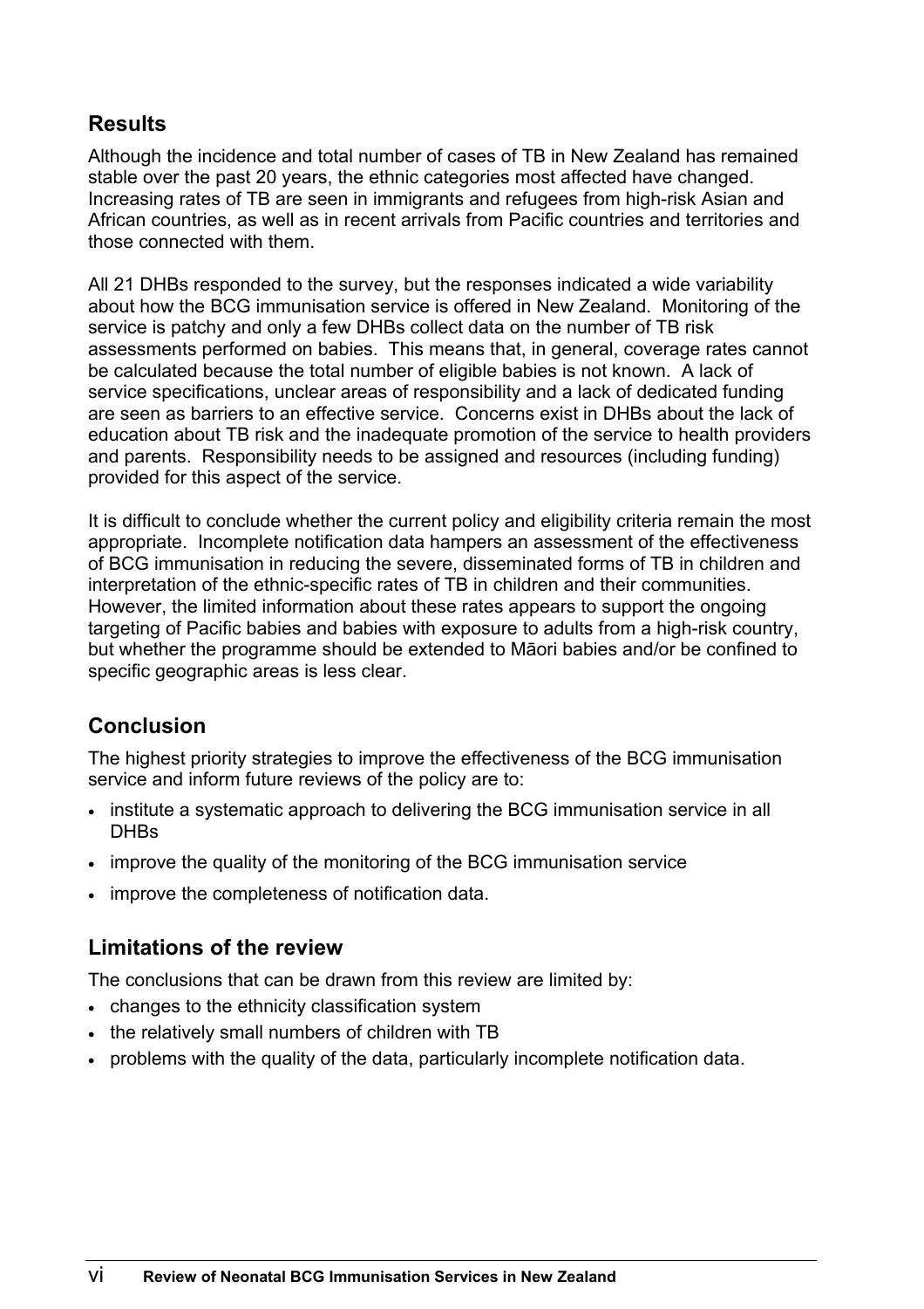## Results

Although the incidence and total number of cases of TB in New Zealand has remained stable over the past 20 years, the ethnic categories most affected have changed. Increasing rates of TB are seen in immigrants and refugees from high-risk Asian and African countries, as well as in recent arrivals from Pacific countries and territories and those connected with them.

All 21 DHBs responded to the survey, but the responses indicated a wide variability about how the BCG immunisation service is offered in New Zealand. Monitoring of the service is patchy and only a few DHBs collect data on the number of TB risk assessments performed on babies. This means that, in general, coverage rates cannot be calculated because the total number of eligible babies is not known. A lack of service specifications, unclear areas of responsibility and a lack of dedicated funding are seen as barriers to an effective service. Concerns exist in DHBs about the lack of education about TB risk and the inadequate promotion of the service to health providers and parents. Responsibility needs to be assigned and resources (including funding) provided for this aspect of the service.

It is difficult to conclude whether the current policy and eligibility criteria remain the most appropriate. Incomplete notification data hampers an assessment of the effectiveness of BCG immunisation in reducing the severe, disseminated forms of TB in children and interpretation of the ethnic-specific rates of TB in children and their communities. However, the limited information about these rates appears to support the ongoing targeting of Pacific babies and babies with exposure to adults from a high-risk country, but whether the programme should be extended to Māori babies and/or be confined to specific geographic areas is less clear.

## Conclusion

The highest priority strategies to improve the effectiveness of the BCG immunisation service and inform future reviews of the policy are to:

- institute a systematic approach to delivering the BCG immunisation service in all DHBs
- improve the quality of the monitoring of the BCG immunisation service
- improve the completeness of notification data.

## Limitations of the review

The conclusions that can be drawn from this review are limited by:

- changes to the ethnicity classification system
- the relatively small numbers of children with TB
- problems with the quality of the data, particularly incomplete notification data.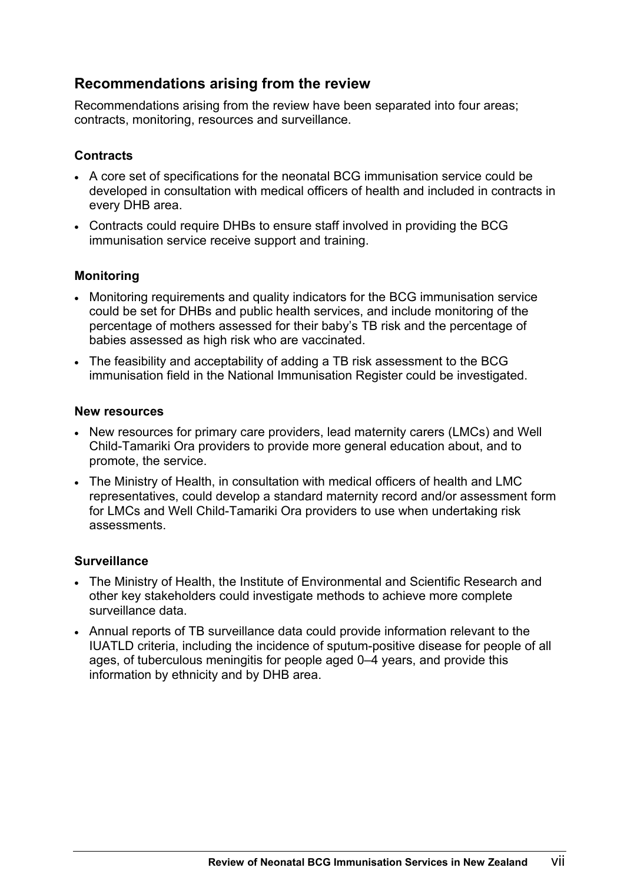## Recommendations arising from the review

Recommendations arising from the review have been separated into four areas; contracts, monitoring, resources and surveillance.

### Contracts

- A core set of specifications for the neonatal BCG immunisation service could be developed in consultation with medical officers of health and included in contracts in every DHB area.
- Contracts could require DHBs to ensure staff involved in providing the BCG immunisation service receive support and training.

### Monitoring

- Monitoring requirements and quality indicators for the BCG immunisation service could be set for DHBs and public health services, and include monitoring of the percentage of mothers assessed for their baby's TB risk and the percentage of babies assessed as high risk who are vaccinated.
- The feasibility and acceptability of adding a TB risk assessment to the BCG immunisation field in the National Immunisation Register could be investigated.

### New resources

- New resources for primary care providers, lead maternity carers (LMCs) and Well Child-Tamariki Ora providers to provide more general education about, and to promote, the service.
- The Ministry of Health, in consultation with medical officers of health and LMC representatives, could develop a standard maternity record and/or assessment form for LMCs and Well Child-Tamariki Ora providers to use when undertaking risk assessments.

### Surveillance

- The Ministry of Health, the Institute of Environmental and Scientific Research and other key stakeholders could investigate methods to achieve more complete surveillance data.
- Annual reports of TB surveillance data could provide information relevant to the IUATLD criteria, including the incidence of sputum-positive disease for people of all ages, of tuberculous meningitis for people aged 0–4 years, and provide this information by ethnicity and by DHB area.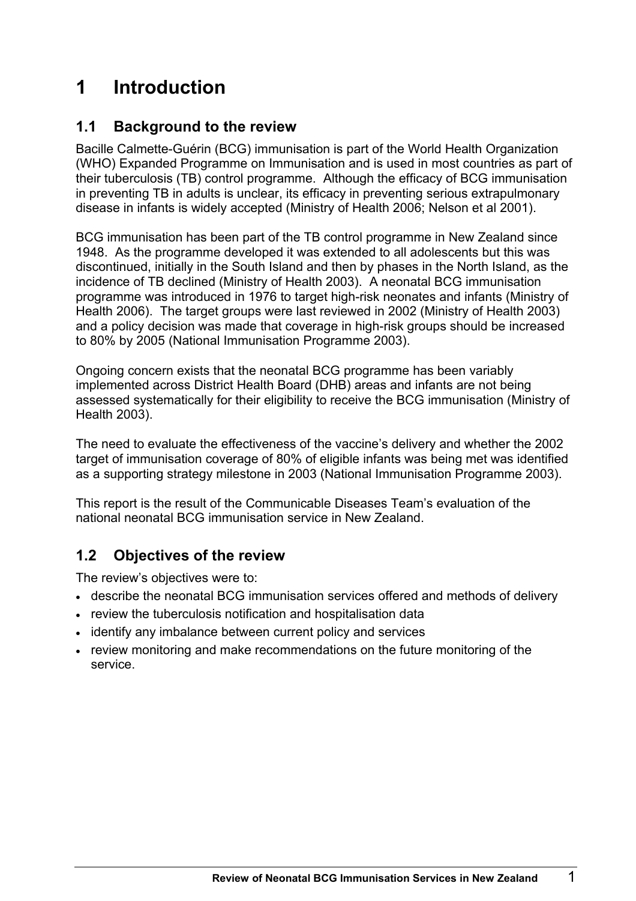# 1 Introduction

## 1.1 Background to the review

Bacille Calmette-Guérin (BCG) immunisation is part of the World Health Organization (WHO) Expanded Programme on Immunisation and is used in most countries as part of their tuberculosis (TB) control programme. Although the efficacy of BCG immunisation in preventing TB in adults is unclear, its efficacy in preventing serious extrapulmonary disease in infants is widely accepted (Ministry of Health 2006; Nelson et al 2001).

BCG immunisation has been part of the TB control programme in New Zealand since 1948. As the programme developed it was extended to all adolescents but this was discontinued, initially in the South Island and then by phases in the North Island, as the incidence of TB declined (Ministry of Health 2003). A neonatal BCG immunisation programme was introduced in 1976 to target high-risk neonates and infants (Ministry of Health 2006). The target groups were last reviewed in 2002 (Ministry of Health 2003) and a policy decision was made that coverage in high-risk groups should be increased to 80% by 2005 (National Immunisation Programme 2003).

Ongoing concern exists that the neonatal BCG programme has been variably implemented across District Health Board (DHB) areas and infants are not being assessed systematically for their eligibility to receive the BCG immunisation (Ministry of Health 2003).

The need to evaluate the effectiveness of the vaccine's delivery and whether the 2002 target of immunisation coverage of 80% of eligible infants was being met was identified as a supporting strategy milestone in 2003 (National Immunisation Programme 2003).

This report is the result of the Communicable Diseases Team's evaluation of the national neonatal BCG immunisation service in New Zealand.

## 1.2 Objectives of the review

The review's objectives were to:

- describe the neonatal BCG immunisation services offered and methods of delivery
- review the tuberculosis notification and hospitalisation data
- identify any imbalance between current policy and services
- review monitoring and make recommendations on the future monitoring of the service.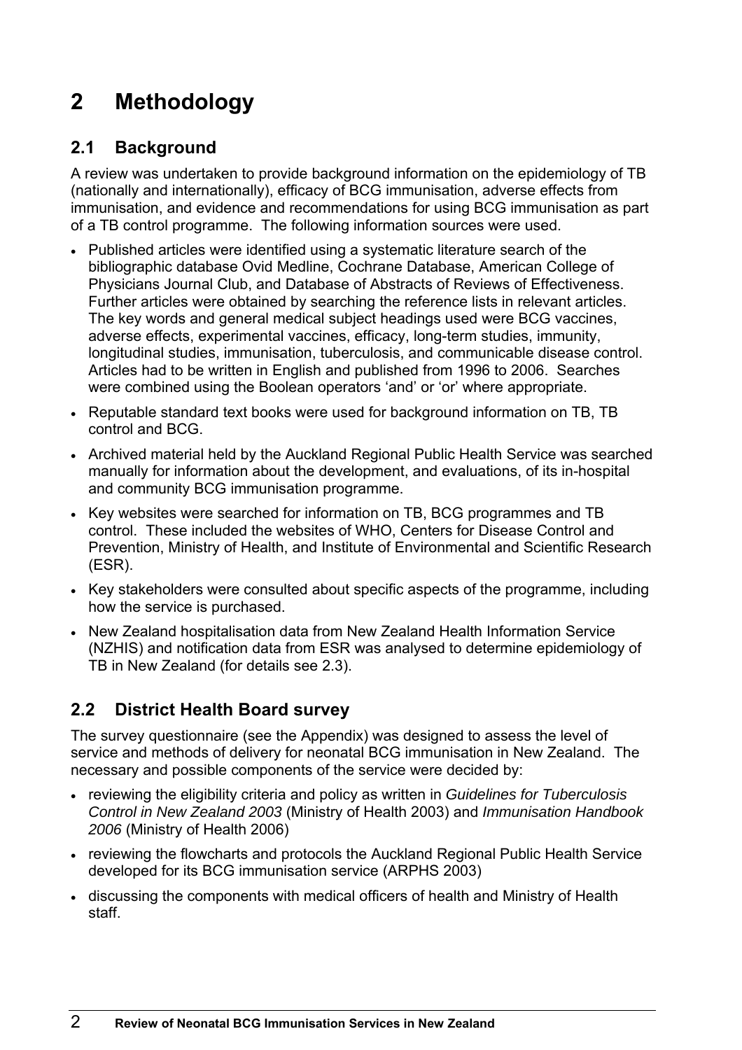# 2 Methodology

## 2.1 Background

A review was undertaken to provide background information on the epidemiology of TB (nationally and internationally), efficacy of BCG immunisation, adverse effects from immunisation, and evidence and recommendations for using BCG immunisation as part of a TB control programme. The following information sources were used.

- Published articles were identified using a systematic literature search of the bibliographic database Ovid Medline, Cochrane Database, American College of Physicians Journal Club, and Database of Abstracts of Reviews of Effectiveness. Further articles were obtained by searching the reference lists in relevant articles. The key words and general medical subject headings used were BCG vaccines, adverse effects, experimental vaccines, efficacy, long-term studies, immunity, longitudinal studies, immunisation, tuberculosis, and communicable disease control. Articles had to be written in English and published from 1996 to 2006. Searches were combined using the Boolean operators 'and' or 'or' where appropriate.
- Reputable standard text books were used for background information on TB, TB control and BCG.
- Archived material held by the Auckland Regional Public Health Service was searched manually for information about the development, and evaluations, of its in-hospital and community BCG immunisation programme.
- Key websites were searched for information on TB, BCG programmes and TB control. These included the websites of WHO, Centers for Disease Control and Prevention, Ministry of Health, and Institute of Environmental and Scientific Research (ESR).
- Key stakeholders were consulted about specific aspects of the programme, including how the service is purchased.
- New Zealand hospitalisation data from New Zealand Health Information Service (NZHIS) and notification data from ESR was analysed to determine epidemiology of TB in New Zealand (for details see 2.3).

## 2.2 District Health Board survey

The survey questionnaire (see the Appendix) was designed to assess the level of service and methods of delivery for neonatal BCG immunisation in New Zealand. The necessary and possible components of the service were decided by:

- reviewing the eligibility criteria and policy as written in *Guidelines for Tuberculosis Control in New Zealand 2003* (Ministry of Health 2003) and *Immunisation Handbook 2006* (Ministry of Health 2006)
- reviewing the flowcharts and protocols the Auckland Regional Public Health Service developed for its BCG immunisation service (ARPHS 2003)
- discussing the components with medical officers of health and Ministry of Health staff.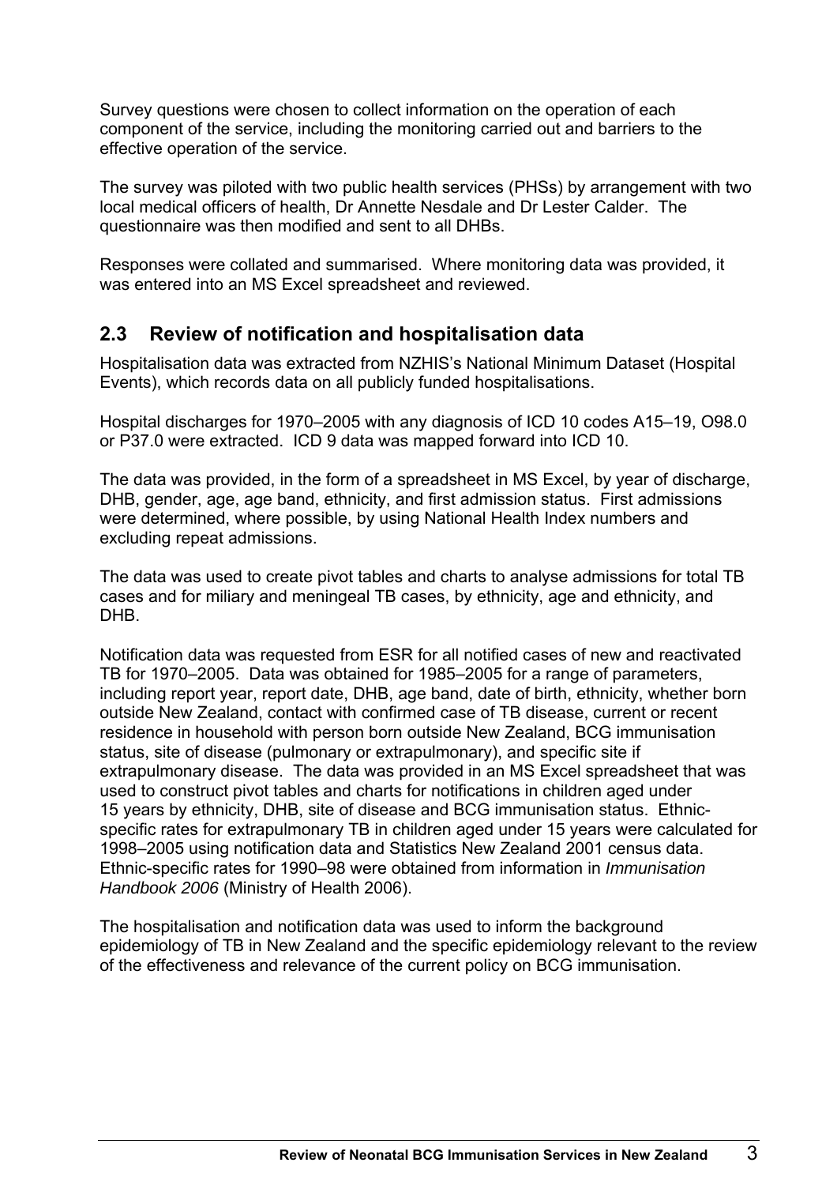Survey questions were chosen to collect information on the operation of each component of the service, including the monitoring carried out and barriers to the effective operation of the service.

The survey was piloted with two public health services (PHSs) by arrangement with two local medical officers of health, Dr Annette Nesdale and Dr Lester Calder. The questionnaire was then modified and sent to all DHBs.

Responses were collated and summarised. Where monitoring data was provided, it was entered into an MS Excel spreadsheet and reviewed.

## 2.3 Review of notification and hospitalisation data

Hospitalisation data was extracted from NZHIS's National Minimum Dataset (Hospital Events), which records data on all publicly funded hospitalisations.

Hospital discharges for 1970–2005 with any diagnosis of ICD 10 codes A15–19, O98.0 or P37.0 were extracted. ICD 9 data was mapped forward into ICD 10.

The data was provided, in the form of a spreadsheet in MS Excel, by year of discharge, DHB, gender, age, age band, ethnicity, and first admission status. First admissions were determined, where possible, by using National Health Index numbers and excluding repeat admissions.

The data was used to create pivot tables and charts to analyse admissions for total TB cases and for miliary and meningeal TB cases, by ethnicity, age and ethnicity, and DHB.

Notification data was requested from ESR for all notified cases of new and reactivated TB for 1970–2005. Data was obtained for 1985–2005 for a range of parameters, including report year, report date, DHB, age band, date of birth, ethnicity, whether born outside New Zealand, contact with confirmed case of TB disease, current or recent residence in household with person born outside New Zealand, BCG immunisation status, site of disease (pulmonary or extrapulmonary), and specific site if extrapulmonary disease. The data was provided in an MS Excel spreadsheet that was used to construct pivot tables and charts for notifications in children aged under 15 years by ethnicity, DHB, site of disease and BCG immunisation status. Ethnic-specific rates for extrapulmonary TB in children aged under 15 years were calculated for 1998–2005 using notification data and Statistics New Zealand 2001 census data. Ethnic-specific rates for 1990–98 were obtained from information in *Immunisation Handbook 2006* (Ministry of Health 2006).

The hospitalisation and notification data was used to inform the background epidemiology of TB in New Zealand and the specific epidemiology relevant to the review of the effectiveness and relevance of the current policy on BCG immunisation.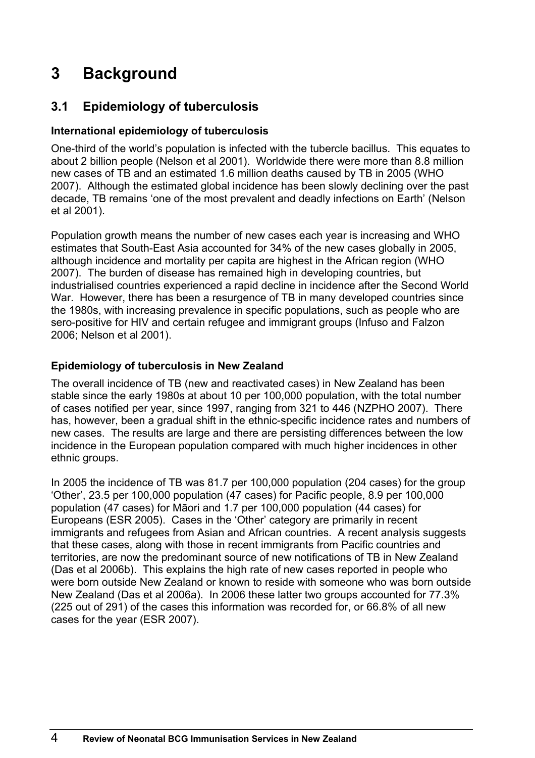# 3 Background

## 3.1 Epidemiology of tuberculosis

### International epidemiology of tuberculosis

One-third of the world's population is infected with the tubercle bacillus. This equates to about 2 billion people (Nelson et al 2001). Worldwide there were more than 8.8 million new cases of TB and an estimated 1.6 million deaths caused by TB in 2005 (WHO 2007). Although the estimated global incidence has been slowly declining over the past decade, TB remains 'one of the most prevalent and deadly infections on Earth' (Nelson et al 2001).

Population growth means the number of new cases each year is increasing and WHO estimates that South-East Asia accounted for 34% of the new cases globally in 2005, although incidence and mortality per capita are highest in the African region (WHO 2007). The burden of disease has remained high in developing countries, but industrialised countries experienced a rapid decline in incidence after the Second World War. However, there has been a resurgence of TB in many developed countries since the 1980s, with increasing prevalence in specific populations, such as people who are sero-positive for HIV and certain refugee and immigrant groups (Infuso and Falzon 2006; Nelson et al 2001).

### Epidemiology of tuberculosis in New Zealand

The overall incidence of TB (new and reactivated cases) in New Zealand has been stable since the early 1980s at about 10 per 100,000 population, with the total number of cases notified per year, since 1997, ranging from 321 to 446 (NZPHO 2007). There has, however, been a gradual shift in the ethnic-specific incidence rates and numbers of new cases. The results are large and there are persisting differences between the low incidence in the European population compared with much higher incidences in other ethnic groups.

In 2005 the incidence of TB was 81.7 per 100,000 population (204 cases) for the group 'Other', 23.5 per 100,000 population (47 cases) for Pacific people, 8.9 per 100,000 population (47 cases) for Māori and 1.7 per 100,000 population (44 cases) for Europeans (ESR 2005). Cases in the 'Other' category are primarily in recent immigrants and refugees from Asian and African countries. A recent analysis suggests that these cases, along with those in recent immigrants from Pacific countries and territories, are now the predominant source of new notifications of TB in New Zealand (Das et al 2006b). This explains the high rate of new cases reported in people who were born outside New Zealand or known to reside with someone who was born outside New Zealand (Das et al 2006a). In 2006 these latter two groups accounted for 77.3% (225 out of 291) of the cases this information was recorded for, or 66.8% of all new cases for the year (ESR 2007).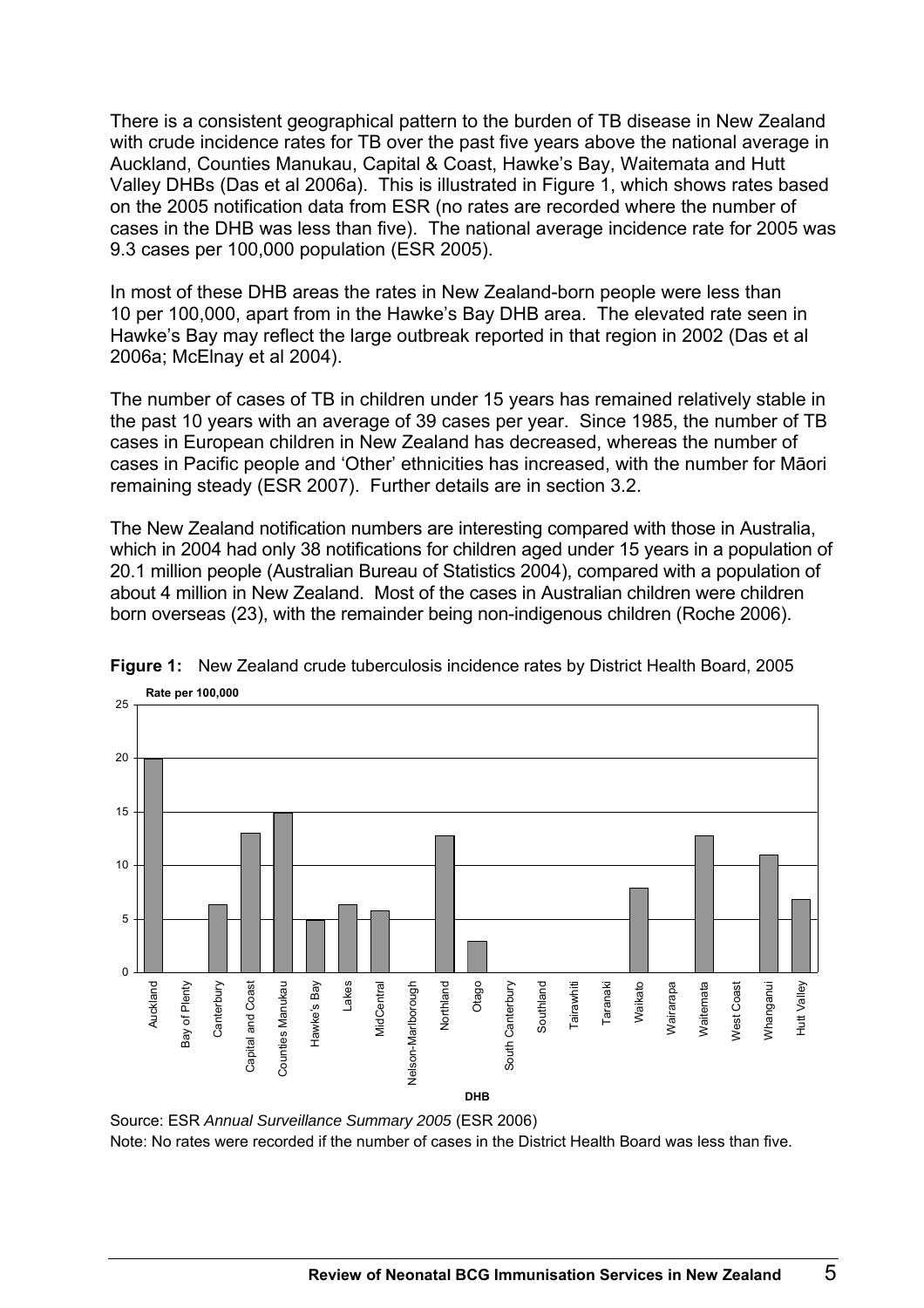There is a consistent geographical pattern to the burden of TB disease in New Zealand with crude incidence rates for TB over the past five years above the national average in Auckland, Counties Manukau, Capital & Coast, Hawke's Bay, Waitemata and Hutt Valley DHBs (Das et al 2006a). This is illustrated in Figure 1, which shows rates based on the 2005 notification data from ESR (no rates are recorded where the number of cases in the DHB was less than five). The national average incidence rate for 2005 was 9.3 cases per 100,000 population (ESR 2005).

In most of these DHB areas the rates in New Zealand-born people were less than 10 per 100,000, apart from in the Hawke's Bay DHB area. The elevated rate seen in Hawke's Bay may reflect the large outbreak reported in that region in 2002 (Das et al 2006a; McElnay et al 2004).

The number of cases of TB in children under 15 years has remained relatively stable in the past 10 years with an average of 39 cases per year. Since 1985, the number of TB cases in European children in New Zealand has decreased, whereas the number of cases in Pacific people and 'Other' ethnicities has increased, with the number for Māori remaining steady (ESR 2007). Further details are in section 3.2.

The New Zealand notification numbers are interesting compared with those in Australia, which in 2004 had only 38 notifications for children aged under 15 years in a population of 20.1 million people (Australian Bureau of Statistics 2004), compared with a population of about 4 million in New Zealand. Most of the cases in Australian children were children born overseas (23), with the remainder being non-indigenous children (Roche 2006).

**Figure 1:** New Zealand crude tuberculosis incidence rates by District Health Board, 2005

| DHB | Rate per 100,000 |
|---|---|
| Auckland | 20 |
| Bay of Plenty | |
| Canterbury | 6.4 |
| Capital and Coast | 13.1 |
| Counties Manukau | 15 |
| Hawke's Bay | 4.9 |
| Lakes | 6.4 |
| MidCentral | 5.8 |
| Nelson-Marlborough | |
| Northland | 12.8 |
| Otago | 2.9 |
| South Canterbury | |
| Southland | |
| Tairawhiti | |
| Taranaki | |
| Waikato | 7.9 |
| Wairarapa | |
| Waitemata | 12.8 |
| West Coast | |
| Whanganui | 11 |
| Hutt Valley | 6.8 |

Source: ESR *Annual Surveillance Summary 2005* (ESR 2006)

Note: No rates were recorded if the number of cases in the District Health Board was less than five.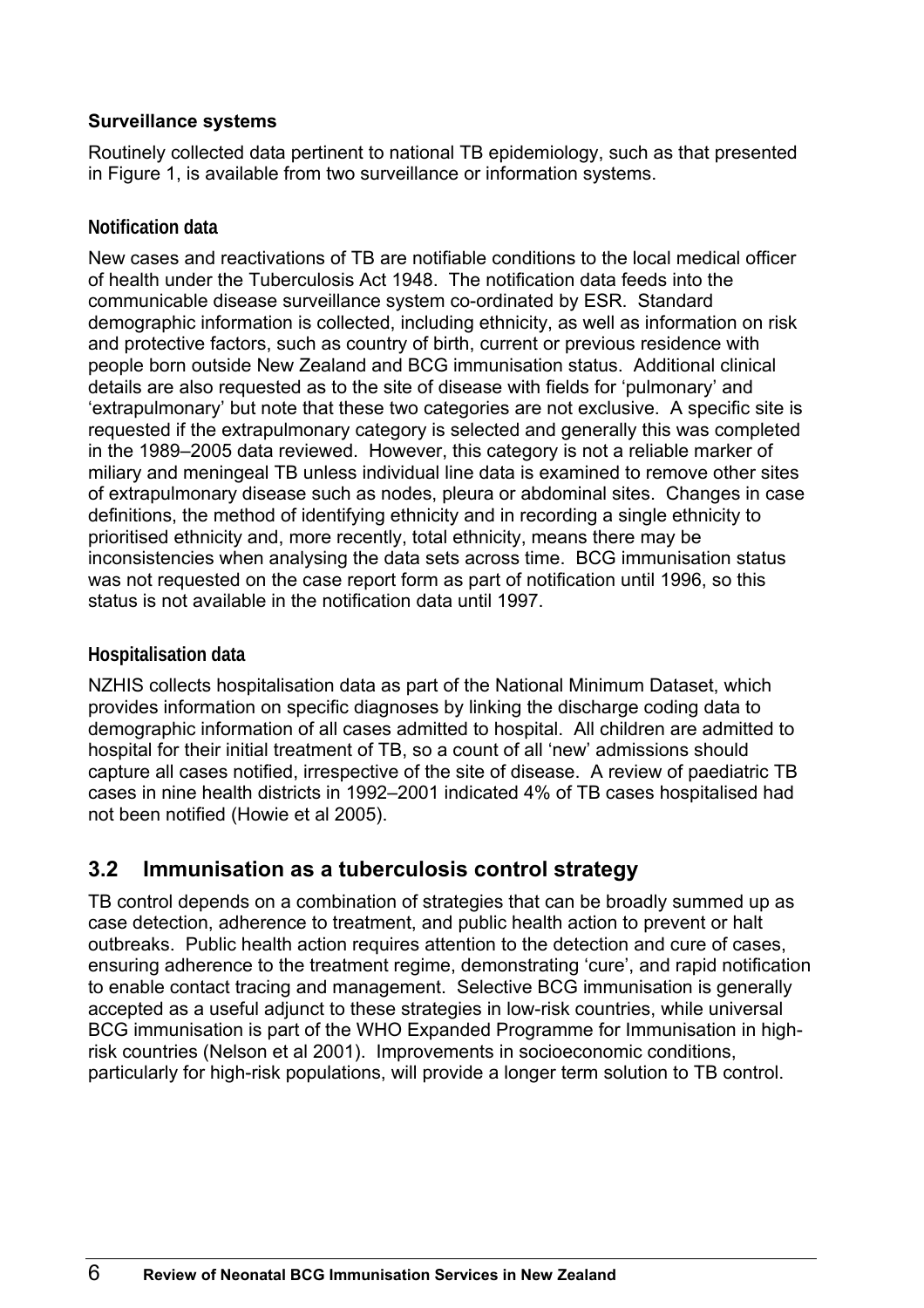**Surveillance systems**

Routinely collected data pertinent to national TB epidemiology, such as that presented in Figure 1, is available from two surveillance or information systems.

#### Notification data

New cases and reactivations of TB are notifiable conditions to the local medical officer of health under the Tuberculosis Act 1948. The notification data feeds into the communicable disease surveillance system co-ordinated by ESR. Standard demographic information is collected, including ethnicity, as well as information on risk and protective factors, such as country of birth, current or previous residence with people born outside New Zealand and BCG immunisation status. Additional clinical details are also requested as to the site of disease with fields for 'pulmonary' and 'extrapulmonary' but note that these two categories are not exclusive. A specific site is requested if the extrapulmonary category is selected and generally this was completed in the 1989–2005 data reviewed. However, this category is not a reliable marker of miliary and meningeal TB unless individual line data is examined to remove other sites of extrapulmonary disease such as nodes, pleura or abdominal sites. Changes in case definitions, the method of identifying ethnicity and in recording a single ethnicity to prioritised ethnicity and, more recently, total ethnicity, means there may be inconsistencies when analysing the data sets across time. BCG immunisation status was not requested on the case report form as part of notification until 1996, so this status is not available in the notification data until 1997.

#### Hospitalisation data

NZHIS collects hospitalisation data as part of the National Minimum Dataset, which provides information on specific diagnoses by linking the discharge coding data to demographic information of all cases admitted to hospital. All children are admitted to hospital for their initial treatment of TB, so a count of all 'new' admissions should capture all cases notified, irrespective of the site of disease. A review of paediatric TB cases in nine health districts in 1992–2001 indicated 4% of TB cases hospitalised had not been notified (Howie et al 2005).

## 3.2 Immunisation as a tuberculosis control strategy

TB control depends on a combination of strategies that can be broadly summed up as case detection, adherence to treatment, and public health action to prevent or halt outbreaks. Public health action requires attention to the detection and cure of cases, ensuring adherence to the treatment regime, demonstrating 'cure', and rapid notification to enable contact tracing and management. Selective BCG immunisation is generally accepted as a useful adjunct to these strategies in low-risk countries, while universal BCG immunisation is part of the WHO Expanded Programme for Immunisation in high-risk countries (Nelson et al 2001). Improvements in socioeconomic conditions, particularly for high-risk populations, will provide a longer term solution to TB control.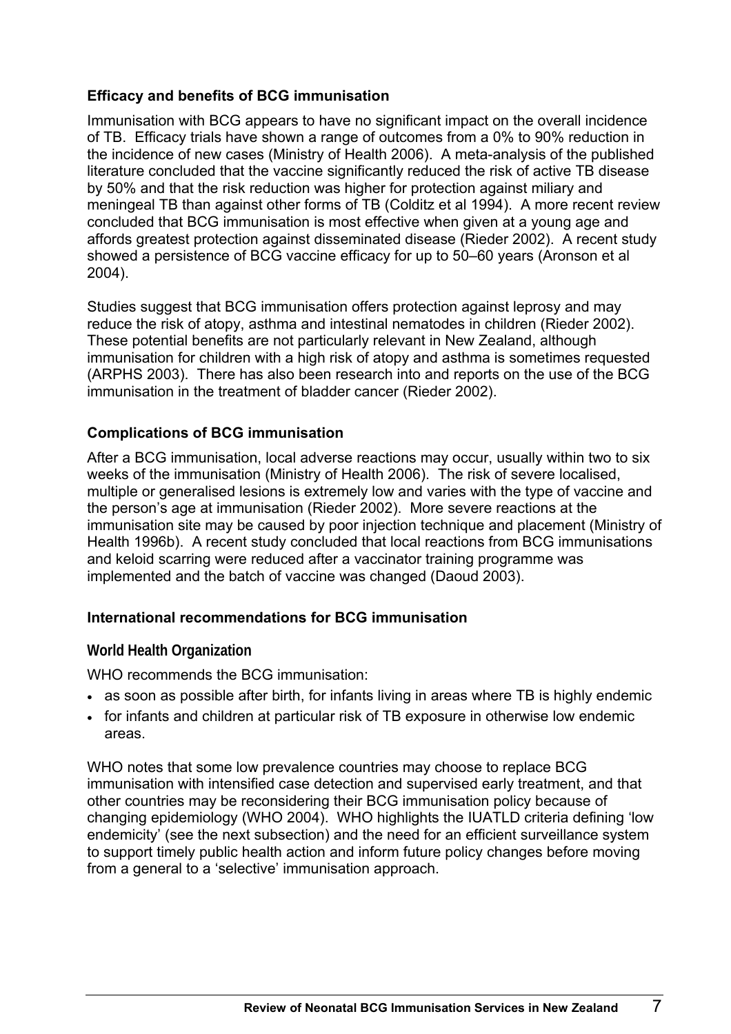### Efficacy and benefits of BCG immunisation

Immunisation with BCG appears to have no significant impact on the overall incidence of TB. Efficacy trials have shown a range of outcomes from a 0% to 90% reduction in the incidence of new cases (Ministry of Health 2006). A meta-analysis of the published literature concluded that the vaccine significantly reduced the risk of active TB disease by 50% and that the risk reduction was higher for protection against miliary and meningeal TB than against other forms of TB (Colditz et al 1994). A more recent review concluded that BCG immunisation is most effective when given at a young age and affords greatest protection against disseminated disease (Rieder 2002). A recent study showed a persistence of BCG vaccine efficacy for up to 50–60 years (Aronson et al 2004).

Studies suggest that BCG immunisation offers protection against leprosy and may reduce the risk of atopy, asthma and intestinal nematodes in children (Rieder 2002). These potential benefits are not particularly relevant in New Zealand, although immunisation for children with a high risk of atopy and asthma is sometimes requested (ARPHS 2003). There has also been research into and reports on the use of the BCG immunisation in the treatment of bladder cancer (Rieder 2002).

### Complications of BCG immunisation

After a BCG immunisation, local adverse reactions may occur, usually within two to six weeks of the immunisation (Ministry of Health 2006). The risk of severe localised, multiple or generalised lesions is extremely low and varies with the type of vaccine and the person's age at immunisation (Rieder 2002). More severe reactions at the immunisation site may be caused by poor injection technique and placement (Ministry of Health 1996b). A recent study concluded that local reactions from BCG immunisations and keloid scarring were reduced after a vaccinator training programme was implemented and the batch of vaccine was changed (Daoud 2003).

### International recommendations for BCG immunisation

#### World Health Organization

WHO recommends the BCG immunisation:

- as soon as possible after birth, for infants living in areas where TB is highly endemic
- for infants and children at particular risk of TB exposure in otherwise low endemic areas.

WHO notes that some low prevalence countries may choose to replace BCG immunisation with intensified case detection and supervised early treatment, and that other countries may be reconsidering their BCG immunisation policy because of changing epidemiology (WHO 2004). WHO highlights the IUATLD criteria defining 'low endemicity' (see the next subsection) and the need for an efficient surveillance system to support timely public health action and inform future policy changes before moving from a general to a 'selective' immunisation approach.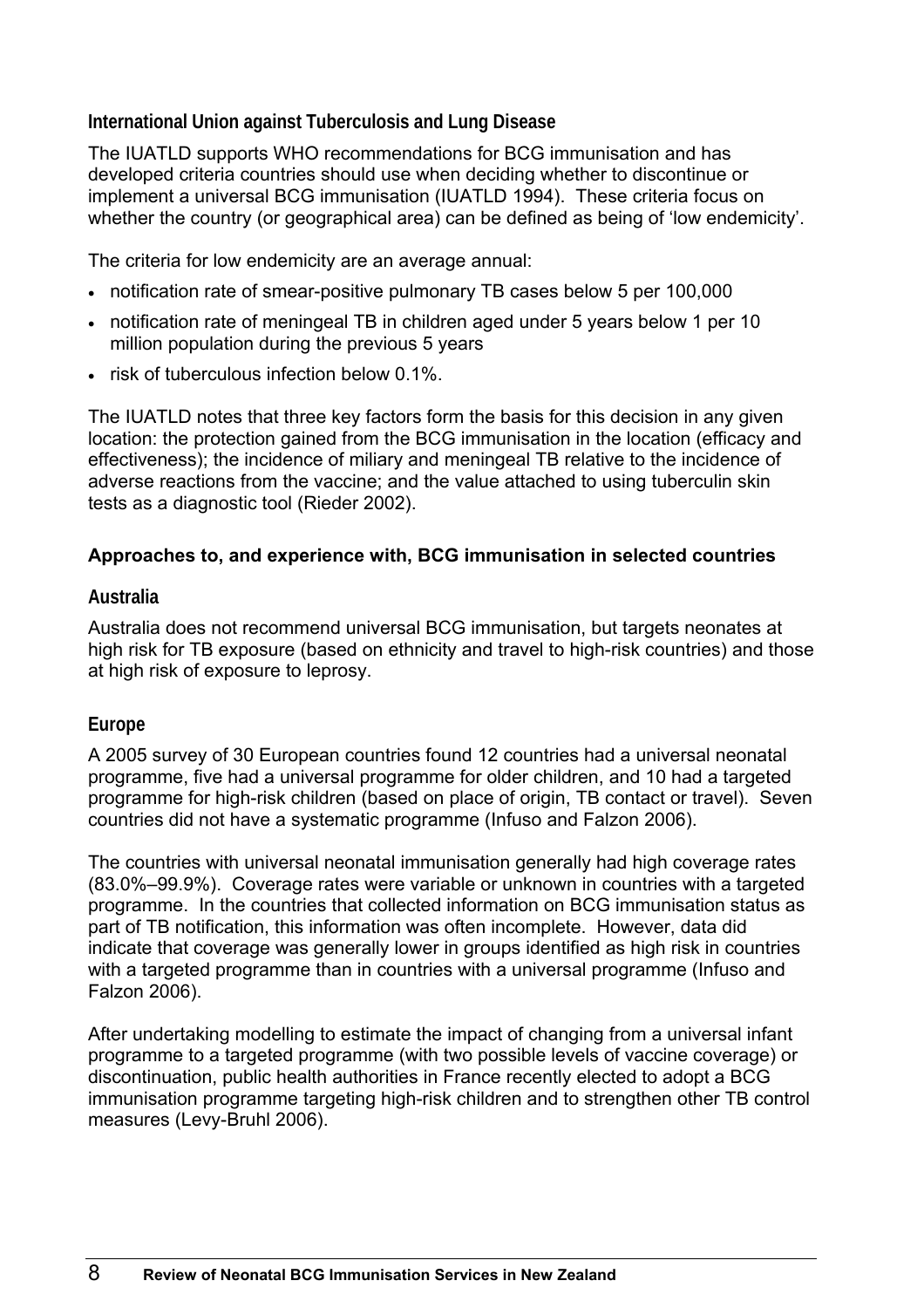### International Union against Tuberculosis and Lung Disease

The IUATLD supports WHO recommendations for BCG immunisation and has developed criteria countries should use when deciding whether to discontinue or implement a universal BCG immunisation (IUATLD 1994). These criteria focus on whether the country (or geographical area) can be defined as being of 'low endemicity'.

The criteria for low endemicity are an average annual:

- notification rate of smear-positive pulmonary TB cases below 5 per 100,000
- notification rate of meningeal TB in children aged under 5 years below 1 per 10 million population during the previous 5 years
- risk of tuberculous infection below 0.1%.

The IUATLD notes that three key factors form the basis for this decision in any given location: the protection gained from the BCG immunisation in the location (efficacy and effectiveness); the incidence of miliary and meningeal TB relative to the incidence of adverse reactions from the vaccine; and the value attached to using tuberculin skin tests as a diagnostic tool (Rieder 2002).

## Approaches to, and experience with, BCG immunisation in selected countries

### Australia

Australia does not recommend universal BCG immunisation, but targets neonates at high risk for TB exposure (based on ethnicity and travel to high-risk countries) and those at high risk of exposure to leprosy.

### Europe

A 2005 survey of 30 European countries found 12 countries had a universal neonatal programme, five had a universal programme for older children, and 10 had a targeted programme for high-risk children (based on place of origin, TB contact or travel). Seven countries did not have a systematic programme (Infuso and Falzon 2006).

The countries with universal neonatal immunisation generally had high coverage rates (83.0%–99.9%). Coverage rates were variable or unknown in countries with a targeted programme. In the countries that collected information on BCG immunisation status as part of TB notification, this information was often incomplete. However, data did indicate that coverage was generally lower in groups identified as high risk in countries with a targeted programme than in countries with a universal programme (Infuso and Falzon 2006).

After undertaking modelling to estimate the impact of changing from a universal infant programme to a targeted programme (with two possible levels of vaccine coverage) or discontinuation, public health authorities in France recently elected to adopt a BCG immunisation programme targeting high-risk children and to strengthen other TB control measures (Levy-Bruhl 2006).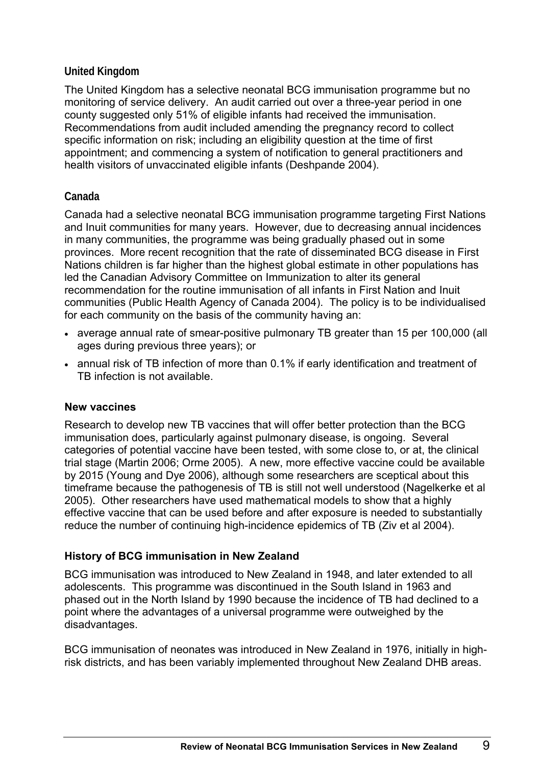### United Kingdom

The United Kingdom has a selective neonatal BCG immunisation programme but no monitoring of service delivery. An audit carried out over a three-year period in one county suggested only 51% of eligible infants had received the immunisation. Recommendations from audit included amending the pregnancy record to collect specific information on risk; including an eligibility question at the time of first appointment; and commencing a system of notification to general practitioners and health visitors of unvaccinated eligible infants (Deshpande 2004).

### Canada

Canada had a selective neonatal BCG immunisation programme targeting First Nations and Inuit communities for many years. However, due to decreasing annual incidences in many communities, the programme was being gradually phased out in some provinces. More recent recognition that the rate of disseminated BCG disease in First Nations children is far higher than the highest global estimate in other populations has led the Canadian Advisory Committee on Immunization to alter its general recommendation for the routine immunisation of all infants in First Nation and Inuit communities (Public Health Agency of Canada 2004). The policy is to be individualised for each community on the basis of the community having an:

- average annual rate of smear-positive pulmonary TB greater than 15 per 100,000 (all ages during previous three years); or
- annual risk of TB infection of more than 0.1% if early identification and treatment of TB infection is not available.

## New vaccines

Research to develop new TB vaccines that will offer better protection than the BCG immunisation does, particularly against pulmonary disease, is ongoing. Several categories of potential vaccine have been tested, with some close to, or at, the clinical trial stage (Martin 2006; Orme 2005). A new, more effective vaccine could be available by 2015 (Young and Dye 2006), although some researchers are sceptical about this timeframe because the pathogenesis of TB is still not well understood (Nagelkerke et al 2005). Other researchers have used mathematical models to show that a highly effective vaccine that can be used before and after exposure is needed to substantially reduce the number of continuing high-incidence epidemics of TB (Ziv et al 2004).

## History of BCG immunisation in New Zealand

BCG immunisation was introduced to New Zealand in 1948, and later extended to all adolescents. This programme was discontinued in the South Island in 1963 and phased out in the North Island by 1990 because the incidence of TB had declined to a point where the advantages of a universal programme were outweighed by the disadvantages.

BCG immunisation of neonates was introduced in New Zealand in 1976, initially in high-risk districts, and has been variably implemented throughout New Zealand DHB areas.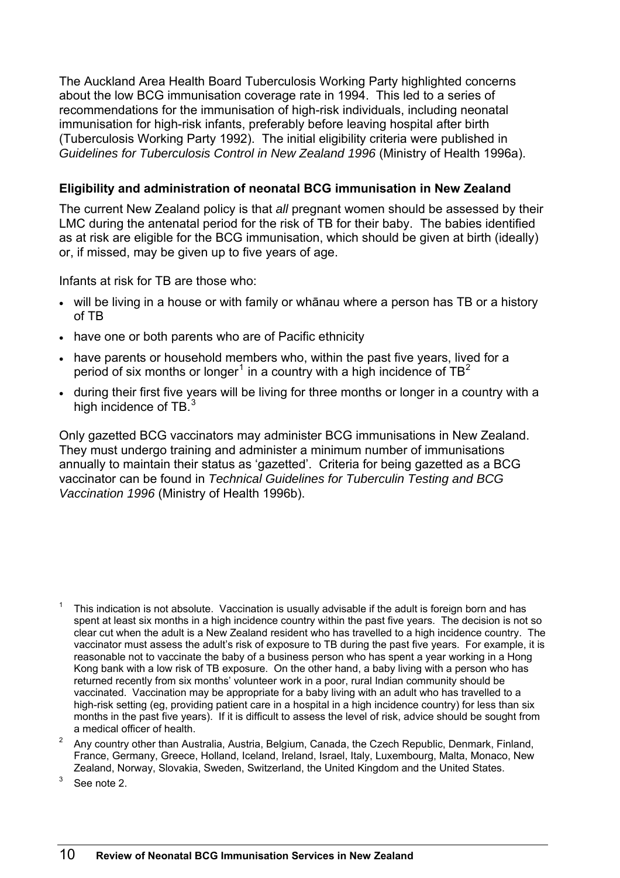The Auckland Area Health Board Tuberculosis Working Party highlighted concerns about the low BCG immunisation coverage rate in 1994. This led to a series of recommendations for the immunisation of high-risk individuals, including neonatal immunisation for high-risk infants, preferably before leaving hospital after birth (Tuberculosis Working Party 1992). The initial eligibility criteria were published in *Guidelines for Tuberculosis Control in New Zealand 1996* (Ministry of Health 1996a).

### Eligibility and administration of neonatal BCG immunisation in New Zealand

The current New Zealand policy is that *all* pregnant women should be assessed by their LMC during the antenatal period for the risk of TB for their baby. The babies identified as at risk are eligible for the BCG immunisation, which should be given at birth (ideally) or, if missed, may be given up to five years of age.

Infants at risk for TB are those who:

- will be living in a house or with family or whānau where a person has TB or a history of TB
- have one or both parents who are of Pacific ethnicity
- have parents or household members who, within the past five years, lived for a period of six months or longer[1] in a country with a high incidence of TB[2]
- during their first five years will be living for three months or longer in a country with a high incidence of TB.[3]

Only gazetted BCG vaccinators may administer BCG immunisations in New Zealand. They must undergo training and administer a minimum number of immunisations annually to maintain their status as 'gazetted'. Criteria for being gazetted as a BCG vaccinator can be found in *Technical Guidelines for Tuberculin Testing and BCG Vaccination 1996* (Ministry of Health 1996b).

---

[1] This indication is not absolute. Vaccination is usually advisable if the adult is foreign born and has spent at least six months in a high incidence country within the past five years. The decision is not so clear cut when the adult is a New Zealand resident who has travelled to a high incidence country. The vaccinator must assess the adult's risk of exposure to TB during the past five years. For example, it is reasonable not to vaccinate the baby of a business person who has spent a year working in a Hong Kong bank with a low risk of TB exposure. On the other hand, a baby living with a person who has returned recently from six months' volunteer work in a poor, rural Indian community should be vaccinated. Vaccination may be appropriate for a baby living with an adult who has travelled to a high-risk setting (eg, providing patient care in a hospital in a high incidence country) for less than six months in the past five years). If it is difficult to assess the level of risk, advice should be sought from a medical officer of health.

[2] Any country other than Australia, Austria, Belgium, Canada, the Czech Republic, Denmark, Finland, France, Germany, Greece, Holland, Iceland, Ireland, Israel, Italy, Luxembourg, Malta, Monaco, New Zealand, Norway, Slovakia, Sweden, Switzerland, the United Kingdom and the United States.

[3] See note 2.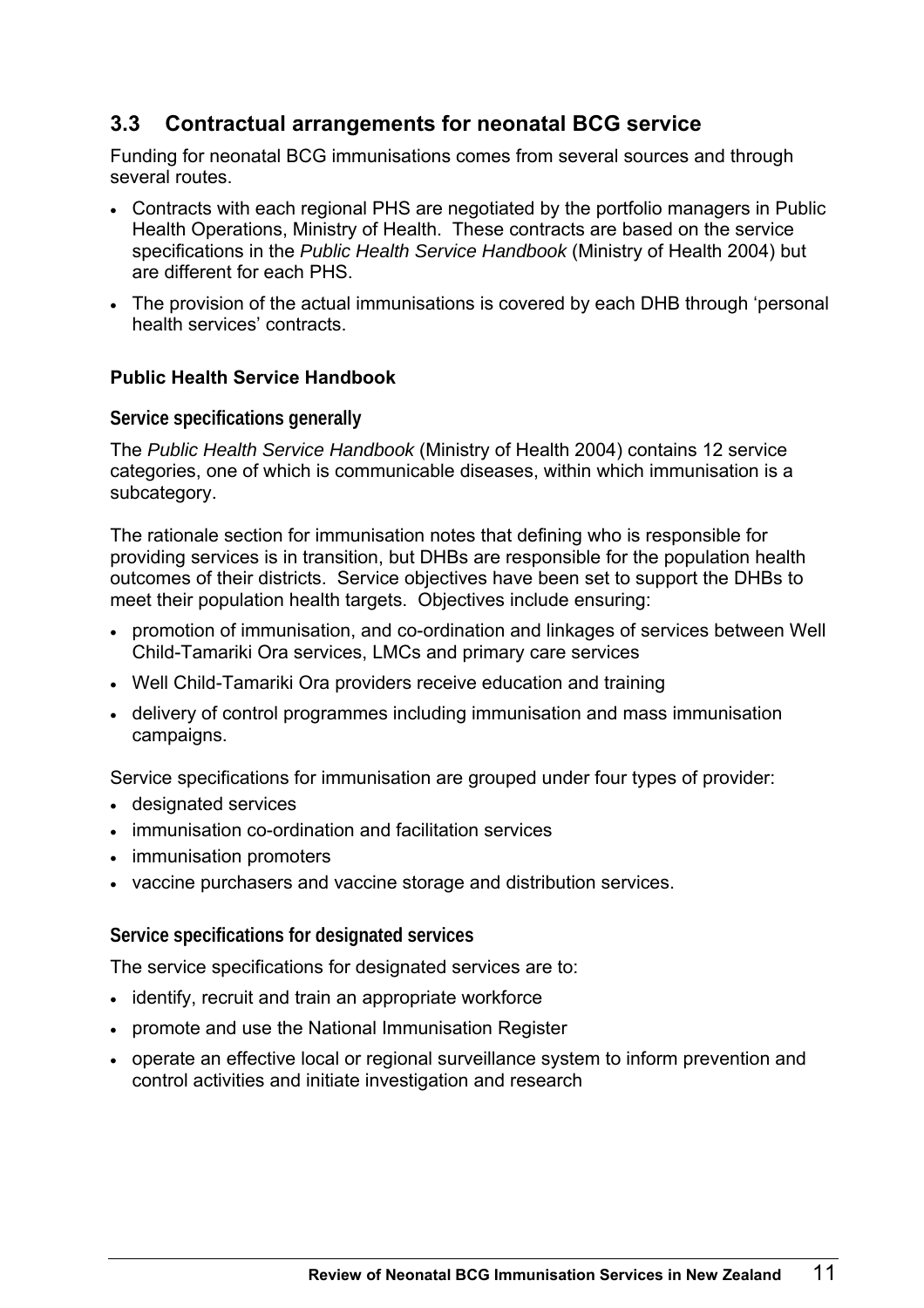## 3.3 Contractual arrangements for neonatal BCG service

Funding for neonatal BCG immunisations comes from several sources and through several routes.

- Contracts with each regional PHS are negotiated by the portfolio managers in Public Health Operations, Ministry of Health. These contracts are based on the service specifications in the *Public Health Service Handbook* (Ministry of Health 2004) but are different for each PHS.
- The provision of the actual immunisations is covered by each DHB through 'personal health services' contracts.

### Public Health Service Handbook

#### Service specifications generally

The *Public Health Service Handbook* (Ministry of Health 2004) contains 12 service categories, one of which is communicable diseases, within which immunisation is a subcategory.

The rationale section for immunisation notes that defining who is responsible for providing services is in transition, but DHBs are responsible for the population health outcomes of their districts. Service objectives have been set to support the DHBs to meet their population health targets. Objectives include ensuring:

- promotion of immunisation, and co-ordination and linkages of services between Well Child-Tamariki Ora services, LMCs and primary care services
- Well Child-Tamariki Ora providers receive education and training
- delivery of control programmes including immunisation and mass immunisation campaigns.

Service specifications for immunisation are grouped under four types of provider:

- designated services
- immunisation co-ordination and facilitation services
- immunisation promoters
- vaccine purchasers and vaccine storage and distribution services.

#### Service specifications for designated services

The service specifications for designated services are to:

- identify, recruit and train an appropriate workforce
- promote and use the National Immunisation Register
- operate an effective local or regional surveillance system to inform prevention and control activities and initiate investigation and research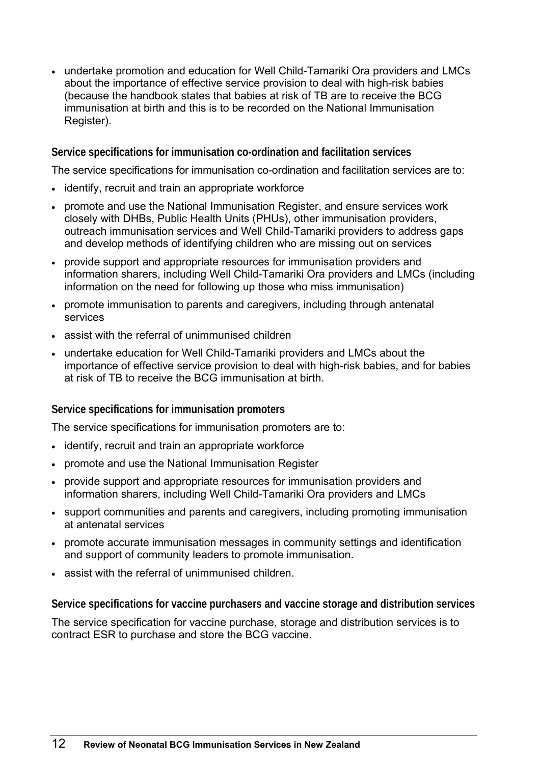- undertake promotion and education for Well Child-Tamariki Ora providers and LMCs about the importance of effective service provision to deal with high-risk babies (because the handbook states that babies at risk of TB are to receive the BCG immunisation at birth and this is to be recorded on the National Immunisation Register).

### Service specifications for immunisation co-ordination and facilitation services

The service specifications for immunisation co-ordination and facilitation services are to:

- identify, recruit and train an appropriate workforce
- promote and use the National Immunisation Register, and ensure services work closely with DHBs, Public Health Units (PHUs), other immunisation providers, outreach immunisation services and Well Child-Tamariki providers to address gaps and develop methods of identifying children who are missing out on services
- provide support and appropriate resources for immunisation providers and information sharers, including Well Child-Tamariki Ora providers and LMCs (including information on the need for following up those who miss immunisation)
- promote immunisation to parents and caregivers, including through antenatal services
- assist with the referral of unimmunised children
- undertake education for Well Child-Tamariki providers and LMCs about the importance of effective service provision to deal with high-risk babies, and for babies at risk of TB to receive the BCG immunisation at birth.

### Service specifications for immunisation promoters

The service specifications for immunisation promoters are to:

- identify, recruit and train an appropriate workforce
- promote and use the National Immunisation Register
- provide support and appropriate resources for immunisation providers and information sharers, including Well Child-Tamariki Ora providers and LMCs
- support communities and parents and caregivers, including promoting immunisation at antenatal services
- promote accurate immunisation messages in community settings and identification and support of community leaders to promote immunisation.
- assist with the referral of unimmunised children.

### Service specifications for vaccine purchasers and vaccine storage and distribution services

The service specification for vaccine purchase, storage and distribution services is to contract ESR to purchase and store the BCG vaccine.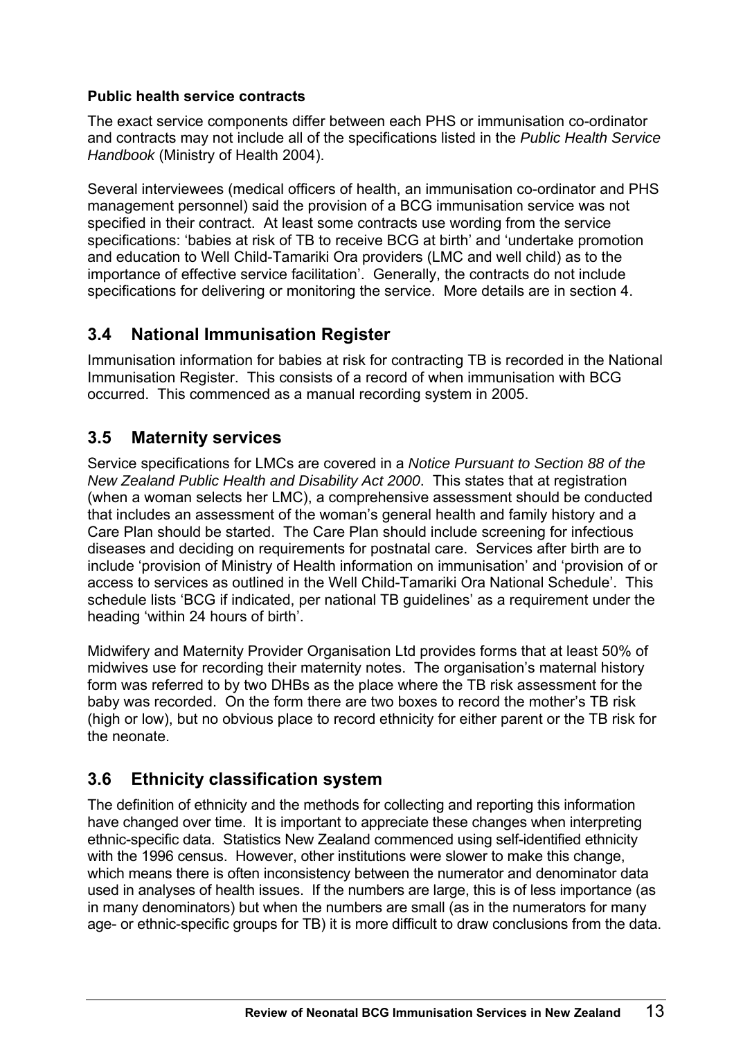**Public health service contracts**

The exact service components differ between each PHS or immunisation co-ordinator and contracts may not include all of the specifications listed in the *Public Health Service Handbook* (Ministry of Health 2004).

Several interviewees (medical officers of health, an immunisation co-ordinator and PHS management personnel) said the provision of a BCG immunisation service was not specified in their contract. At least some contracts use wording from the service specifications: 'babies at risk of TB to receive BCG at birth' and 'undertake promotion and education to Well Child-Tamariki Ora providers (LMC and well child) as to the importance of effective service facilitation'. Generally, the contracts do not include specifications for delivering or monitoring the service. More details are in section 4.

## 3.4 National Immunisation Register

Immunisation information for babies at risk for contracting TB is recorded in the National Immunisation Register. This consists of a record of when immunisation with BCG occurred. This commenced as a manual recording system in 2005.

## 3.5 Maternity services

Service specifications for LMCs are covered in a *Notice Pursuant to Section 88 of the New Zealand Public Health and Disability Act 2000*. This states that at registration (when a woman selects her LMC), a comprehensive assessment should be conducted that includes an assessment of the woman's general health and family history and a Care Plan should be started. The Care Plan should include screening for infectious diseases and deciding on requirements for postnatal care. Services after birth are to include 'provision of Ministry of Health information on immunisation' and 'provision of or access to services as outlined in the Well Child-Tamariki Ora National Schedule'. This schedule lists 'BCG if indicated, per national TB guidelines' as a requirement under the heading 'within 24 hours of birth'.

Midwifery and Maternity Provider Organisation Ltd provides forms that at least 50% of midwives use for recording their maternity notes. The organisation's maternal history form was referred to by two DHBs as the place where the TB risk assessment for the baby was recorded. On the form there are two boxes to record the mother's TB risk (high or low), but no obvious place to record ethnicity for either parent or the TB risk for the neonate.

## 3.6 Ethnicity classification system

The definition of ethnicity and the methods for collecting and reporting this information have changed over time. It is important to appreciate these changes when interpreting ethnic-specific data. Statistics New Zealand commenced using self-identified ethnicity with the 1996 census. However, other institutions were slower to make this change, which means there is often inconsistency between the numerator and denominator data used in analyses of health issues. If the numbers are large, this is of less importance (as in many denominators) but when the numbers are small (as in the numerators for many age- or ethnic-specific groups for TB) it is more difficult to draw conclusions from the data.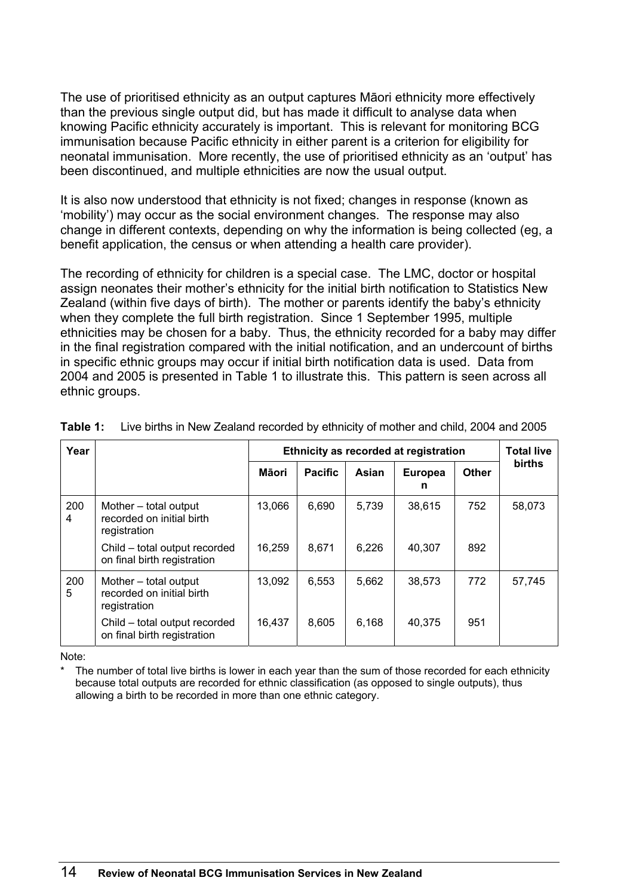The use of prioritised ethnicity as an output captures Māori ethnicity more effectively than the previous single output did, but has made it difficult to analyse data when knowing Pacific ethnicity accurately is important. This is relevant for monitoring BCG immunisation because Pacific ethnicity in either parent is a criterion for eligibility for neonatal immunisation. More recently, the use of prioritised ethnicity as an 'output' has been discontinued, and multiple ethnicities are now the usual output.

It is also now understood that ethnicity is not fixed; changes in response (known as 'mobility') may occur as the social environment changes. The response may also change in different contexts, depending on why the information is being collected (eg, a benefit application, the census or when attending a health care provider).

The recording of ethnicity for children is a special case. The LMC, doctor or hospital assign neonates their mother's ethnicity for the initial birth notification to Statistics New Zealand (within five days of birth). The mother or parents identify the baby's ethnicity when they complete the full birth registration. Since 1 September 1995, multiple ethnicities may be chosen for a baby. Thus, the ethnicity recorded for a baby may differ in the final registration compared with the initial notification, and an undercount of births in specific ethnic groups may occur if initial birth notification data is used. Data from 2004 and 2005 is presented in Table 1 to illustrate this. This pattern is seen across all ethnic groups.

**Table 1:** Live births in New Zealand recorded by ethnicity of mother and child, 2004 and 2005

| Year | | Ethnicity as recorded at registration | | | | | Total live births |
|---|---|---|---|---|---|---|---|
| | | Māori | Pacific | Asian | European | Other | |
| 2004 | Mother – total output recorded on initial birth registration | 13,066 | 6,690 | 5,739 | 38,615 | 752 | 58,073 |
| | Child – total output recorded on final birth registration | 16,259 | 8,671 | 6,226 | 40,307 | 892 | |
| 2005 | Mother – total output recorded on initial birth registration | 13,092 | 6,553 | 5,662 | 38,573 | 772 | 57,745 |
| | Child – total output recorded on final birth registration | 16,437 | 8,605 | 6,168 | 40,375 | 951 | |

Note:

* The number of total live births is lower in each year than the sum of those recorded for each ethnicity because total outputs are recorded for ethnic classification (as opposed to single outputs), thus allowing a birth to be recorded in more than one ethnic category.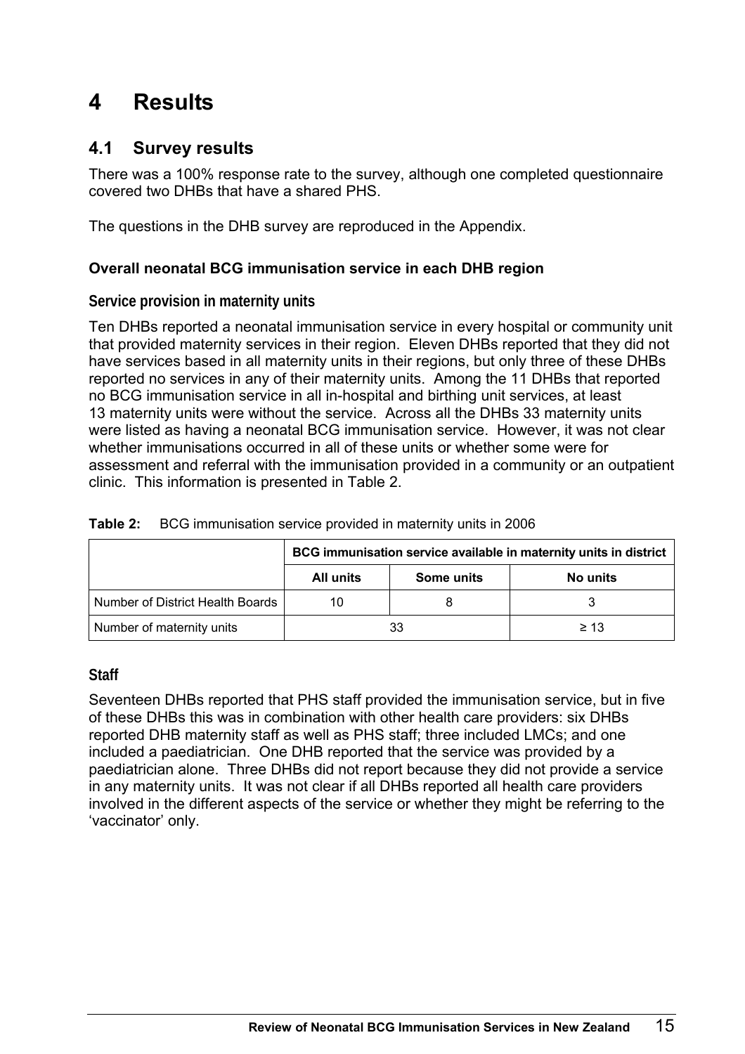# 4 Results

## 4.1 Survey results

There was a 100% response rate to the survey, although one completed questionnaire covered two DHBs that have a shared PHS.

The questions in the DHB survey are reproduced in the Appendix.

### Overall neonatal BCG immunisation service in each DHB region

#### Service provision in maternity units

Ten DHBs reported a neonatal immunisation service in every hospital or community unit that provided maternity services in their region. Eleven DHBs reported that they did not have services based in all maternity units in their regions, but only three of these DHBs reported no services in any of their maternity units. Among the 11 DHBs that reported no BCG immunisation service in all in-hospital and birthing unit services, at least 13 maternity units were without the service. Across all the DHBs 33 maternity units were listed as having a neonatal BCG immunisation service. However, it was not clear whether immunisations occurred in all of these units or whether some were for assessment and referral with the immunisation provided in a community or an outpatient clinic. This information is presented in Table 2.

**Table 2:** BCG immunisation service provided in maternity units in 2006

| | BCG immunisation service available in maternity units in district | | |
|---|---|---|---|
| | **All units** | **Some units** | **No units** |
| Number of District Health Boards | 10 | 8 | 3 |
| Number of maternity units | 33 | | ≥ 13 |

#### Staff

Seventeen DHBs reported that PHS staff provided the immunisation service, but in five of these DHBs this was in combination with other health care providers: six DHBs reported DHB maternity staff as well as PHS staff; three included LMCs; and one included a paediatrician. One DHB reported that the service was provided by a paediatrician alone. Three DHBs did not report because they did not provide a service in any maternity units. It was not clear if all DHBs reported all health care providers involved in the different aspects of the service or whether they might be referring to the 'vaccinator' only.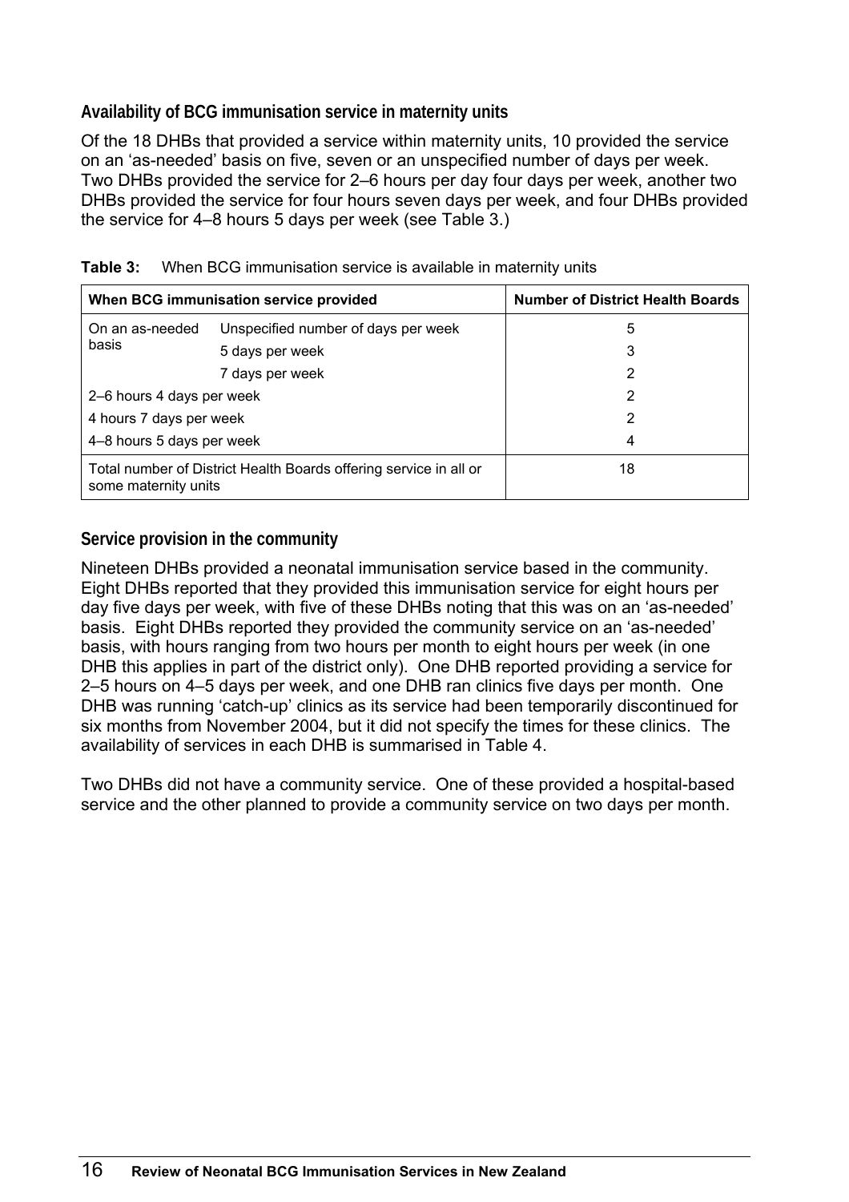### Availability of BCG immunisation service in maternity units

Of the 18 DHBs that provided a service within maternity units, 10 provided the service on an 'as-needed' basis on five, seven or an unspecified number of days per week. Two DHBs provided the service for 2–6 hours per day four days per week, another two DHBs provided the service for four hours seven days per week, and four DHBs provided the service for 4–8 hours 5 days per week (see Table 3.)

**Table 3:** When BCG immunisation service is available in maternity units

| When BCG immunisation service provided | | Number of District Health Boards |
|---|---|---|
| On an as-needed basis | Unspecified number of days per week | 5 |
| | 5 days per week | 3 |
| | 7 days per week | 2 |
| 2–6 hours 4 days per week | | 2 |
| 4 hours 7 days per week | | 2 |
| 4–8 hours 5 days per week | | 4 |
| Total number of District Health Boards offering service in all or some maternity units | | 18 |

### Service provision in the community

Nineteen DHBs provided a neonatal immunisation service based in the community. Eight DHBs reported that they provided this immunisation service for eight hours per day five days per week, with five of these DHBs noting that this was on an 'as-needed' basis. Eight DHBs reported they provided the community service on an 'as-needed' basis, with hours ranging from two hours per month to eight hours per week (in one DHB this applies in part of the district only). One DHB reported providing a service for 2–5 hours on 4–5 days per week, and one DHB ran clinics five days per month. One DHB was running 'catch-up' clinics as its service had been temporarily discontinued for six months from November 2004, but it did not specify the times for these clinics. The availability of services in each DHB is summarised in Table 4.

Two DHBs did not have a community service. One of these provided a hospital-based service and the other planned to provide a community service on two days per month.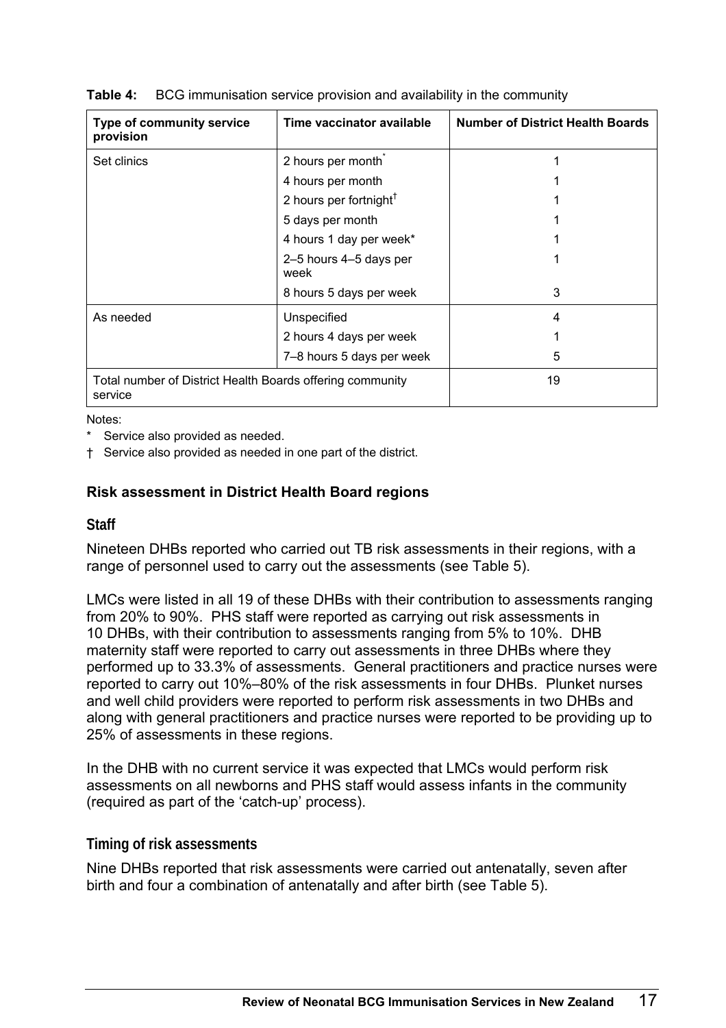**Table 4:** BCG immunisation service provision and availability in the community

| Type of community service provision | Time vaccinator available | Number of District Health Boards |
|---|---|---|
| Set clinics | 2 hours per month* | 1 |
| | 4 hours per month | 1 |
| | 2 hours per fortnight† | 1 |
| | 5 days per month | 1 |
| | 4 hours 1 day per week* | 1 |
| | 2–5 hours 4–5 days per week | 1 |
| | 8 hours 5 days per week | 3 |
| As needed | Unspecified | 4 |
| | 2 hours 4 days per week | 1 |
| | 7–8 hours 5 days per week | 5 |
| Total number of District Health Boards offering community service | | 19 |

Notes:

* Service also provided as needed.

† Service also provided as needed in one part of the district.

### Risk assessment in District Health Board regions

#### Staff

Nineteen DHBs reported who carried out TB risk assessments in their regions, with a range of personnel used to carry out the assessments (see Table 5).

LMCs were listed in all 19 of these DHBs with their contribution to assessments ranging from 20% to 90%. PHS staff were reported as carrying out risk assessments in 10 DHBs, with their contribution to assessments ranging from 5% to 10%. DHB maternity staff were reported to carry out assessments in three DHBs where they performed up to 33.3% of assessments. General practitioners and practice nurses were reported to carry out 10%–80% of the risk assessments in four DHBs. Plunket nurses and well child providers were reported to perform risk assessments in two DHBs and along with general practitioners and practice nurses were reported to be providing up to 25% of assessments in these regions.

In the DHB with no current service it was expected that LMCs would perform risk assessments on all newborns and PHS staff would assess infants in the community (required as part of the 'catch-up' process).

#### Timing of risk assessments

Nine DHBs reported that risk assessments were carried out antenatally, seven after birth and four a combination of antenatally and after birth (see Table 5).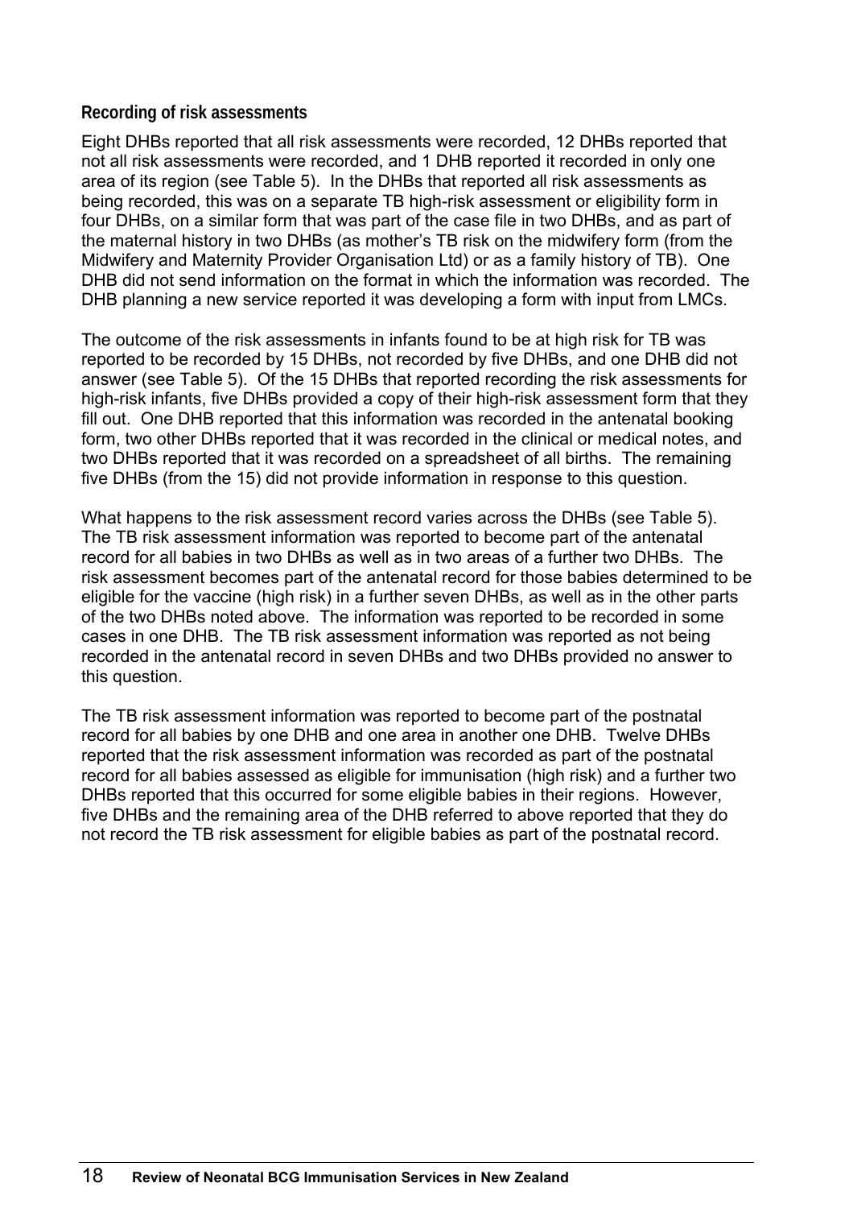### Recording of risk assessments

Eight DHBs reported that all risk assessments were recorded, 12 DHBs reported that not all risk assessments were recorded, and 1 DHB reported it recorded in only one area of its region (see Table 5). In the DHBs that reported all risk assessments as being recorded, this was on a separate TB high-risk assessment or eligibility form in four DHBs, on a similar form that was part of the case file in two DHBs, and as part of the maternal history in two DHBs (as mother's TB risk on the midwifery form (from the Midwifery and Maternity Provider Organisation Ltd) or as a family history of TB). One DHB did not send information on the format in which the information was recorded. The DHB planning a new service reported it was developing a form with input from LMCs.

The outcome of the risk assessments in infants found to be at high risk for TB was reported to be recorded by 15 DHBs, not recorded by five DHBs, and one DHB did not answer (see Table 5). Of the 15 DHBs that reported recording the risk assessments for high-risk infants, five DHBs provided a copy of their high-risk assessment form that they fill out. One DHB reported that this information was recorded in the antenatal booking form, two other DHBs reported that it was recorded in the clinical or medical notes, and two DHBs reported that it was recorded on a spreadsheet of all births. The remaining five DHBs (from the 15) did not provide information in response to this question.

What happens to the risk assessment record varies across the DHBs (see Table 5). The TB risk assessment information was reported to become part of the antenatal record for all babies in two DHBs as well as in two areas of a further two DHBs. The risk assessment becomes part of the antenatal record for those babies determined to be eligible for the vaccine (high risk) in a further seven DHBs, as well as in the other parts of the two DHBs noted above. The information was reported to be recorded in some cases in one DHB. The TB risk assessment information was reported as not being recorded in the antenatal record in seven DHBs and two DHBs provided no answer to this question.

The TB risk assessment information was reported to become part of the postnatal record for all babies by one DHB and one area in another one DHB. Twelve DHBs reported that the risk assessment information was recorded as part of the postnatal record for all babies assessed as eligible for immunisation (high risk) and a further two DHBs reported that this occurred for some eligible babies in their regions. However, five DHBs and the remaining area of the DHB referred to above reported that they do not record the TB risk assessment for eligible babies as part of the postnatal record.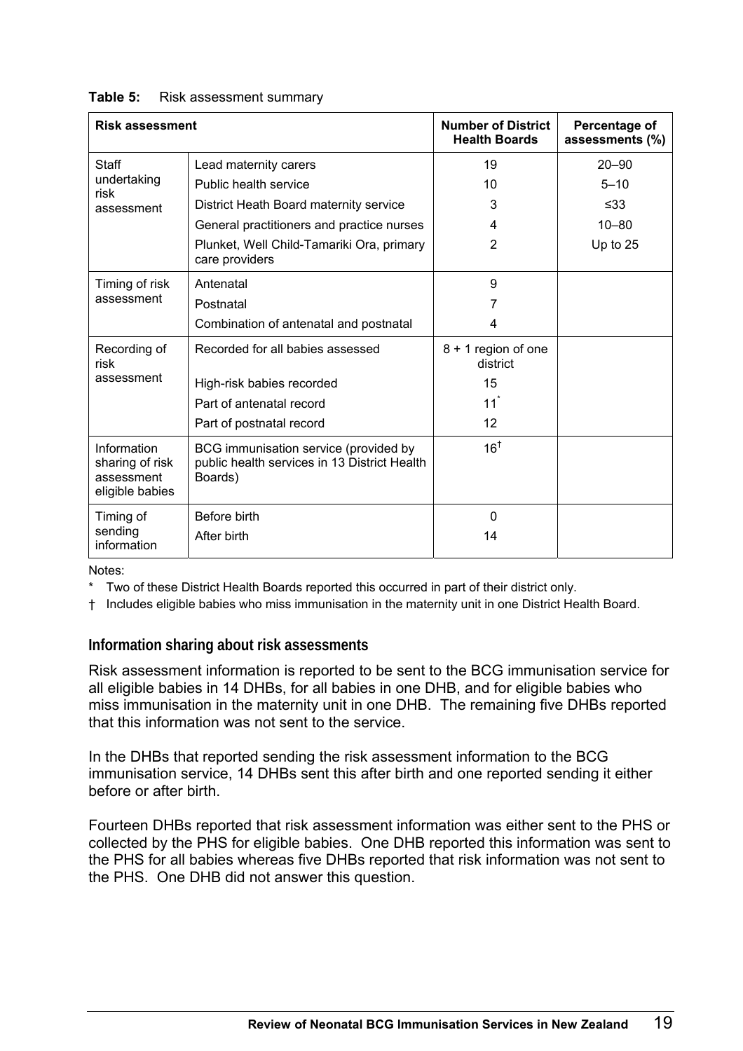**Table 5:** Risk assessment summary

| Risk assessment | | Number of District Health Boards | Percentage of assessments (%) |
|---|---|---|---|
| Staff undertaking risk assessment | Lead maternity carers | 19 | 20–90 |
| | Public health service | 10 | 5–10 |
| | District Heath Board maternity service | 3 | ≤33 |
| | General practitioners and practice nurses | 4 | 10–80 |
| | Plunket, Well Child-Tamariki Ora, primary care providers | 2 | Up to 25 |
| Timing of risk assessment | Antenatal | 9 | |
| | Postnatal | 7 | |
| | Combination of antenatal and postnatal | 4 | |
| Recording of risk assessment | Recorded for all babies assessed | 8 + 1 region of one district | |
| | High-risk babies recorded | 15 | |
| | Part of antenatal record | 11* | |
| | Part of postnatal record | 12 | |
| Information sharing of risk assessment eligible babies | BCG immunisation service (provided by public health services in 13 District Health Boards) | 16† | |
| Timing of sending information | Before birth | 0 | |
| | After birth | 14 | |

Notes:

\* Two of these District Health Boards reported this occurred in part of their district only.

† Includes eligible babies who miss immunisation in the maternity unit in one District Health Board.

### Information sharing about risk assessments

Risk assessment information is reported to be sent to the BCG immunisation service for all eligible babies in 14 DHBs, for all babies in one DHB, and for eligible babies who miss immunisation in the maternity unit in one DHB. The remaining five DHBs reported that this information was not sent to the service.

In the DHBs that reported sending the risk assessment information to the BCG immunisation service, 14 DHBs sent this after birth and one reported sending it either before or after birth.

Fourteen DHBs reported that risk assessment information was either sent to the PHS or collected by the PHS for eligible babies. One DHB reported this information was sent to the PHS for all babies whereas five DHBs reported that risk information was not sent to the PHS. One DHB did not answer this question.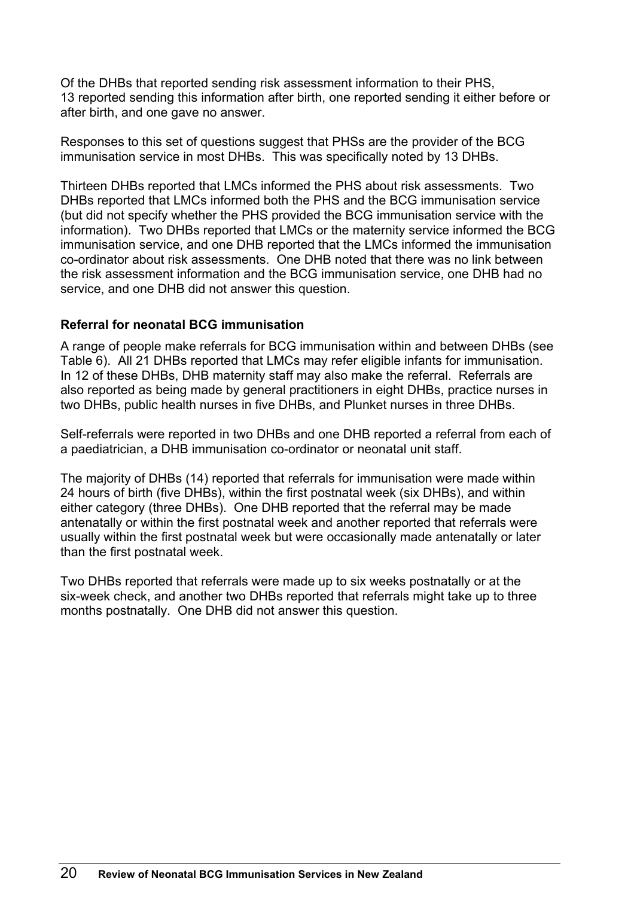Of the DHBs that reported sending risk assessment information to their PHS, 13 reported sending this information after birth, one reported sending it either before or after birth, and one gave no answer.

Responses to this set of questions suggest that PHSs are the provider of the BCG immunisation service in most DHBs. This was specifically noted by 13 DHBs.

Thirteen DHBs reported that LMCs informed the PHS about risk assessments. Two DHBs reported that LMCs informed both the PHS and the BCG immunisation service (but did not specify whether the PHS provided the BCG immunisation service with the information). Two DHBs reported that LMCs or the maternity service informed the BCG immunisation service, and one DHB reported that the LMCs informed the immunisation co-ordinator about risk assessments. One DHB noted that there was no link between the risk assessment information and the BCG immunisation service, one DHB had no service, and one DHB did not answer this question.

### Referral for neonatal BCG immunisation

A range of people make referrals for BCG immunisation within and between DHBs (see Table 6). All 21 DHBs reported that LMCs may refer eligible infants for immunisation. In 12 of these DHBs, DHB maternity staff may also make the referral. Referrals are also reported as being made by general practitioners in eight DHBs, practice nurses in two DHBs, public health nurses in five DHBs, and Plunket nurses in three DHBs.

Self-referrals were reported in two DHBs and one DHB reported a referral from each of a paediatrician, a DHB immunisation co-ordinator or neonatal unit staff.

The majority of DHBs (14) reported that referrals for immunisation were made within 24 hours of birth (five DHBs), within the first postnatal week (six DHBs), and within either category (three DHBs). One DHB reported that the referral may be made antenatally or within the first postnatal week and another reported that referrals were usually within the first postnatal week but were occasionally made antenatally or later than the first postnatal week.

Two DHBs reported that referrals were made up to six weeks postnatally or at the six-week check, and another two DHBs reported that referrals might take up to three months postnatally. One DHB did not answer this question.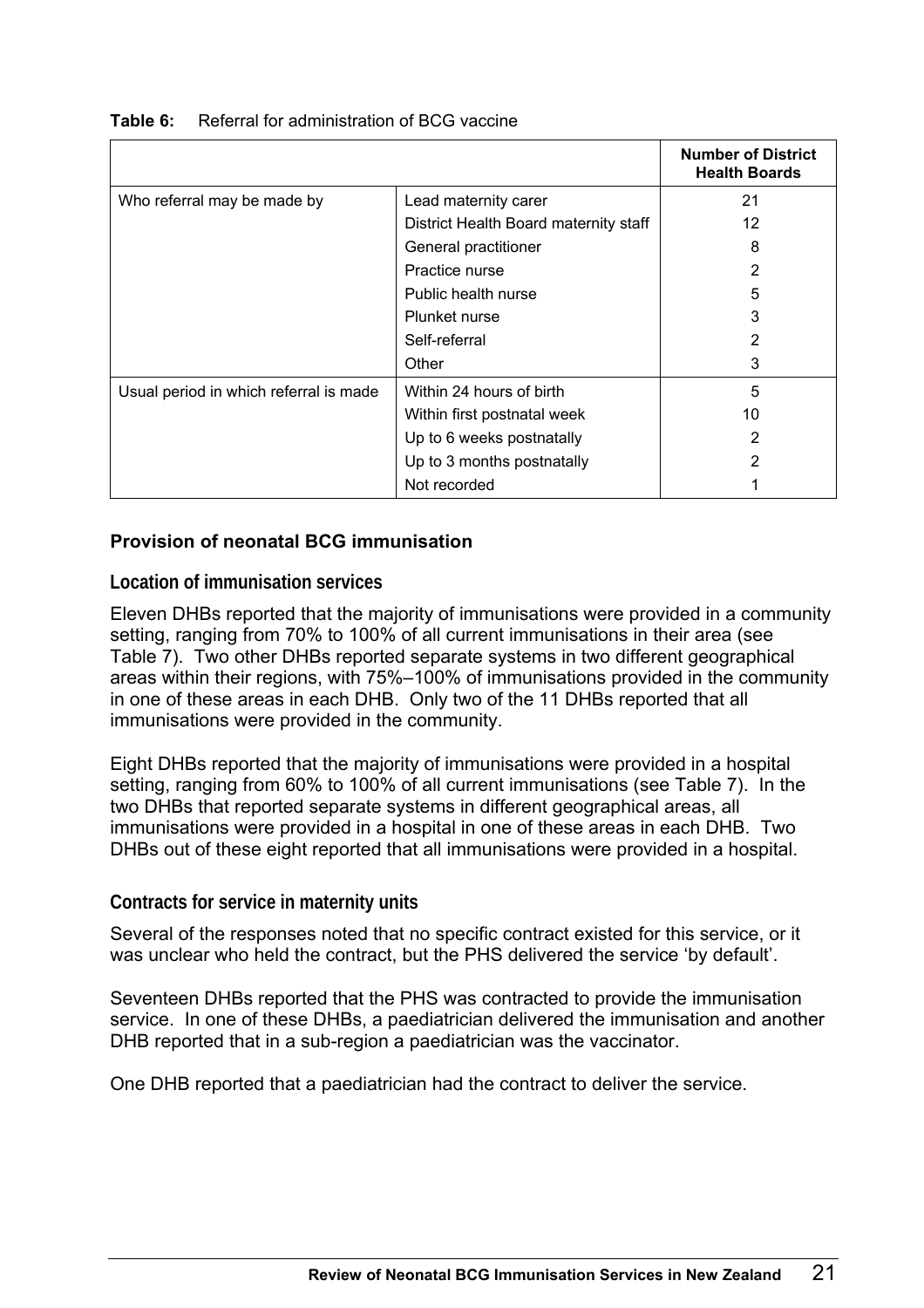**Table 6:** Referral for administration of BCG vaccine

| | | Number of District Health Boards |
|---|---|---|
| Who referral may be made by | Lead maternity carer | 21 |
| | District Health Board maternity staff | 12 |
| | General practitioner | 8 |
| | Practice nurse | 2 |
| | Public health nurse | 5 |
| | Plunket nurse | 3 |
| | Self-referral | 2 |
| | Other | 3 |
| Usual period in which referral is made | Within 24 hours of birth | 5 |
| | Within first postnatal week | 10 |
| | Up to 6 weeks postnatally | 2 |
| | Up to 3 months postnatally | 2 |
| | Not recorded | 1 |

## Provision of neonatal BCG immunisation

### Location of immunisation services

Eleven DHBs reported that the majority of immunisations were provided in a community setting, ranging from 70% to 100% of all current immunisations in their area (see Table 7). Two other DHBs reported separate systems in two different geographical areas within their regions, with 75%–100% of immunisations provided in the community in one of these areas in each DHB. Only two of the 11 DHBs reported that all immunisations were provided in the community.

Eight DHBs reported that the majority of immunisations were provided in a hospital setting, ranging from 60% to 100% of all current immunisations (see Table 7). In the two DHBs that reported separate systems in different geographical areas, all immunisations were provided in a hospital in one of these areas in each DHB. Two DHBs out of these eight reported that all immunisations were provided in a hospital.

### Contracts for service in maternity units

Several of the responses noted that no specific contract existed for this service, or it was unclear who held the contract, but the PHS delivered the service 'by default'.

Seventeen DHBs reported that the PHS was contracted to provide the immunisation service. In one of these DHBs, a paediatrician delivered the immunisation and another DHB reported that in a sub-region a paediatrician was the vaccinator.

One DHB reported that a paediatrician had the contract to deliver the service.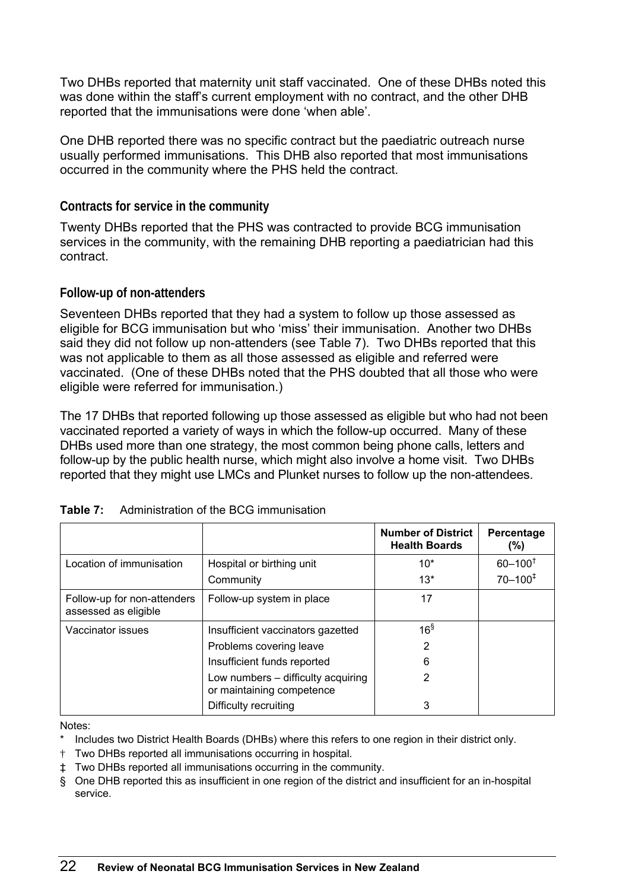Two DHBs reported that maternity unit staff vaccinated. One of these DHBs noted this was done within the staff's current employment with no contract, and the other DHB reported that the immunisations were done 'when able'.

One DHB reported there was no specific contract but the paediatric outreach nurse usually performed immunisations. This DHB also reported that most immunisations occurred in the community where the PHS held the contract.

### Contracts for service in the community

Twenty DHBs reported that the PHS was contracted to provide BCG immunisation services in the community, with the remaining DHB reporting a paediatrician had this contract.

### Follow-up of non-attenders

Seventeen DHBs reported that they had a system to follow up those assessed as eligible for BCG immunisation but who 'miss' their immunisation. Another two DHBs said they did not follow up non-attenders (see Table 7). Two DHBs reported that this was not applicable to them as all those assessed as eligible and referred were vaccinated. (One of these DHBs noted that the PHS doubted that all those who were eligible were referred for immunisation.)

The 17 DHBs that reported following up those assessed as eligible but who had not been vaccinated reported a variety of ways in which the follow-up occurred. Many of these DHBs used more than one strategy, the most common being phone calls, letters and follow-up by the public health nurse, which might also involve a home visit. Two DHBs reported that they might use LMCs and Plunket nurses to follow up the non-attendees.

**Table 7:** Administration of the BCG immunisation

| | | Number of District Health Boards | Percentage (%) |
|---|---|---|---|
| Location of immunisation | Hospital or birthing unit | 10* | 60–100† |
| | Community | 13* | 70–100‡ |
| Follow-up for non-attenders assessed as eligible | Follow-up system in place | 17 | |
| Vaccinator issues | Insufficient vaccinators gazetted | 16§ | |
| | Problems covering leave | 2 | |
| | Insufficient funds reported | 6 | |
| | Low numbers – difficulty acquiring or maintaining competence | 2 | |
| | Difficulty recruiting | 3 | |

Notes:

\* Includes two District Health Boards (DHBs) where this refers to one region in their district only.

† Two DHBs reported all immunisations occurring in hospital.

‡ Two DHBs reported all immunisations occurring in the community.

§ One DHB reported this as insufficient in one region of the district and insufficient for an in-hospital service.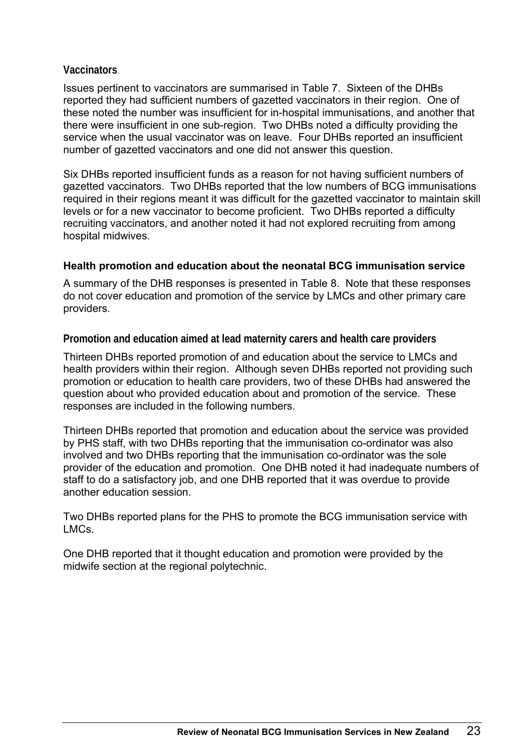### Vaccinators

Issues pertinent to vaccinators are summarised in Table 7. Sixteen of the DHBs reported they had sufficient numbers of gazetted vaccinators in their region. One of these noted the number was insufficient for in-hospital immunisations, and another that there were insufficient in one sub-region. Two DHBs noted a difficulty providing the service when the usual vaccinator was on leave. Four DHBs reported an insufficient number of gazetted vaccinators and one did not answer this question.

Six DHBs reported insufficient funds as a reason for not having sufficient numbers of gazetted vaccinators. Two DHBs reported that the low numbers of BCG immunisations required in their regions meant it was difficult for the gazetted vaccinator to maintain skill levels or for a new vaccinator to become proficient. Two DHBs reported a difficulty recruiting vaccinators, and another noted it had not explored recruiting from among hospital midwives.

## Health promotion and education about the neonatal BCG immunisation service

A summary of the DHB responses is presented in Table 8. Note that these responses do not cover education and promotion of the service by LMCs and other primary care providers.

### Promotion and education aimed at lead maternity carers and health care providers

Thirteen DHBs reported promotion of and education about the service to LMCs and health providers within their region. Although seven DHBs reported not providing such promotion or education to health care providers, two of these DHBs had answered the question about who provided education about and promotion of the service. These responses are included in the following numbers.

Thirteen DHBs reported that promotion and education about the service was provided by PHS staff, with two DHBs reporting that the immunisation co-ordinator was also involved and two DHBs reporting that the immunisation co-ordinator was the sole provider of the education and promotion. One DHB noted it had inadequate numbers of staff to do a satisfactory job, and one DHB reported that it was overdue to provide another education session.

Two DHBs reported plans for the PHS to promote the BCG immunisation service with LMCs.

One DHB reported that it thought education and promotion were provided by the midwife section at the regional polytechnic.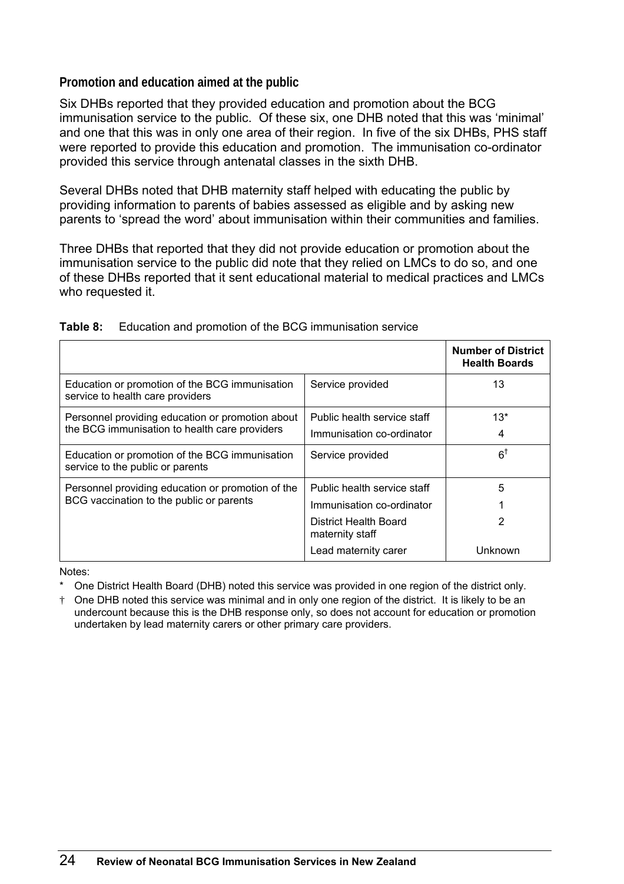### Promotion and education aimed at the public

Six DHBs reported that they provided education and promotion about the BCG immunisation service to the public. Of these six, one DHB noted that this was 'minimal' and one that this was in only one area of their region. In five of the six DHBs, PHS staff were reported to provide this education and promotion. The immunisation co-ordinator provided this service through antenatal classes in the sixth DHB.

Several DHBs noted that DHB maternity staff helped with educating the public by providing information to parents of babies assessed as eligible and by asking new parents to 'spread the word' about immunisation within their communities and families.

Three DHBs that reported that they did not provide education or promotion about the immunisation service to the public did note that they relied on LMCs to do so, and one of these DHBs reported that it sent educational material to medical practices and LMCs who requested it.

**Table 8:** Education and promotion of the BCG immunisation service

| | | Number of District Health Boards |
|---|---|---|
| Education or promotion of the BCG immunisation service to health care providers | Service provided | 13 |
| Personnel providing education or promotion about the BCG immunisation to health care providers | Public health service staff | 13* |
| | Immunisation co-ordinator | 4 |
| Education or promotion of the BCG immunisation service to the public or parents | Service provided | 6† |
| Personnel providing education or promotion of the BCG vaccination to the public or parents | Public health service staff | 5 |
| | Immunisation co-ordinator | 1 |
| | District Health Board maternity staff | 2 |
| | Lead maternity carer | Unknown |

Notes:

* One District Health Board (DHB) noted this service was provided in one region of the district only.

† One DHB noted this service was minimal and in only one region of the district. It is likely to be an undercount because this is the DHB response only, so does not account for education or promotion undertaken by lead maternity carers or other primary care providers.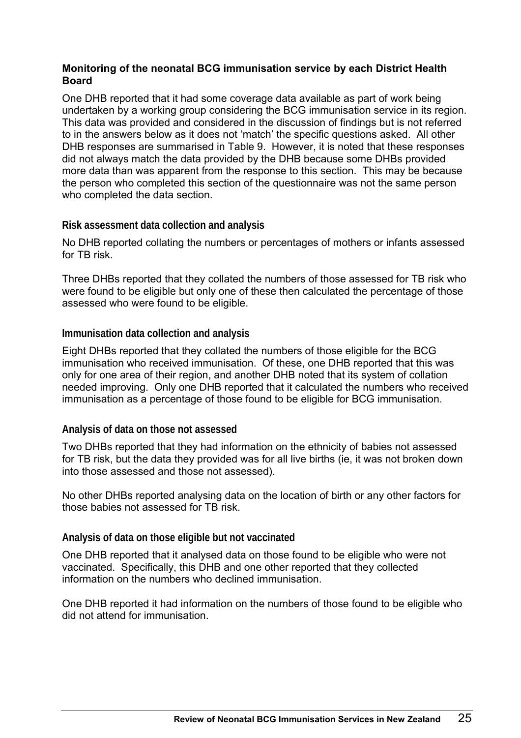### Monitoring of the neonatal BCG immunisation service by each District Health Board

One DHB reported that it had some coverage data available as part of work being undertaken by a working group considering the BCG immunisation service in its region. This data was provided and considered in the discussion of findings but is not referred to in the answers below as it does not 'match' the specific questions asked. All other DHB responses are summarised in Table 9. However, it is noted that these responses did not always match the data provided by the DHB because some DHBs provided more data than was apparent from the response to this section. This may be because the person who completed this section of the questionnaire was not the same person who completed the data section.

#### Risk assessment data collection and analysis

No DHB reported collating the numbers or percentages of mothers or infants assessed for TB risk.

Three DHBs reported that they collated the numbers of those assessed for TB risk who were found to be eligible but only one of these then calculated the percentage of those assessed who were found to be eligible.

#### Immunisation data collection and analysis

Eight DHBs reported that they collated the numbers of those eligible for the BCG immunisation who received immunisation. Of these, one DHB reported that this was only for one area of their region, and another DHB noted that its system of collation needed improving. Only one DHB reported that it calculated the numbers who received immunisation as a percentage of those found to be eligible for BCG immunisation.

#### Analysis of data on those not assessed

Two DHBs reported that they had information on the ethnicity of babies not assessed for TB risk, but the data they provided was for all live births (ie, it was not broken down into those assessed and those not assessed).

No other DHBs reported analysing data on the location of birth or any other factors for those babies not assessed for TB risk.

#### Analysis of data on those eligible but not vaccinated

One DHB reported that it analysed data on those found to be eligible who were not vaccinated. Specifically, this DHB and one other reported that they collected information on the numbers who declined immunisation.

One DHB reported it had information on the numbers of those found to be eligible who did not attend for immunisation.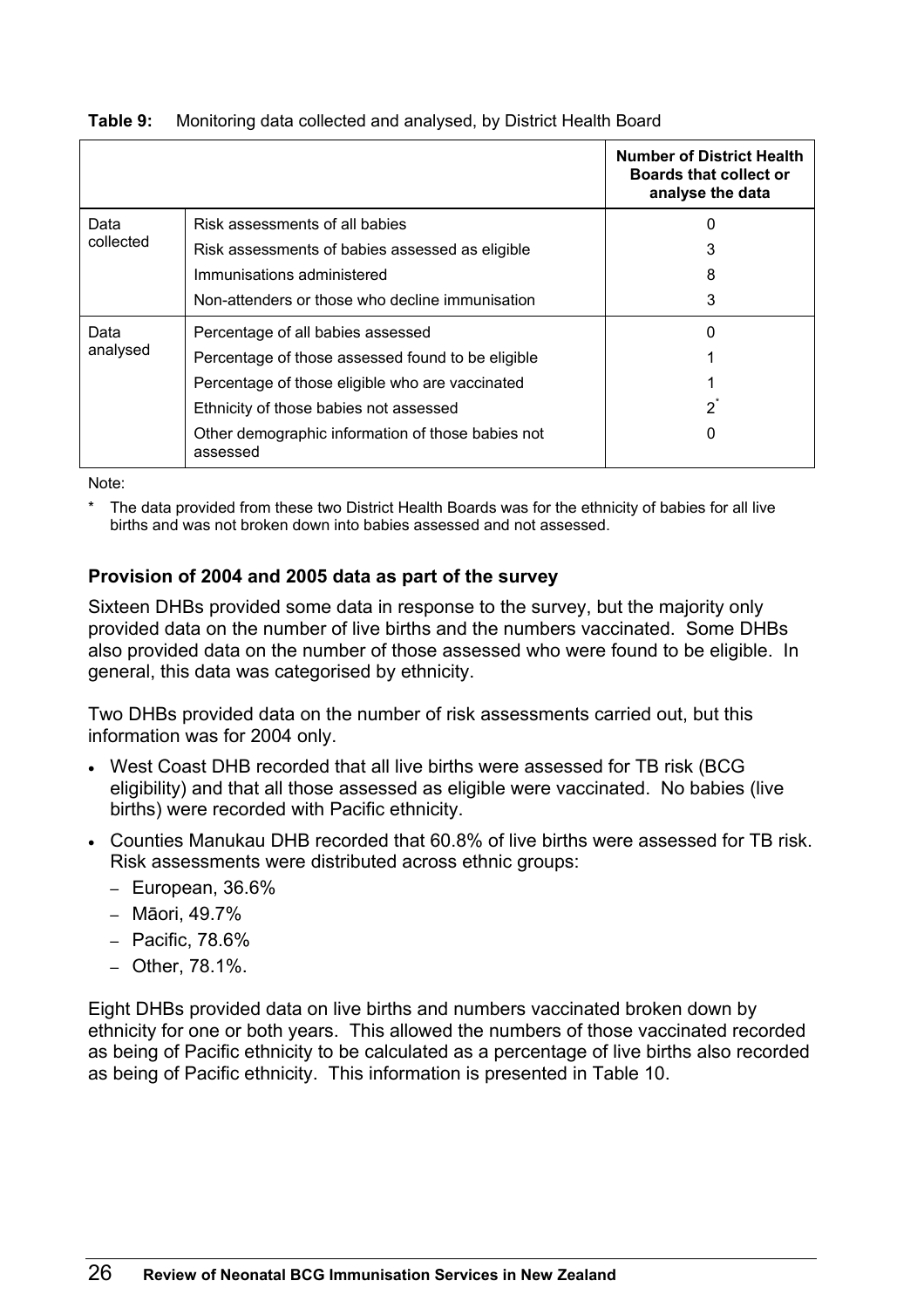**Table 9:** Monitoring data collected and analysed, by District Health Board

| | | Number of District Health Boards that collect or analyse the data |
|---|---|---|
| Data collected | Risk assessments of all babies | 0 |
| | Risk assessments of babies assessed as eligible | 3 |
| | Immunisations administered | 8 |
| | Non-attenders or those who decline immunisation | 3 |
| Data analysed | Percentage of all babies assessed | 0 |
| | Percentage of those assessed found to be eligible | 1 |
| | Percentage of those eligible who are vaccinated | 1 |
| | Ethnicity of those babies not assessed | 2* |
| | Other demographic information of those babies not assessed | 0 |

Note:

\* The data provided from these two District Health Boards was for the ethnicity of babies for all live births and was not broken down into babies assessed and not assessed.

### Provision of 2004 and 2005 data as part of the survey

Sixteen DHBs provided some data in response to the survey, but the majority only provided data on the number of live births and the numbers vaccinated. Some DHBs also provided data on the number of those assessed who were found to be eligible. In general, this data was categorised by ethnicity.

Two DHBs provided data on the number of risk assessments carried out, but this information was for 2004 only.

- West Coast DHB recorded that all live births were assessed for TB risk (BCG eligibility) and that all those assessed as eligible were vaccinated. No babies (live births) were recorded with Pacific ethnicity.
- Counties Manukau DHB recorded that 60.8% of live births were assessed for TB risk. Risk assessments were distributed across ethnic groups:
  - European, 36.6%
  - Māori, 49.7%
  - Pacific, 78.6%
  - Other, 78.1%.

Eight DHBs provided data on live births and numbers vaccinated broken down by ethnicity for one or both years. This allowed the numbers of those vaccinated recorded as being of Pacific ethnicity to be calculated as a percentage of live births also recorded as being of Pacific ethnicity. This information is presented in Table 10.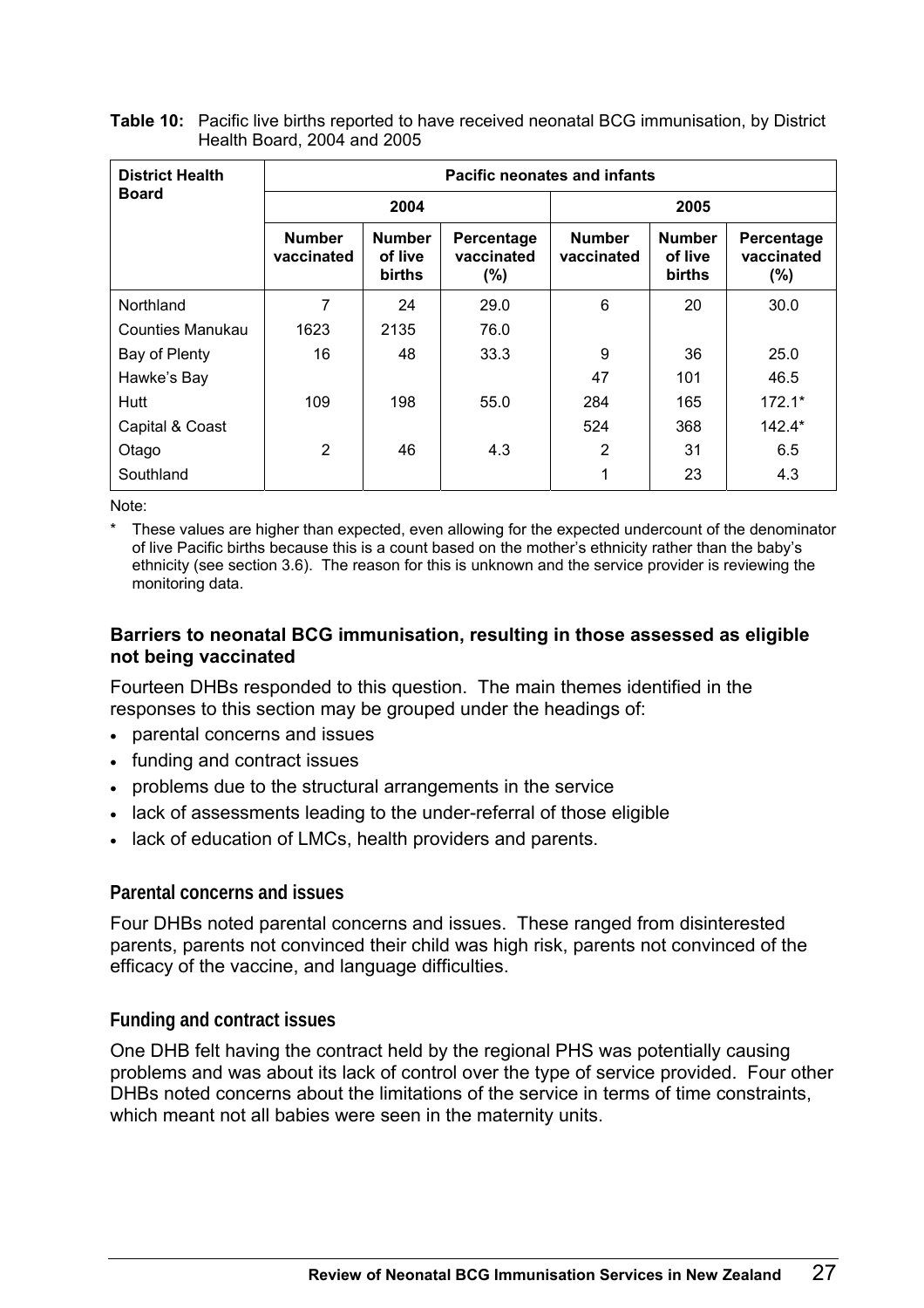**Table 10:** Pacific live births reported to have received neonatal BCG immunisation, by District Health Board, 2004 and 2005

| District Health Board | Pacific neonates and infants | | | | | |
|---|---|---|---|---|---|---|
| | 2004 | | | 2005 | | |
| | Number vaccinated | Number of live births | Percentage vaccinated (%) | Number vaccinated | Number of live births | Percentage vaccinated (%) |
| Northland | 7 | 24 | 29.0 | 6 | 20 | 30.0 |
| Counties Manukau | 1623 | 2135 | 76.0 | | | |
| Bay of Plenty | 16 | 48 | 33.3 | 9 | 36 | 25.0 |
| Hawke's Bay | | | | 47 | 101 | 46.5 |
| Hutt | 109 | 198 | 55.0 | 284 | 165 | 172.1* |
| Capital & Coast | | | | 524 | 368 | 142.4* |
| Otago | 2 | 46 | 4.3 | 2 | 31 | 6.5 |
| Southland | | | | 1 | 23 | 4.3 |

Note:

\* These values are higher than expected, even allowing for the expected undercount of the denominator of live Pacific births because this is a count based on the mother's ethnicity rather than the baby's ethnicity (see section 3.6). The reason for this is unknown and the service provider is reviewing the monitoring data.

### Barriers to neonatal BCG immunisation, resulting in those assessed as eligible not being vaccinated

Fourteen DHBs responded to this question. The main themes identified in the responses to this section may be grouped under the headings of:

- parental concerns and issues
- funding and contract issues
- problems due to the structural arrangements in the service
- lack of assessments leading to the under-referral of those eligible
- lack of education of LMCs, health providers and parents.

#### Parental concerns and issues

Four DHBs noted parental concerns and issues. These ranged from disinterested parents, parents not convinced their child was high risk, parents not convinced of the efficacy of the vaccine, and language difficulties.

#### Funding and contract issues

One DHB felt having the contract held by the regional PHS was potentially causing problems and was about its lack of control over the type of service provided. Four other DHBs noted concerns about the limitations of the service in terms of time constraints, which meant not all babies were seen in the maternity units.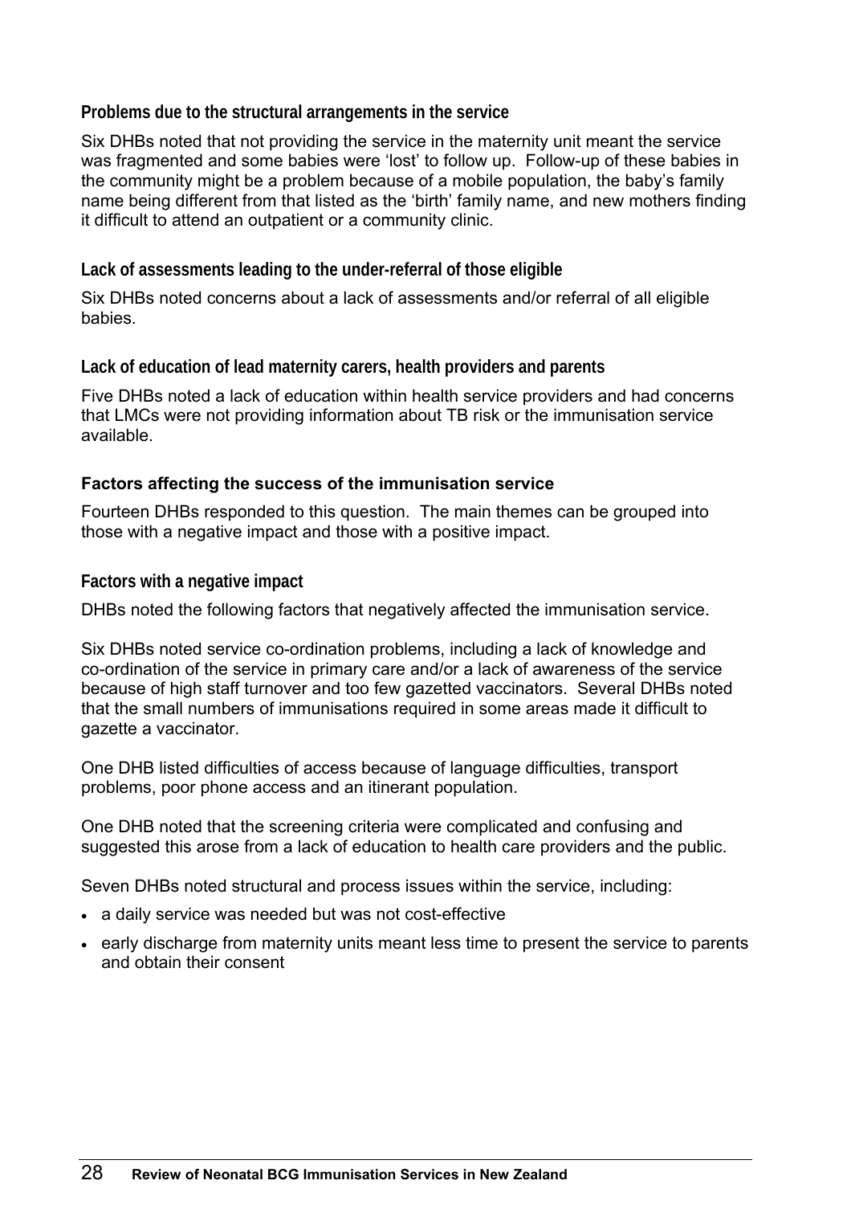#### Problems due to the structural arrangements in the service

Six DHBs noted that not providing the service in the maternity unit meant the service was fragmented and some babies were 'lost' to follow up. Follow-up of these babies in the community might be a problem because of a mobile population, the baby's family name being different from that listed as the 'birth' family name, and new mothers finding it difficult to attend an outpatient or a community clinic.

#### Lack of assessments leading to the under-referral of those eligible

Six DHBs noted concerns about a lack of assessments and/or referral of all eligible babies.

#### Lack of education of lead maternity carers, health providers and parents

Five DHBs noted a lack of education within health service providers and had concerns that LMCs were not providing information about TB risk or the immunisation service available.

### Factors affecting the success of the immunisation service

Fourteen DHBs responded to this question. The main themes can be grouped into those with a negative impact and those with a positive impact.

#### Factors with a negative impact

DHBs noted the following factors that negatively affected the immunisation service.

Six DHBs noted service co-ordination problems, including a lack of knowledge and co-ordination of the service in primary care and/or a lack of awareness of the service because of high staff turnover and too few gazetted vaccinators. Several DHBs noted that the small numbers of immunisations required in some areas made it difficult to gazette a vaccinator.

One DHB listed difficulties of access because of language difficulties, transport problems, poor phone access and an itinerant population.

One DHB noted that the screening criteria were complicated and confusing and suggested this arose from a lack of education to health care providers and the public.

Seven DHBs noted structural and process issues within the service, including:

- a daily service was needed but was not cost-effective
- early discharge from maternity units meant less time to present the service to parents and obtain their consent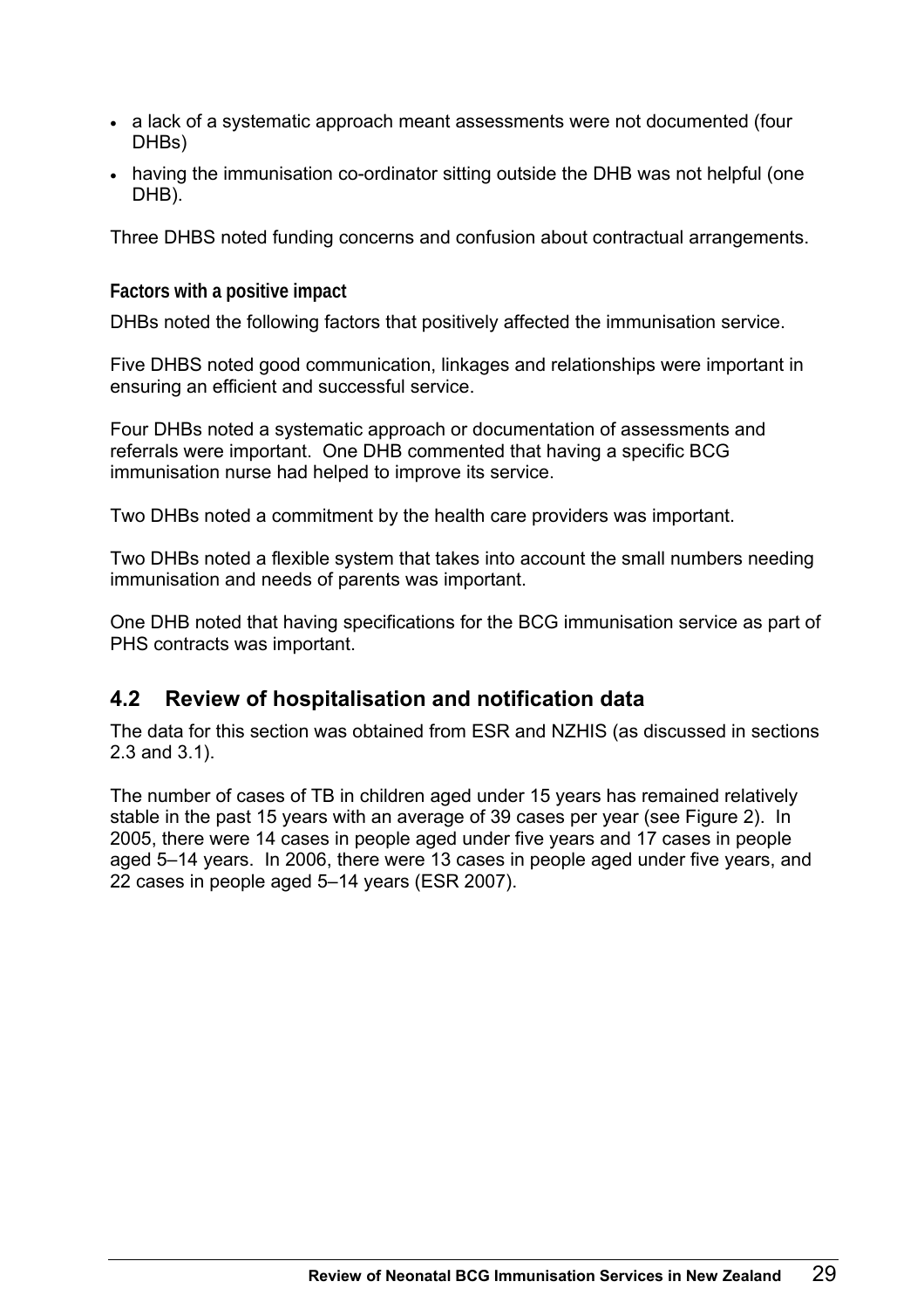- a lack of a systematic approach meant assessments were not documented (four DHBs)
- having the immunisation co-ordinator sitting outside the DHB was not helpful (one DHB).

Three DHBS noted funding concerns and confusion about contractual arrangements.

#### Factors with a positive impact

DHBs noted the following factors that positively affected the immunisation service.

Five DHBS noted good communication, linkages and relationships were important in ensuring an efficient and successful service.

Four DHBs noted a systematic approach or documentation of assessments and referrals were important. One DHB commented that having a specific BCG immunisation nurse had helped to improve its service.

Two DHBs noted a commitment by the health care providers was important.

Two DHBs noted a flexible system that takes into account the small numbers needing immunisation and needs of parents was important.

One DHB noted that having specifications for the BCG immunisation service as part of PHS contracts was important.

## 4.2 Review of hospitalisation and notification data

The data for this section was obtained from ESR and NZHIS (as discussed in sections 2.3 and 3.1).

The number of cases of TB in children aged under 15 years has remained relatively stable in the past 15 years with an average of 39 cases per year (see Figure 2). In 2005, there were 14 cases in people aged under five years and 17 cases in people aged 5–14 years. In 2006, there were 13 cases in people aged under five years, and 22 cases in people aged 5–14 years (ESR 2007).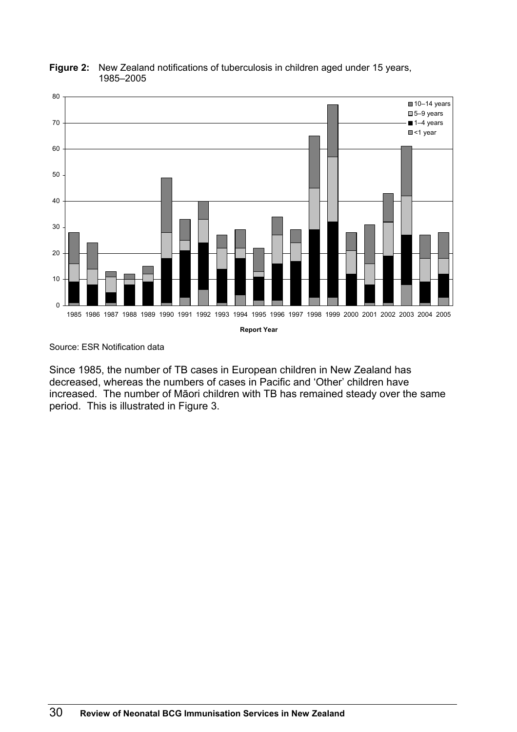**Figure 2:** New Zealand notifications of tuberculosis in children aged under 15 years, 1985–2005

Source: ESR Notification data

Since 1985, the number of TB cases in European children in New Zealand has decreased, whereas the numbers of cases in Pacific and 'Other' children have increased. The number of Māori children with TB has remained steady over the same period. This is illustrated in Figure 3.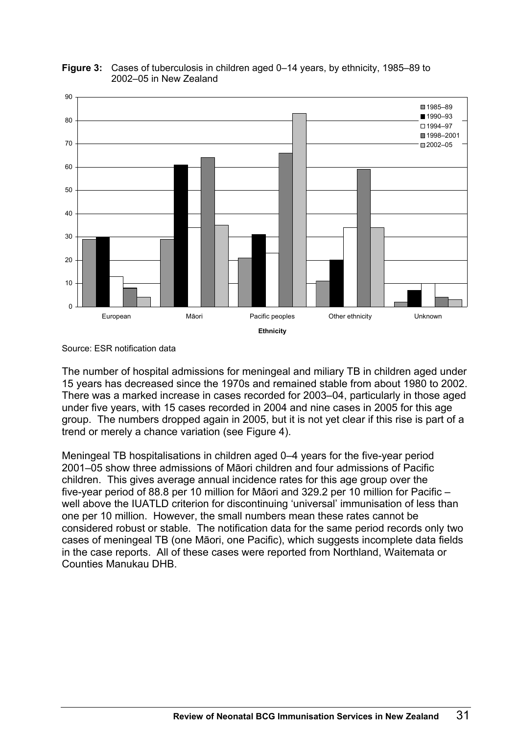**Figure 3:** Cases of tuberculosis in children aged 0–14 years, by ethnicity, 1985–89 to 2002–05 in New Zealand

Source: ESR notification data

The number of hospital admissions for meningeal and miliary TB in children aged under 15 years has decreased since the 1970s and remained stable from about 1980 to 2002. There was a marked increase in cases recorded for 2003–04, particularly in those aged under five years, with 15 cases recorded in 2004 and nine cases in 2005 for this age group. The numbers dropped again in 2005, but it is not yet clear if this rise is part of a trend or merely a chance variation (see Figure 4).

Meningeal TB hospitalisations in children aged 0–4 years for the five-year period 2001–05 show three admissions of Māori children and four admissions of Pacific children. This gives average annual incidence rates for this age group over the five-year period of 88.8 per 10 million for Māori and 329.2 per 10 million for Pacific – well above the IUATLD criterion for discontinuing 'universal' immunisation of less than one per 10 million. However, the small numbers mean these rates cannot be considered robust or stable. The notification data for the same period records only two cases of meningeal TB (one Māori, one Pacific), which suggests incomplete data fields in the case reports. All of these cases were reported from Northland, Waitemata or Counties Manukau DHB.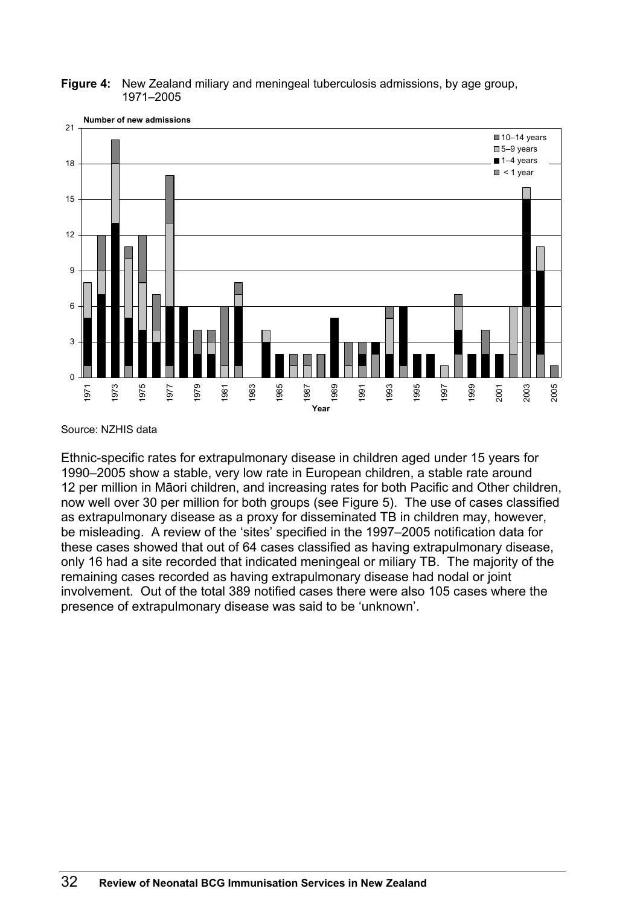**Figure 4:** New Zealand miliary and meningeal tuberculosis admissions, by age group, 1971–2005

Source: NZHIS data

Ethnic-specific rates for extrapulmonary disease in children aged under 15 years for 1990–2005 show a stable, very low rate in European children, a stable rate around 12 per million in Māori children, and increasing rates for both Pacific and Other children, now well over 30 per million for both groups (see Figure 5). The use of cases classified as extrapulmonary disease as a proxy for disseminated TB in children may, however, be misleading. A review of the 'sites' specified in the 1997–2005 notification data for these cases showed that out of 64 cases classified as having extrapulmonary disease, only 16 had a site recorded that indicated meningeal or miliary TB. The majority of the remaining cases recorded as having extrapulmonary disease had nodal or joint involvement. Out of the total 389 notified cases there were also 105 cases where the presence of extrapulmonary disease was said to be 'unknown'.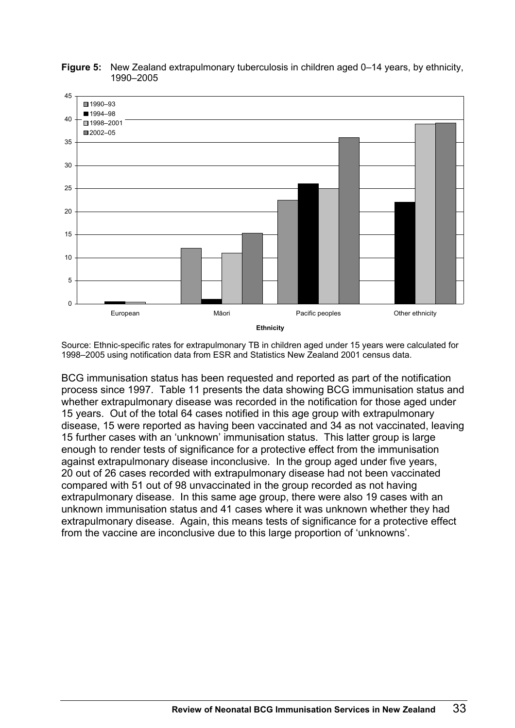**Figure 5:** New Zealand extrapulmonary tuberculosis in children aged 0–14 years, by ethnicity, 1990–2005

Source: Ethnic-specific rates for extrapulmonary TB in children aged under 15 years were calculated for 1998–2005 using notification data from ESR and Statistics New Zealand 2001 census data.

BCG immunisation status has been requested and reported as part of the notification process since 1997. Table 11 presents the data showing BCG immunisation status and whether extrapulmonary disease was recorded in the notification for those aged under 15 years. Out of the total 64 cases notified in this age group with extrapulmonary disease, 15 were reported as having been vaccinated and 34 as not vaccinated, leaving 15 further cases with an 'unknown' immunisation status. This latter group is large enough to render tests of significance for a protective effect from the immunisation against extrapulmonary disease inconclusive. In the group aged under five years, 20 out of 26 cases recorded with extrapulmonary disease had not been vaccinated compared with 51 out of 98 unvaccinated in the group recorded as not having extrapulmonary disease. In this same age group, there were also 19 cases with an unknown immunisation status and 41 cases where it was unknown whether they had extrapulmonary disease. Again, this means tests of significance for a protective effect from the vaccine are inconclusive due to this large proportion of 'unknowns'.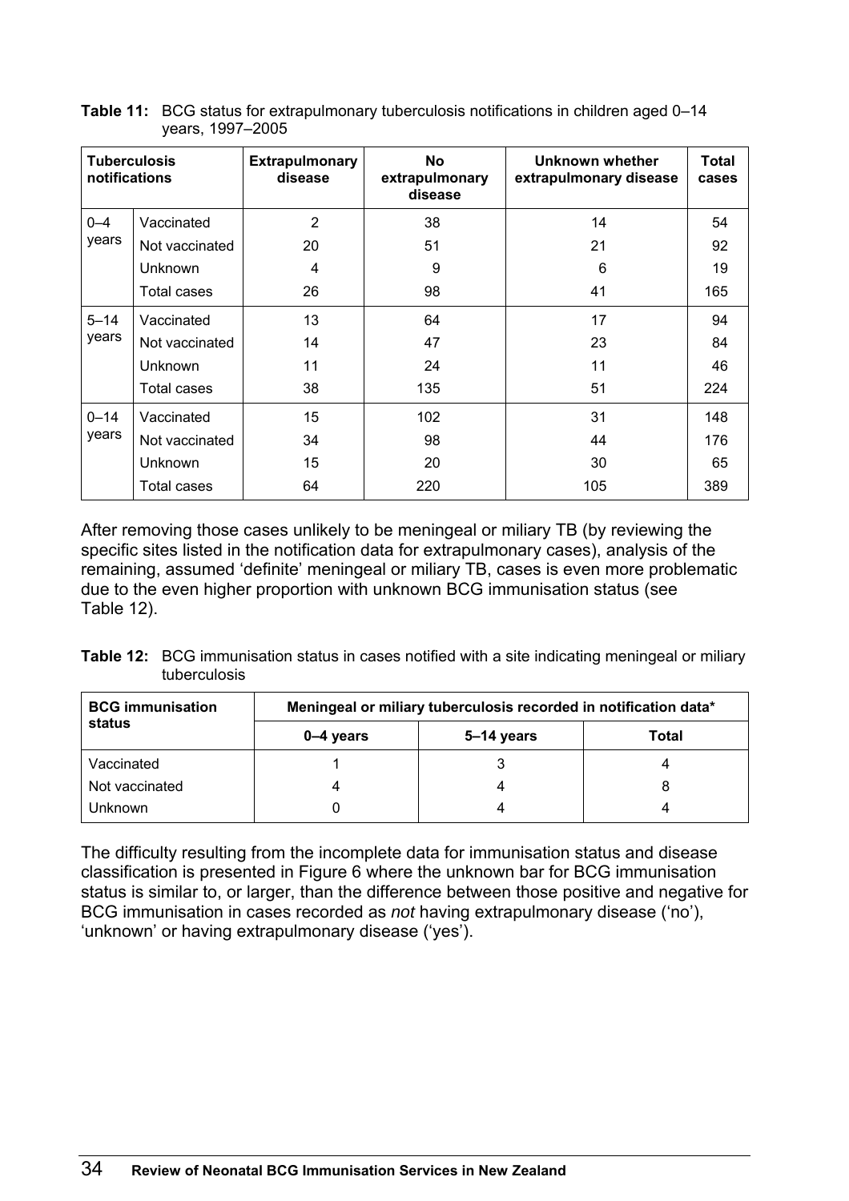**Table 11:** BCG status for extrapulmonary tuberculosis notifications in children aged 0–14 years, 1997–2005

| Tuberculosis notifications | | Extrapulmonary disease | No extrapulmonary disease | Unknown whether extrapulmonary disease | Total cases |
|---|---|---|---|---|---|
| 0–4 years | Vaccinated | 2 | 38 | 14 | 54 |
| | Not vaccinated | 20 | 51 | 21 | 92 |
| | Unknown | 4 | 9 | 6 | 19 |
| | Total cases | 26 | 98 | 41 | 165 |
| 5–14 years | Vaccinated | 13 | 64 | 17 | 94 |
| | Not vaccinated | 14 | 47 | 23 | 84 |
| | Unknown | 11 | 24 | 11 | 46 |
| | Total cases | 38 | 135 | 51 | 224 |
| 0–14 years | Vaccinated | 15 | 102 | 31 | 148 |
| | Not vaccinated | 34 | 98 | 44 | 176 |
| | Unknown | 15 | 20 | 30 | 65 |
| | Total cases | 64 | 220 | 105 | 389 |

After removing those cases unlikely to be meningeal or miliary TB (by reviewing the specific sites listed in the notification data for extrapulmonary cases), analysis of the remaining, assumed 'definite' meningeal or miliary TB, cases is even more problematic due to the even higher proportion with unknown BCG immunisation status (see Table 12).

**Table 12:** BCG immunisation status in cases notified with a site indicating meningeal or miliary tuberculosis

| BCG immunisation status | Meningeal or miliary tuberculosis recorded in notification data* | | |
|---|---|---|---|
| | 0–4 years | 5–14 years | Total |
| Vaccinated | 1 | 3 | 4 |
| Not vaccinated | 4 | 4 | 8 |
| Unknown | 0 | 4 | 4 |

The difficulty resulting from the incomplete data for immunisation status and disease classification is presented in Figure 6 where the unknown bar for BCG immunisation status is similar to, or larger, than the difference between those positive and negative for BCG immunisation in cases recorded as *not* having extrapulmonary disease ('no'), 'unknown' or having extrapulmonary disease ('yes').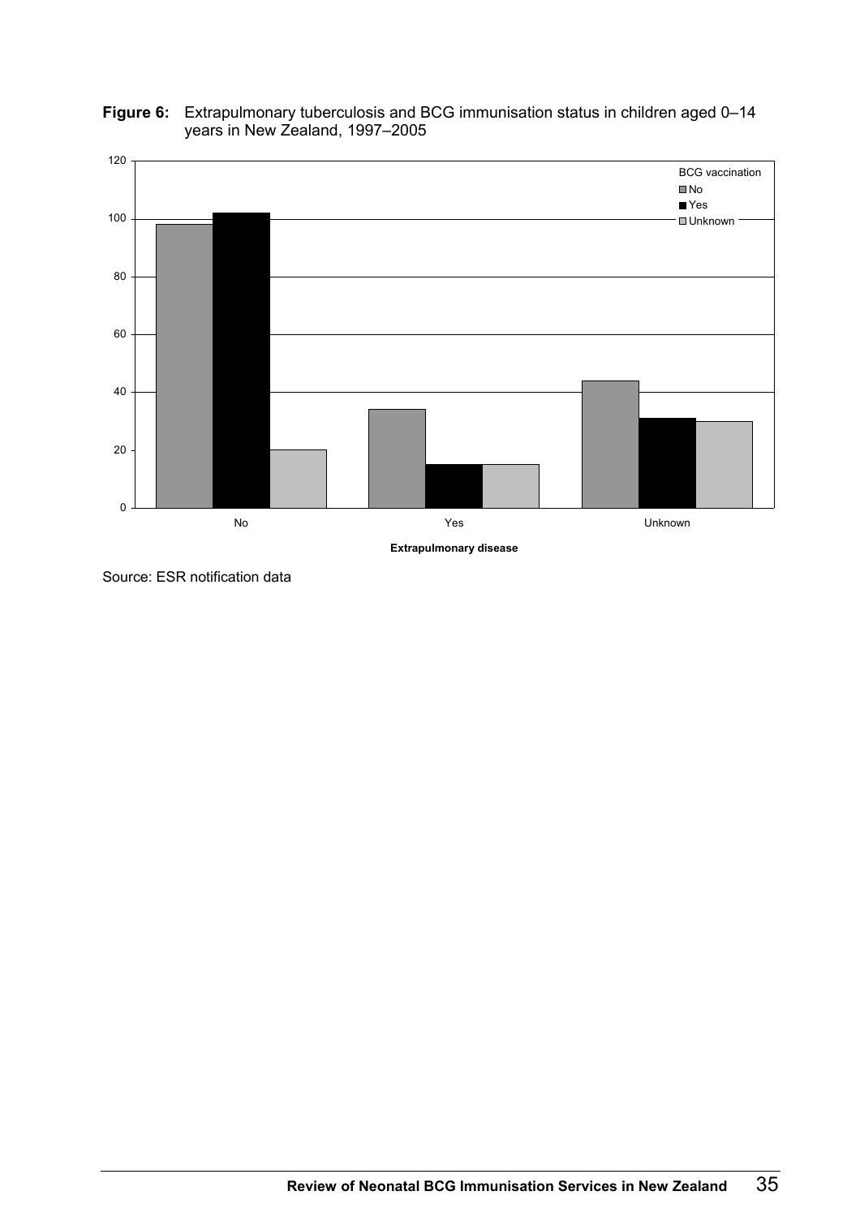**Figure 6:** Extrapulmonary tuberculosis and BCG immunisation status in children aged 0–14 years in New Zealand, 1997–2005

Source: ESR notification data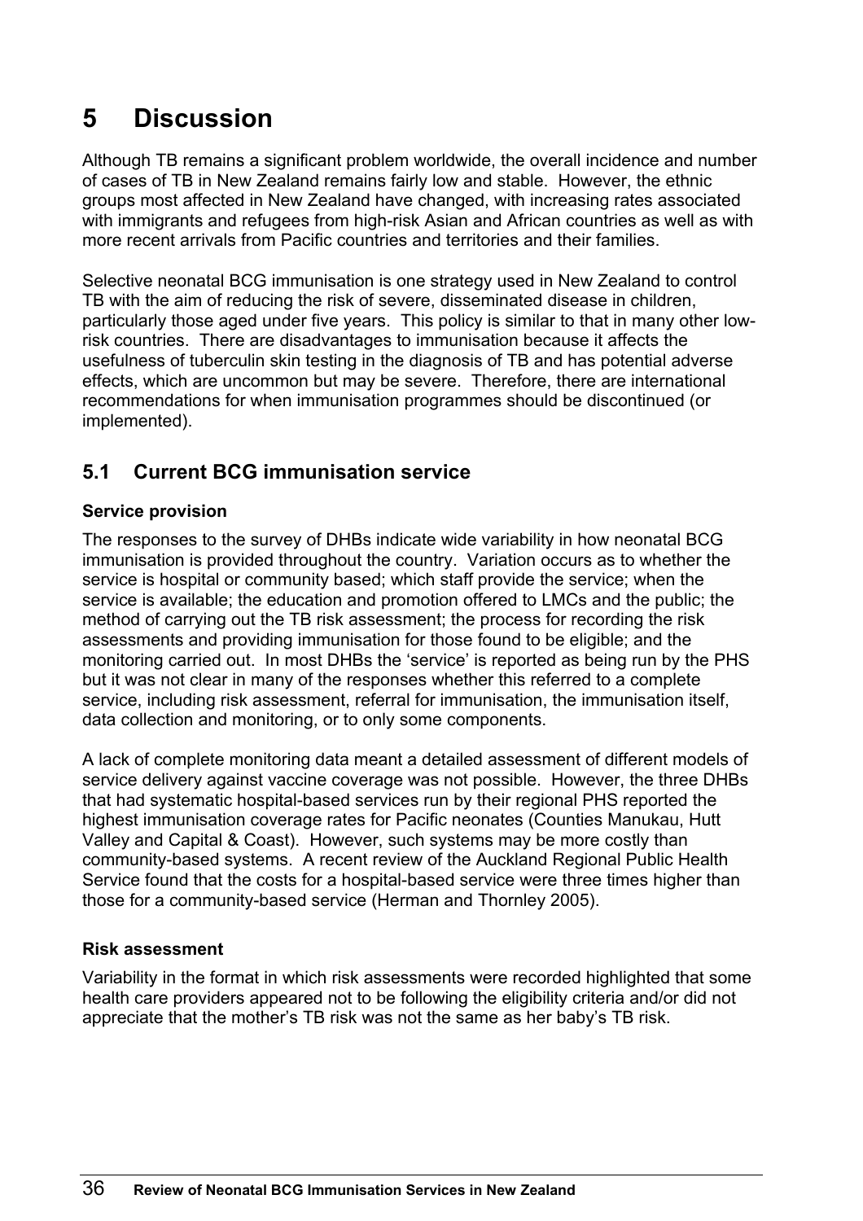# 5 Discussion

Although TB remains a significant problem worldwide, the overall incidence and number of cases of TB in New Zealand remains fairly low and stable. However, the ethnic groups most affected in New Zealand have changed, with increasing rates associated with immigrants and refugees from high-risk Asian and African countries as well as with more recent arrivals from Pacific countries and territories and their families.

Selective neonatal BCG immunisation is one strategy used in New Zealand to control TB with the aim of reducing the risk of severe, disseminated disease in children, particularly those aged under five years. This policy is similar to that in many other low-risk countries. There are disadvantages to immunisation because it affects the usefulness of tuberculin skin testing in the diagnosis of TB and has potential adverse effects, which are uncommon but may be severe. Therefore, there are international recommendations for when immunisation programmes should be discontinued (or implemented).

## 5.1 Current BCG immunisation service

### Service provision

The responses to the survey of DHBs indicate wide variability in how neonatal BCG immunisation is provided throughout the country. Variation occurs as to whether the service is hospital or community based; which staff provide the service; when the service is available; the education and promotion offered to LMCs and the public; the method of carrying out the TB risk assessment; the process for recording the risk assessments and providing immunisation for those found to be eligible; and the monitoring carried out. In most DHBs the 'service' is reported as being run by the PHS but it was not clear in many of the responses whether this referred to a complete service, including risk assessment, referral for immunisation, the immunisation itself, data collection and monitoring, or to only some components.

A lack of complete monitoring data meant a detailed assessment of different models of service delivery against vaccine coverage was not possible. However, the three DHBs that had systematic hospital-based services run by their regional PHS reported the highest immunisation coverage rates for Pacific neonates (Counties Manukau, Hutt Valley and Capital & Coast). However, such systems may be more costly than community-based systems. A recent review of the Auckland Regional Public Health Service found that the costs for a hospital-based service were three times higher than those for a community-based service (Herman and Thornley 2005).

### Risk assessment

Variability in the format in which risk assessments were recorded highlighted that some health care providers appeared not to be following the eligibility criteria and/or did not appreciate that the mother's TB risk was not the same as her baby's TB risk.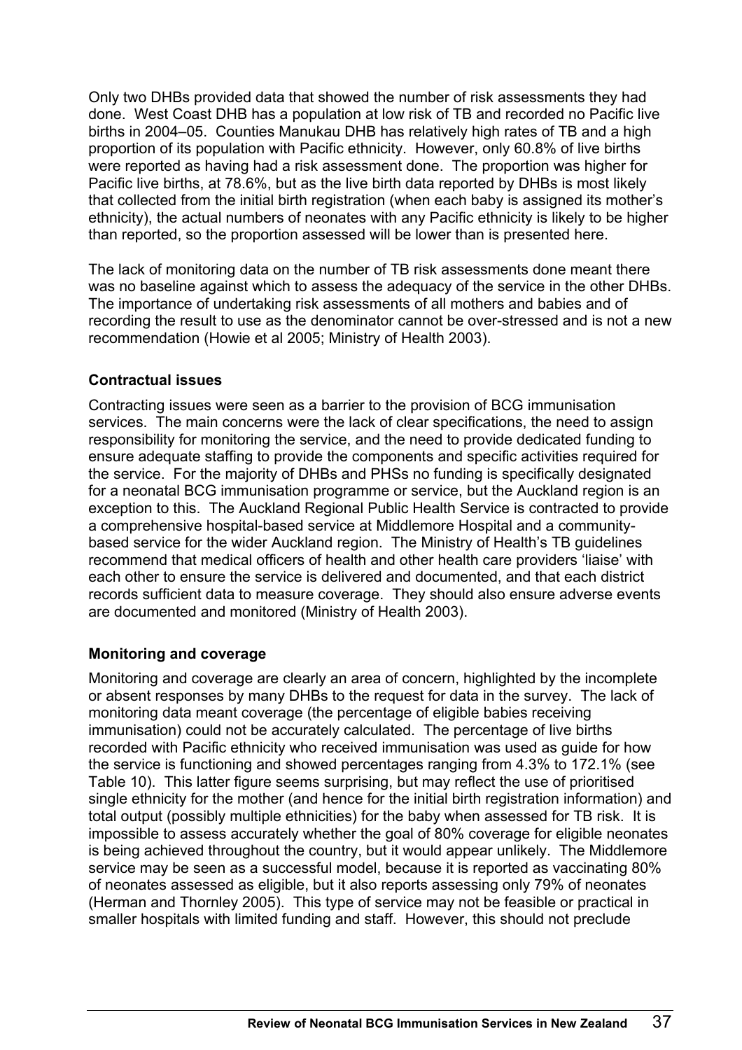Only two DHBs provided data that showed the number of risk assessments they had done. West Coast DHB has a population at low risk of TB and recorded no Pacific live births in 2004–05. Counties Manukau DHB has relatively high rates of TB and a high proportion of its population with Pacific ethnicity. However, only 60.8% of live births were reported as having had a risk assessment done. The proportion was higher for Pacific live births, at 78.6%, but as the live birth data reported by DHBs is most likely that collected from the initial birth registration (when each baby is assigned its mother's ethnicity), the actual numbers of neonates with any Pacific ethnicity is likely to be higher than reported, so the proportion assessed will be lower than is presented here.

The lack of monitoring data on the number of TB risk assessments done meant there was no baseline against which to assess the adequacy of the service in the other DHBs. The importance of undertaking risk assessments of all mothers and babies and of recording the result to use as the denominator cannot be over-stressed and is not a new recommendation (Howie et al 2005; Ministry of Health 2003).

**Contractual issues**

Contracting issues were seen as a barrier to the provision of BCG immunisation services. The main concerns were the lack of clear specifications, the need to assign responsibility for monitoring the service, and the need to provide dedicated funding to ensure adequate staffing to provide the components and specific activities required for the service. For the majority of DHBs and PHSs no funding is specifically designated for a neonatal BCG immunisation programme or service, but the Auckland region is an exception to this. The Auckland Regional Public Health Service is contracted to provide a comprehensive hospital-based service at Middlemore Hospital and a community-based service for the wider Auckland region. The Ministry of Health's TB guidelines recommend that medical officers of health and other health care providers 'liaise' with each other to ensure the service is delivered and documented, and that each district records sufficient data to measure coverage. They should also ensure adverse events are documented and monitored (Ministry of Health 2003).

**Monitoring and coverage**

Monitoring and coverage are clearly an area of concern, highlighted by the incomplete or absent responses by many DHBs to the request for data in the survey. The lack of monitoring data meant coverage (the percentage of eligible babies receiving immunisation) could not be accurately calculated. The percentage of live births recorded with Pacific ethnicity who received immunisation was used as guide for how the service is functioning and showed percentages ranging from 4.3% to 172.1% (see Table 10). This latter figure seems surprising, but may reflect the use of prioritised single ethnicity for the mother (and hence for the initial birth registration information) and total output (possibly multiple ethnicities) for the baby when assessed for TB risk. It is impossible to assess accurately whether the goal of 80% coverage for eligible neonates is being achieved throughout the country, but it would appear unlikely. The Middlemore service may be seen as a successful model, because it is reported as vaccinating 80% of neonates assessed as eligible, but it also reports assessing only 79% of neonates (Herman and Thornley 2005). This type of service may not be feasible or practical in smaller hospitals with limited funding and staff. However, this should not preclude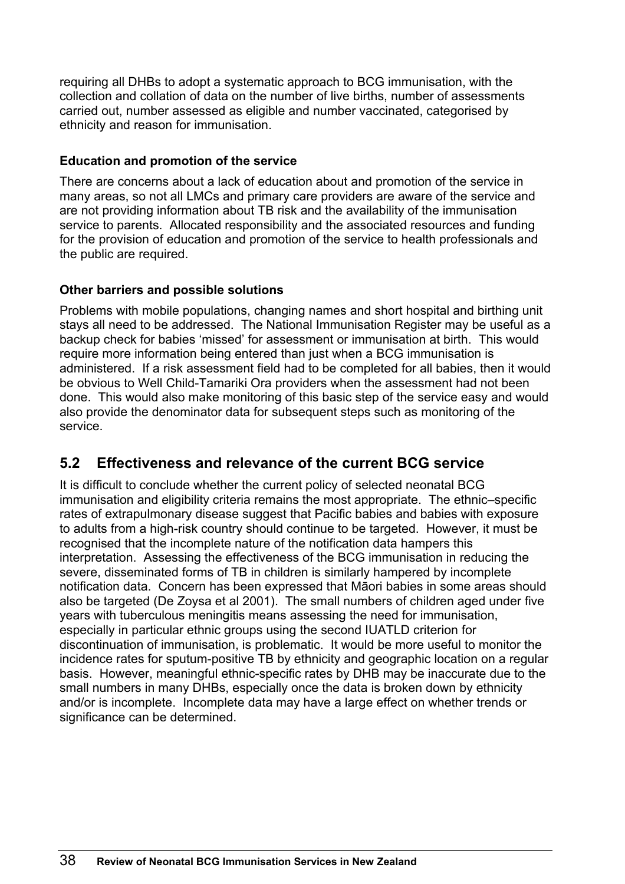requiring all DHBs to adopt a systematic approach to BCG immunisation, with the collection and collation of data on the number of live births, number of assessments carried out, number assessed as eligible and number vaccinated, categorised by ethnicity and reason for immunisation.

**Education and promotion of the service**

There are concerns about a lack of education about and promotion of the service in many areas, so not all LMCs and primary care providers are aware of the service and are not providing information about TB risk and the availability of the immunisation service to parents. Allocated responsibility and the associated resources and funding for the provision of education and promotion of the service to health professionals and the public are required.

**Other barriers and possible solutions**

Problems with mobile populations, changing names and short hospital and birthing unit stays all need to be addressed. The National Immunisation Register may be useful as a backup check for babies 'missed' for assessment or immunisation at birth. This would require more information being entered than just when a BCG immunisation is administered. If a risk assessment field had to be completed for all babies, then it would be obvious to Well Child-Tamariki Ora providers when the assessment had not been done. This would also make monitoring of this basic step of the service easy and would also provide the denominator data for subsequent steps such as monitoring of the service.

## 5.2 Effectiveness and relevance of the current BCG service

It is difficult to conclude whether the current policy of selected neonatal BCG immunisation and eligibility criteria remains the most appropriate. The ethnic–specific rates of extrapulmonary disease suggest that Pacific babies and babies with exposure to adults from a high-risk country should continue to be targeted. However, it must be recognised that the incomplete nature of the notification data hampers this interpretation. Assessing the effectiveness of the BCG immunisation in reducing the severe, disseminated forms of TB in children is similarly hampered by incomplete notification data. Concern has been expressed that Māori babies in some areas should also be targeted (De Zoysa et al 2001). The small numbers of children aged under five years with tuberculous meningitis means assessing the need for immunisation, especially in particular ethnic groups using the second IUATLD criterion for discontinuation of immunisation, is problematic. It would be more useful to monitor the incidence rates for sputum-positive TB by ethnicity and geographic location on a regular basis. However, meaningful ethnic-specific rates by DHB may be inaccurate due to the small numbers in many DHBs, especially once the data is broken down by ethnicity and/or is incomplete. Incomplete data may have a large effect on whether trends or significance can be determined.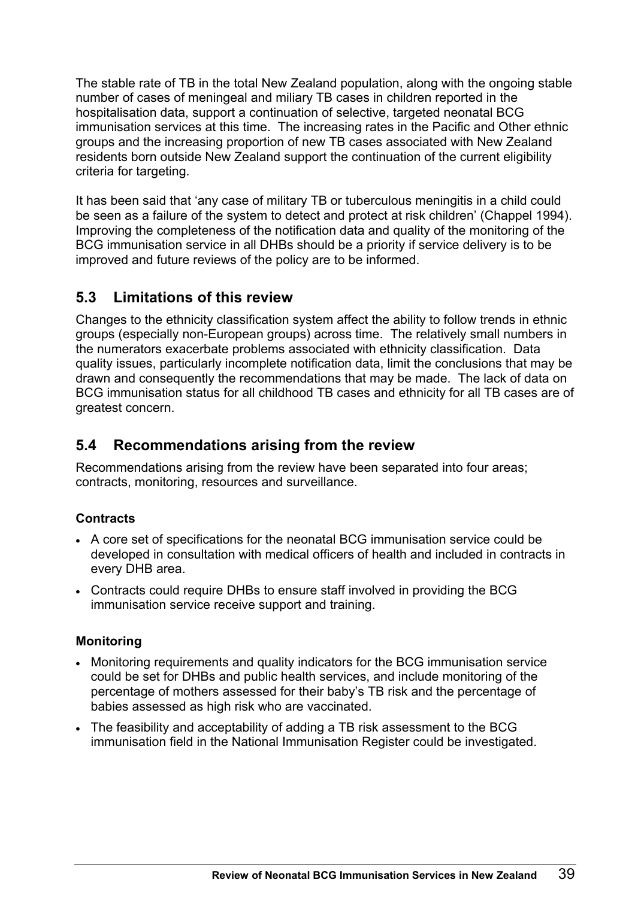The stable rate of TB in the total New Zealand population, along with the ongoing stable number of cases of meningeal and miliary TB cases in children reported in the hospitalisation data, support a continuation of selective, targeted neonatal BCG immunisation services at this time. The increasing rates in the Pacific and Other ethnic groups and the increasing proportion of new TB cases associated with New Zealand residents born outside New Zealand support the continuation of the current eligibility criteria for targeting.

It has been said that 'any case of military TB or tuberculous meningitis in a child could be seen as a failure of the system to detect and protect at risk children' (Chappel 1994). Improving the completeness of the notification data and quality of the monitoring of the BCG immunisation service in all DHBs should be a priority if service delivery is to be improved and future reviews of the policy are to be informed.

## 5.3 Limitations of this review

Changes to the ethnicity classification system affect the ability to follow trends in ethnic groups (especially non-European groups) across time. The relatively small numbers in the numerators exacerbate problems associated with ethnicity classification. Data quality issues, particularly incomplete notification data, limit the conclusions that may be drawn and consequently the recommendations that may be made. The lack of data on BCG immunisation status for all childhood TB cases and ethnicity for all TB cases are of greatest concern.

## 5.4 Recommendations arising from the review

Recommendations arising from the review have been separated into four areas; contracts, monitoring, resources and surveillance.

**Contracts**

- A core set of specifications for the neonatal BCG immunisation service could be developed in consultation with medical officers of health and included in contracts in every DHB area.
- Contracts could require DHBs to ensure staff involved in providing the BCG immunisation service receive support and training.

**Monitoring**

- Monitoring requirements and quality indicators for the BCG immunisation service could be set for DHBs and public health services, and include monitoring of the percentage of mothers assessed for their baby's TB risk and the percentage of babies assessed as high risk who are vaccinated.
- The feasibility and acceptability of adding a TB risk assessment to the BCG immunisation field in the National Immunisation Register could be investigated.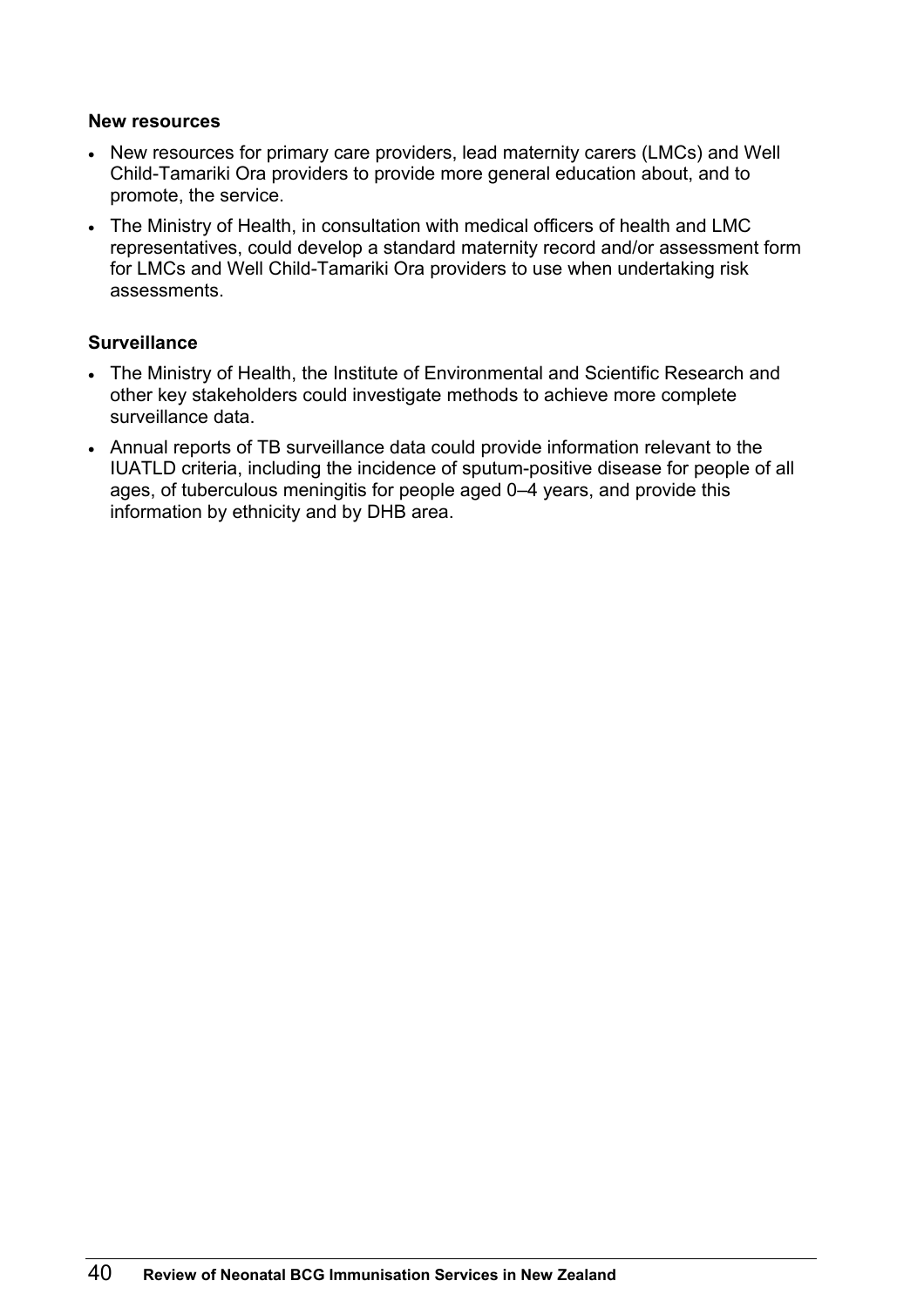**New resources**

- New resources for primary care providers, lead maternity carers (LMCs) and Well Child-Tamariki Ora providers to provide more general education about, and to promote, the service.
- The Ministry of Health, in consultation with medical officers of health and LMC representatives, could develop a standard maternity record and/or assessment form for LMCs and Well Child-Tamariki Ora providers to use when undertaking risk assessments.

**Surveillance**

- The Ministry of Health, the Institute of Environmental and Scientific Research and other key stakeholders could investigate methods to achieve more complete surveillance data.
- Annual reports of TB surveillance data could provide information relevant to the IUATLD criteria, including the incidence of sputum-positive disease for people of all ages, of tuberculous meningitis for people aged 0–4 years, and provide this information by ethnicity and by DHB area.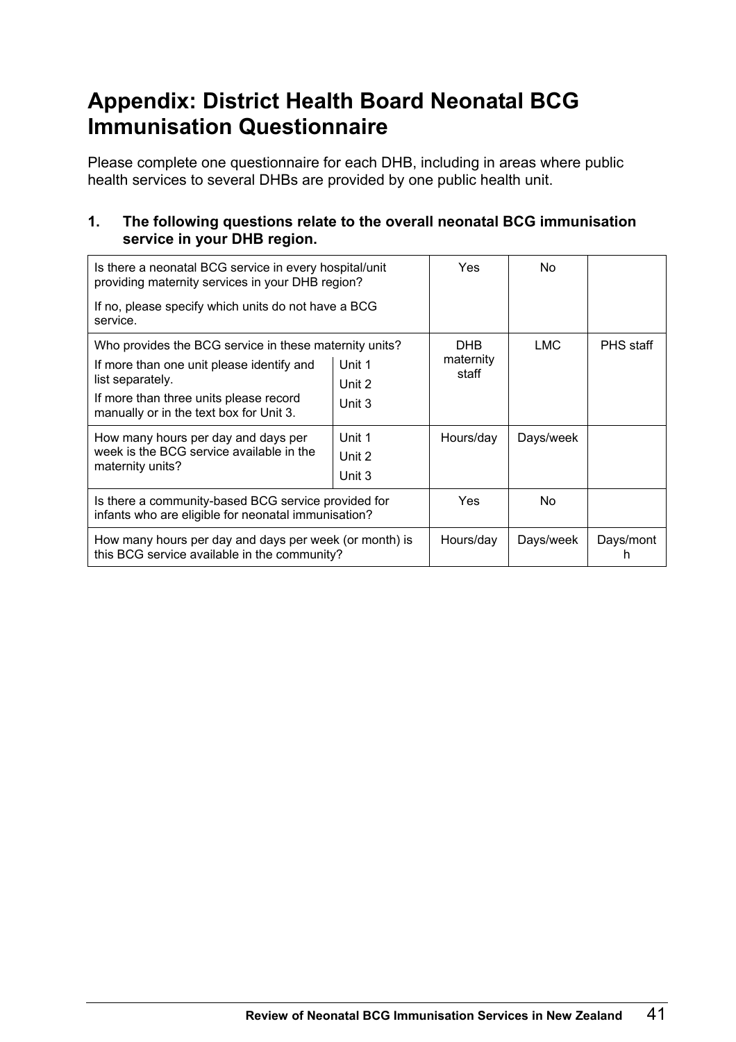# Appendix: District Health Board Neonatal BCG Immunisation Questionnaire

Please complete one questionnaire for each DHB, including in areas where public health services to several DHBs are provided by one public health unit.

**1. The following questions relate to the overall neonatal BCG immunisation service in your DHB region.**

| | | | | |
|---|---|---|---|---|
| Is there a neonatal BCG service in every hospital/unit providing maternity services in your DHB region?<br><br>If no, please specify which units do not have a BCG service. | | Yes | No | |
| Who provides the BCG service in these maternity units?<br><br>If more than one unit please identify and list separately.<br><br>If more than three units please record manually or in the text box for Unit 3. | Unit 1<br>Unit 2<br>Unit 3 | DHB maternity staff | LMC | PHS staff |
| How many hours per day and days per week is the BCG service available in the maternity units? | Unit 1<br>Unit 2<br>Unit 3 | Hours/day | Days/week | |
| Is there a community-based BCG service provided for infants who are eligible for neonatal immunisation? | | Yes | No | |
| How many hours per day and days per week (or month) is this BCG service available in the community? | | Hours/day | Days/week | Days/month |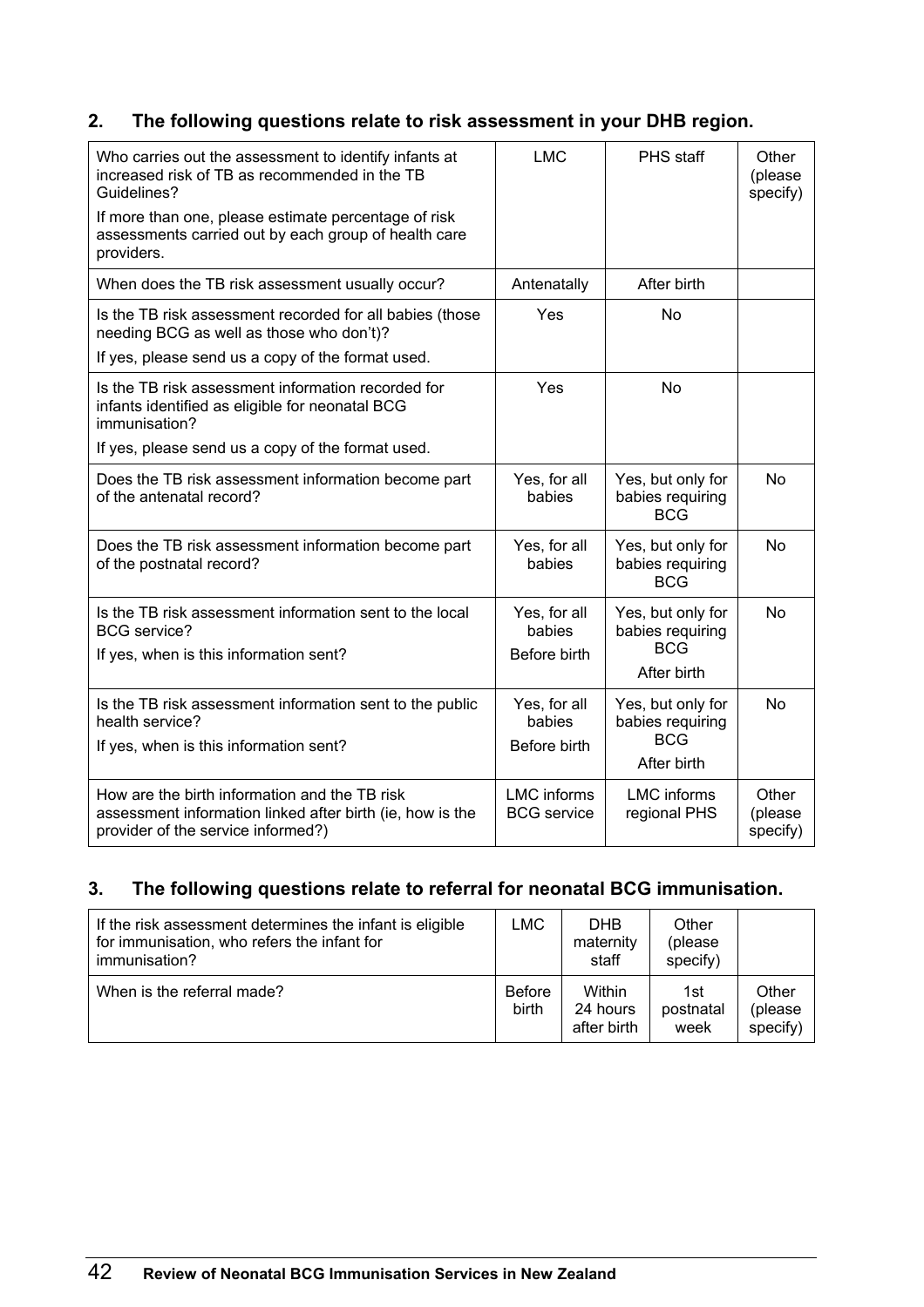## 2. The following questions relate to risk assessment in your DHB region.

| | | | |
|---|---|---|---|
| Who carries out the assessment to identify infants at increased risk of TB as recommended in the TB Guidelines?<br>If more than one, please estimate percentage of risk assessments carried out by each group of health care providers. | LMC | PHS staff | Other (please specify) |
| When does the TB risk assessment usually occur? | Antenatally | After birth | |
| Is the TB risk assessment recorded for all babies (those needing BCG as well as those who don't)?<br>If yes, please send us a copy of the format used. | Yes | No | |
| Is the TB risk assessment information recorded for infants identified as eligible for neonatal BCG immunisation?<br>If yes, please send us a copy of the format used. | Yes | No | |
| Does the TB risk assessment information become part of the antenatal record? | Yes, for all babies | Yes, but only for babies requiring BCG | No |
| Does the TB risk assessment information become part of the postnatal record? | Yes, for all babies | Yes, but only for babies requiring BCG | No |
| Is the TB risk assessment information sent to the local BCG service?<br>If yes, when is this information sent? | Yes, for all babies<br>Before birth | Yes, but only for babies requiring BCG<br>After birth | No |
| Is the TB risk assessment information sent to the public health service?<br>If yes, when is this information sent? | Yes, for all babies<br>Before birth | Yes, but only for babies requiring BCG<br>After birth | No |
| How are the birth information and the TB risk assessment information linked after birth (ie, how is the provider of the service informed?) | LMC informs BCG service | LMC informs regional PHS | Other (please specify) |

## 3. The following questions relate to referral for neonatal BCG immunisation.

| | | | | |
|---|---|---|---|---|
| If the risk assessment determines the infant is eligible for immunisation, who refers the infant for immunisation? | LMC | DHB maternity staff | Other (please specify) | |
| When is the referral made? | Before birth | Within 24 hours after birth | 1st postnatal week | Other (please specify) |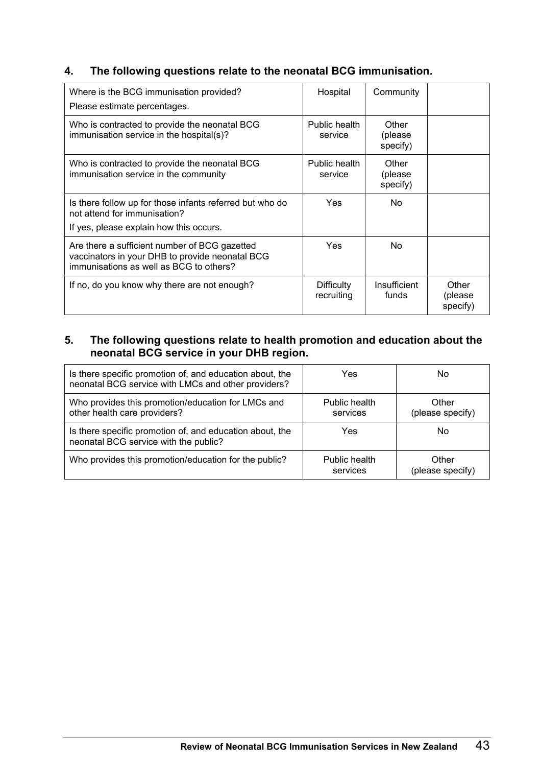## 4. The following questions relate to the neonatal BCG immunisation.

| | | | |
|---|---|---|---|
| Where is the BCG immunisation provided?<br>Please estimate percentages. | Hospital | Community | |
| Who is contracted to provide the neonatal BCG immunisation service in the hospital(s)? | Public health service | Other (please specify) | |
| Who is contracted to provide the neonatal BCG immunisation service in the community | Public health service | Other (please specify) | |
| Is there follow up for those infants referred but who do not attend for immunisation?<br>If yes, please explain how this occurs. | Yes | No | |
| Are there a sufficient number of BCG gazetted vaccinators in your DHB to provide neonatal BCG immunisations as well as BCG to others? | Yes | No | |
| If no, do you know why there are not enough? | Difficulty recruiting | Insufficient funds | Other (please specify) |

## 5. The following questions relate to health promotion and education about the neonatal BCG service in your DHB region.

| | | |
|---|---|---|
| Is there specific promotion of, and education about, the neonatal BCG service with LMCs and other providers? | Yes | No |
| Who provides this promotion/education for LMCs and other health care providers? | Public health services | Other (please specify) |
| Is there specific promotion of, and education about, the neonatal BCG service with the public? | Yes | No |
| Who provides this promotion/education for the public? | Public health services | Other (please specify) |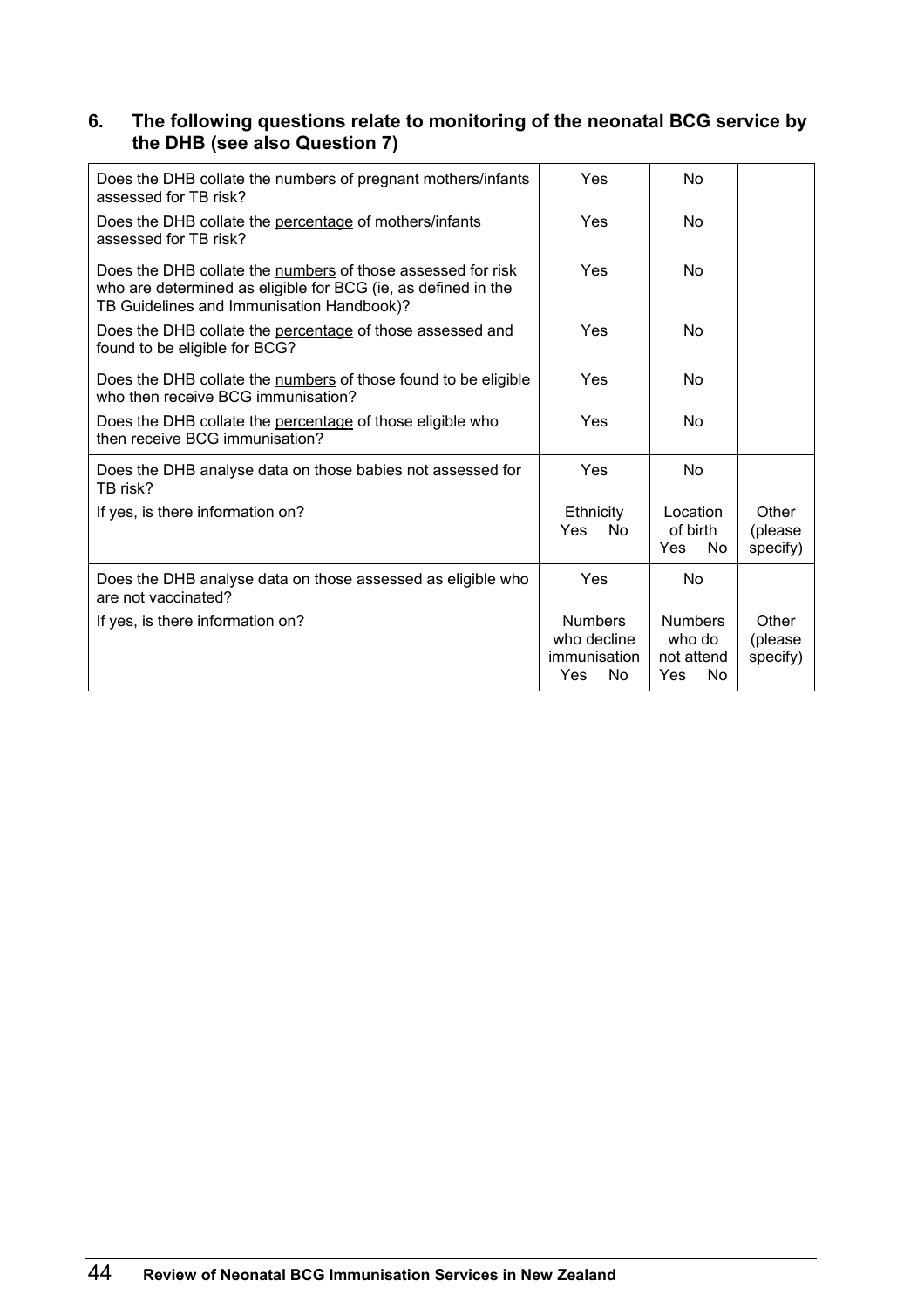### 6. The following questions relate to monitoring of the neonatal BCG service by the DHB (see also Question 7)

| | | | |
|---|---|---|---|
| Does the DHB collate the numbers of pregnant mothers/infants assessed for TB risk? | Yes | No | |
| Does the DHB collate the percentage of mothers/infants assessed for TB risk? | Yes | No | |
| Does the DHB collate the numbers of those assessed for risk who are determined as eligible for BCG (ie, as defined in the TB Guidelines and Immunisation Handbook)? | Yes | No | |
| Does the DHB collate the percentage of those assessed and found to be eligible for BCG? | Yes | No | |
| Does the DHB collate the numbers of those found to be eligible who then receive BCG immunisation? | Yes | No | |
| Does the DHB collate the percentage of those eligible who then receive BCG immunisation? | Yes | No | |
| Does the DHB analyse data on those babies not assessed for TB risk? | Yes | No | |
| If yes, is there information on? | Ethnicity Yes No | Location of birth Yes No | Other (please specify) |
| Does the DHB analyse data on those assessed as eligible who are not vaccinated? | Yes | No | |
| If yes, is there information on? | Numbers who decline immunisation Yes No | Numbers who do not attend Yes No | Other (please specify) |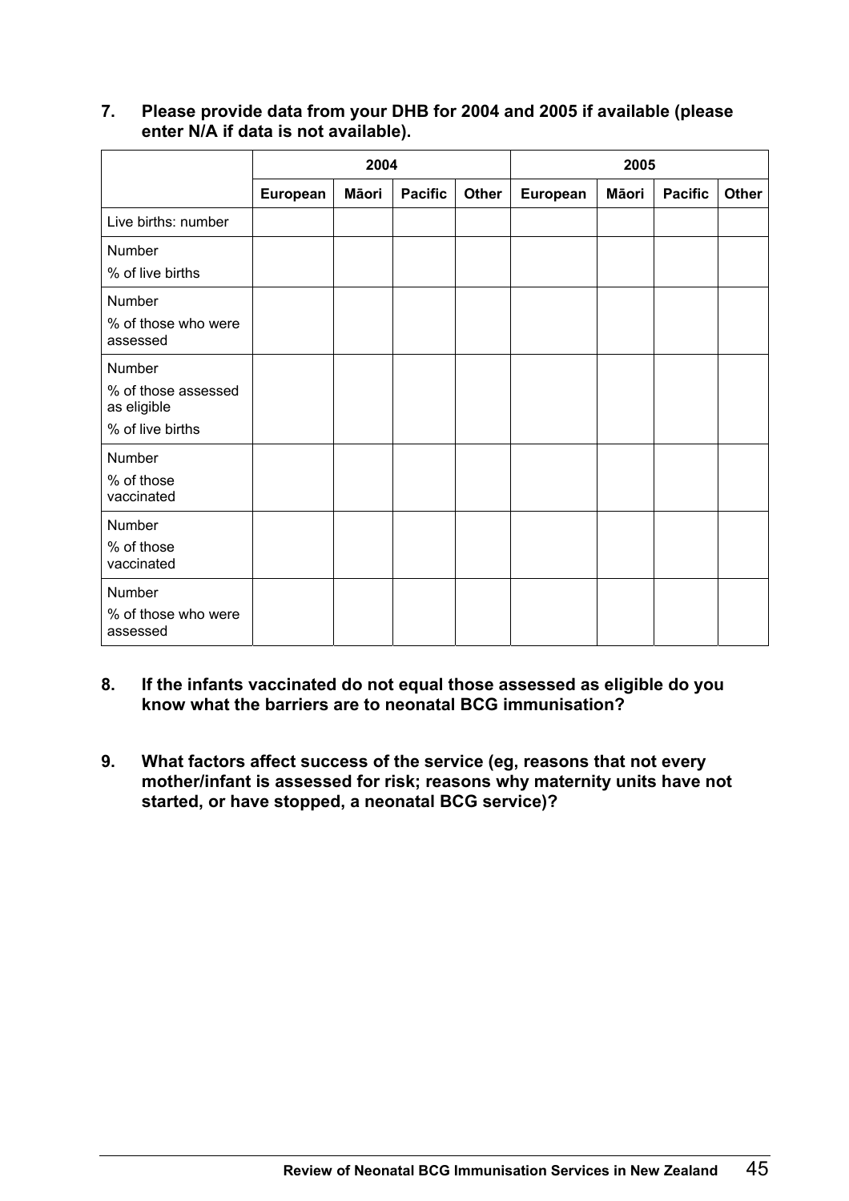**7. Please provide data from your DHB for 2004 and 2005 if available (please enter N/A if data is not available).**

| | 2004 | | | | 2005 | | | |
|---|---|---|---|---|---|---|---|---|
| | **European** | **Māori** | **Pacific** | **Other** | **European** | **Māori** | **Pacific** | **Other** |
| Live births: number | | | | | | | | |
| Number<br>% of live births | | | | | | | | |
| Number<br>% of those who were assessed | | | | | | | | |
| Number<br>% of those assessed as eligible<br>% of live births | | | | | | | | |
| Number<br>% of those vaccinated | | | | | | | | |
| Number<br>% of those vaccinated | | | | | | | | |
| Number<br>% of those who were assessed | | | | | | | | |

**8. If the infants vaccinated do not equal those assessed as eligible do you know what the barriers are to neonatal BCG immunisation?**

**9. What factors affect success of the service (eg, reasons that not every mother/infant is assessed for risk; reasons why maternity units have not started, or have stopped, a neonatal BCG service)?**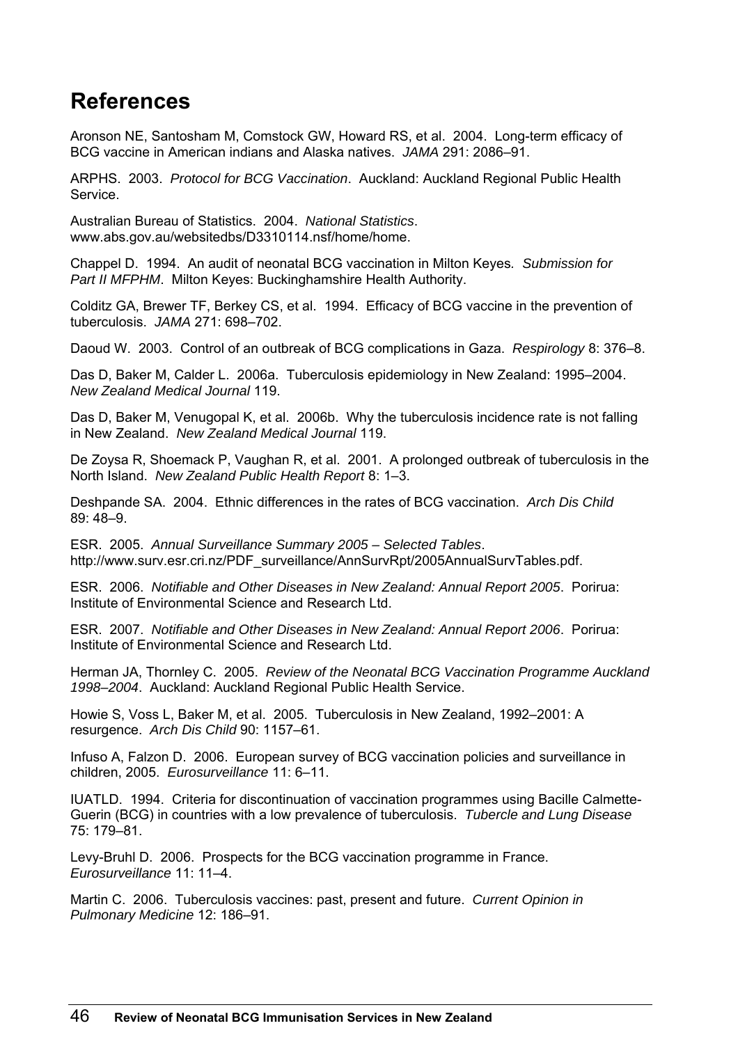# References

Aronson NE, Santosham M, Comstock GW, Howard RS, et al. 2004. Long-term efficacy of BCG vaccine in American indians and Alaska natives. *JAMA* 291: 2086–91.

ARPHS. 2003. *Protocol for BCG Vaccination*. Auckland: Auckland Regional Public Health Service.

Australian Bureau of Statistics. 2004. *National Statistics*. www.abs.gov.au/websitedbs/D3310114.nsf/home/home.

Chappel D. 1994. An audit of neonatal BCG vaccination in Milton Keyes. *Submission for Part II MFPHM*. Milton Keyes: Buckinghamshire Health Authority.

Colditz GA, Brewer TF, Berkey CS, et al. 1994. Efficacy of BCG vaccine in the prevention of tuberculosis. *JAMA* 271: 698–702.

Daoud W. 2003. Control of an outbreak of BCG complications in Gaza. *Respirology* 8: 376–8.

Das D, Baker M, Calder L. 2006a. Tuberculosis epidemiology in New Zealand: 1995–2004. *New Zealand Medical Journal* 119.

Das D, Baker M, Venugopal K, et al. 2006b. Why the tuberculosis incidence rate is not falling in New Zealand. *New Zealand Medical Journal* 119.

De Zoysa R, Shoemack P, Vaughan R, et al. 2001. A prolonged outbreak of tuberculosis in the North Island. *New Zealand Public Health Report* 8: 1–3.

Deshpande SA. 2004. Ethnic differences in the rates of BCG vaccination. *Arch Dis Child* 89: 48–9.

ESR. 2005. *Annual Surveillance Summary 2005 – Selected Tables*. http://www.surv.esr.cri.nz/PDF_surveillance/AnnSurvRpt/2005AnnualSurvTables.pdf.

ESR. 2006. *Notifiable and Other Diseases in New Zealand: Annual Report 2005*. Porirua: Institute of Environmental Science and Research Ltd.

ESR. 2007. *Notifiable and Other Diseases in New Zealand: Annual Report 2006*. Porirua: Institute of Environmental Science and Research Ltd.

Herman JA, Thornley C. 2005. *Review of the Neonatal BCG Vaccination Programme Auckland 1998–2004*. Auckland: Auckland Regional Public Health Service.

Howie S, Voss L, Baker M, et al. 2005. Tuberculosis in New Zealand, 1992–2001: A resurgence. *Arch Dis Child* 90: 1157–61.

Infuso A, Falzon D. 2006. European survey of BCG vaccination policies and surveillance in children, 2005. *Eurosurveillance* 11: 6–11.

IUATLD. 1994. Criteria for discontinuation of vaccination programmes using Bacille Calmette-Guerin (BCG) in countries with a low prevalence of tuberculosis. *Tubercle and Lung Disease* 75: 179–81.

Levy-Bruhl D. 2006. Prospects for the BCG vaccination programme in France. *Eurosurveillance* 11: 11–4.

Martin C. 2006. Tuberculosis vaccines: past, present and future. *Current Opinion in Pulmonary Medicine* 12: 186–91.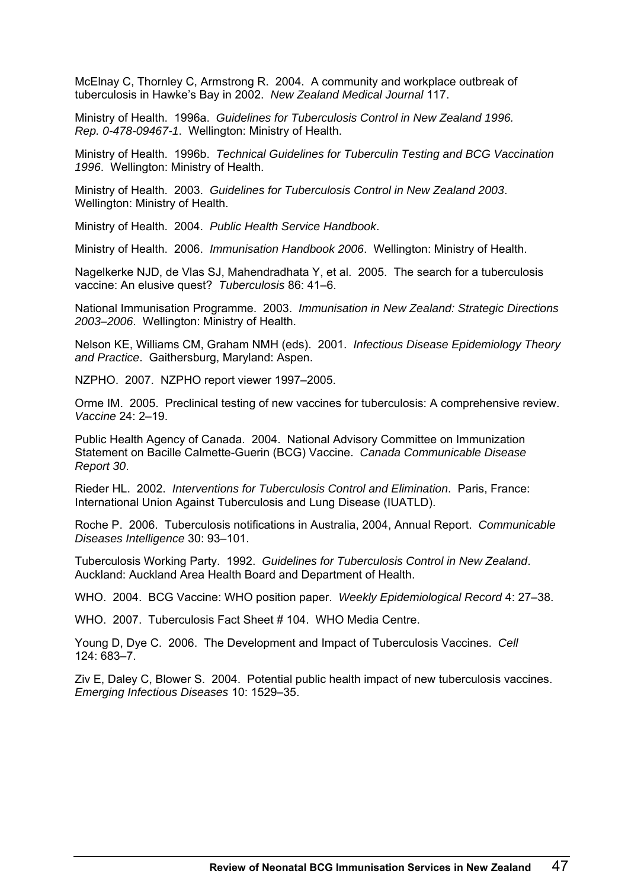McElnay C, Thornley C, Armstrong R. 2004. A community and workplace outbreak of tuberculosis in Hawke's Bay in 2002. *New Zealand Medical Journal* 117.

Ministry of Health. 1996a. *Guidelines for Tuberculosis Control in New Zealand 1996. Rep. 0-478-09467-1*. Wellington: Ministry of Health.

Ministry of Health. 1996b. *Technical Guidelines for Tuberculin Testing and BCG Vaccination 1996*. Wellington: Ministry of Health.

Ministry of Health. 2003. *Guidelines for Tuberculosis Control in New Zealand 2003*. Wellington: Ministry of Health.

Ministry of Health. 2004. *Public Health Service Handbook*.

Ministry of Health. 2006. *Immunisation Handbook 2006*. Wellington: Ministry of Health.

Nagelkerke NJD, de Vlas SJ, Mahendradhata Y, et al. 2005. The search for a tuberculosis vaccine: An elusive quest? *Tuberculosis* 86: 41–6.

National Immunisation Programme. 2003. *Immunisation in New Zealand: Strategic Directions 2003–2006*. Wellington: Ministry of Health.

Nelson KE, Williams CM, Graham NMH (eds). 2001. *Infectious Disease Epidemiology Theory and Practice*. Gaithersburg, Maryland: Aspen.

NZPHO. 2007. NZPHO report viewer 1997–2005.

Orme IM. 2005. Preclinical testing of new vaccines for tuberculosis: A comprehensive review. *Vaccine* 24: 2–19.

Public Health Agency of Canada. 2004. National Advisory Committee on Immunization Statement on Bacille Calmette-Guerin (BCG) Vaccine. *Canada Communicable Disease Report 30*.

Rieder HL. 2002. *Interventions for Tuberculosis Control and Elimination*. Paris, France: International Union Against Tuberculosis and Lung Disease (IUATLD).

Roche P. 2006. Tuberculosis notifications in Australia, 2004, Annual Report. *Communicable Diseases Intelligence* 30: 93–101.

Tuberculosis Working Party. 1992. *Guidelines for Tuberculosis Control in New Zealand*. Auckland: Auckland Area Health Board and Department of Health.

WHO. 2004. BCG Vaccine: WHO position paper. *Weekly Epidemiological Record* 4: 27–38.

WHO. 2007. Tuberculosis Fact Sheet # 104. WHO Media Centre.

Young D, Dye C. 2006. The Development and Impact of Tuberculosis Vaccines. *Cell* 124: 683–7.

Ziv E, Daley C, Blower S. 2004. Potential public health impact of new tuberculosis vaccines. *Emerging Infectious Diseases* 10: 1529–35.